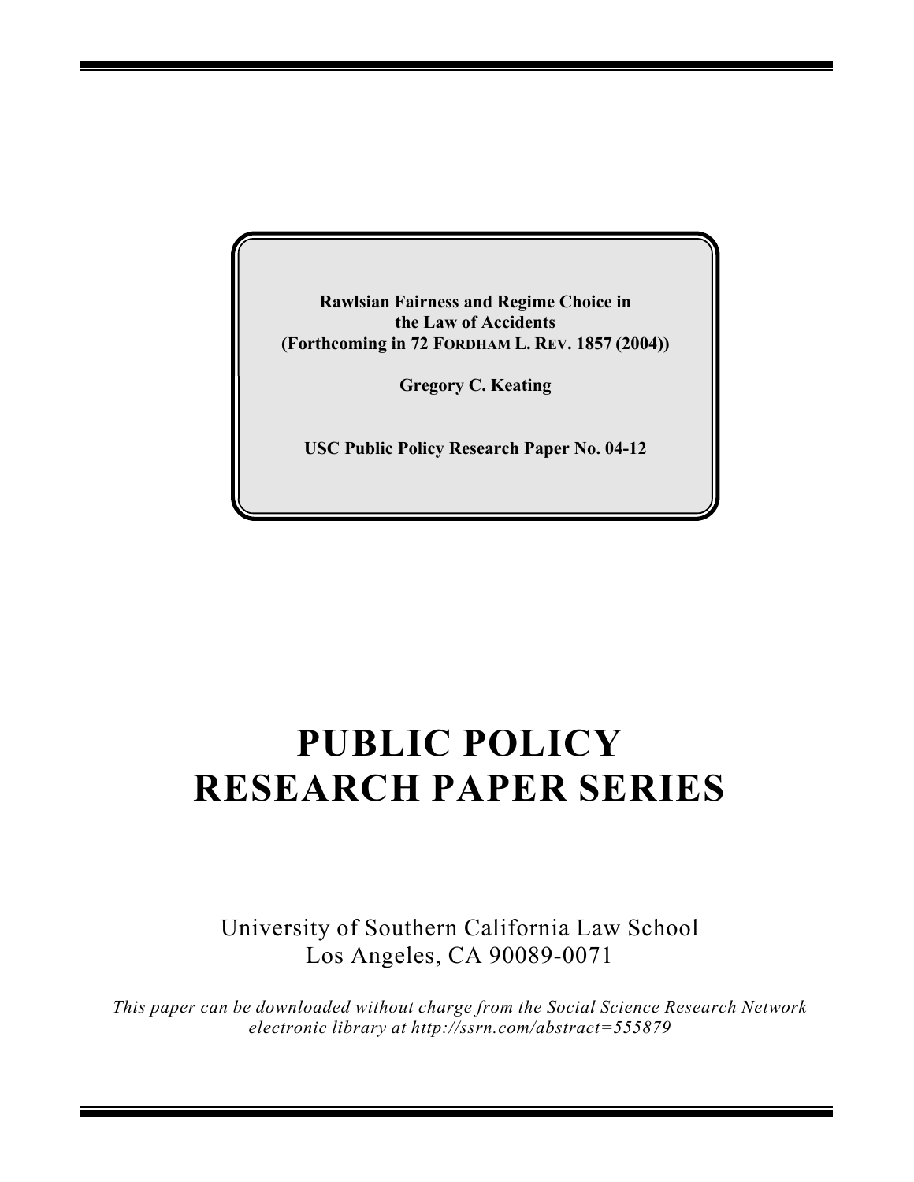**Rawlsian Fairness and Regime Choice in the Law of Accidents**
**(Forthcoming in 72 FORDHAM L. REV. 1857 (2004))**

**Gregory C. Keating**

**USC Public Policy Research Paper No. 04-12**

# PUBLIC POLICY RESEARCH PAPER SERIES

University of Southern California Law School
Los Angeles, CA 90089-0071

*This paper can be downloaded without charge from the Social Science Research Network electronic library at http://ssrn.com/abstract=555879*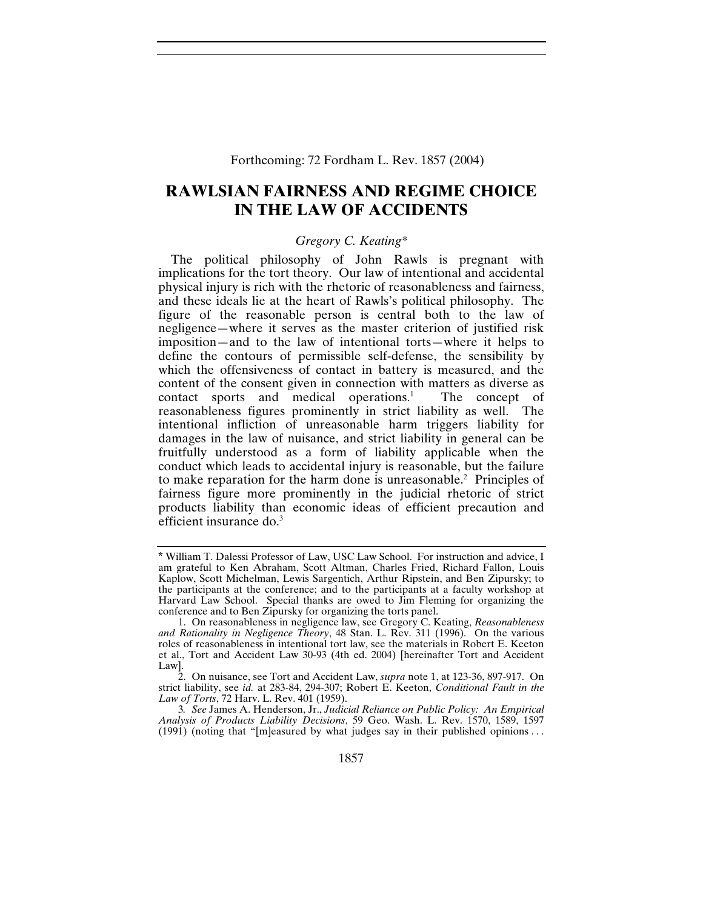Forthcoming: 72 Fordham L. Rev. 1857 (2004)

# RAWLSIAN FAIRNESS AND REGIME CHOICE IN THE LAW OF ACCIDENTS

*Gregory C. Keating**

The political philosophy of John Rawls is pregnant with implications for the tort theory. Our law of intentional and accidental physical injury is rich with the rhetoric of reasonableness and fairness, and these ideals lie at the heart of Rawls's political philosophy. The figure of the reasonable person is central both to the law of negligence—where it serves as the master criterion of justified risk imposition—and to the law of intentional torts—where it helps to define the contours of permissible self-defense, the sensibility by which the offensiveness of contact in battery is measured, and the content of the consent given in connection with matters as diverse as contact sports and medical operations.[1] The concept of reasonableness figures prominently in strict liability as well. The intentional infliction of unreasonable harm triggers liability for damages in the law of nuisance, and strict liability in general can be fruitfully understood as a form of liability applicable when the conduct which leads to accidental injury is reasonable, but the failure to make reparation for the harm done is unreasonable.[2] Principles of fairness figure more prominently in the judicial rhetoric of strict products liability than economic ideas of efficient precaution and efficient insurance do.[3]

---

\* William T. Dalessi Professor of Law, USC Law School. For instruction and advice, I am grateful to Ken Abraham, Scott Altman, Charles Fried, Richard Fallon, Louis Kaplow, Scott Michelman, Lewis Sargentich, Arthur Ripstein, and Ben Zipursky; to the participants at the conference; and to the participants at a faculty workshop at Harvard Law School. Special thanks are owed to Jim Fleming for organizing the conference and to Ben Zipursky for organizing the torts panel.

1. On reasonableness in negligence law, see Gregory C. Keating, *Reasonableness and Rationality in Negligence Theory*, 48 Stan. L. Rev. 311 (1996). On the various roles of reasonableness in intentional tort law, see the materials in Robert E. Keeton et al., Tort and Accident Law 30-93 (4th ed. 2004) [hereinafter Tort and Accident Law].

2. On nuisance, see Tort and Accident Law, *supra* note 1, at 123-36, 897-917. On strict liability, see *id.* at 283-84, 294-307; Robert E. Keeton, *Conditional Fault in the Law of Torts*, 72 Harv. L. Rev. 401 (1959).

3. *See* James A. Henderson, Jr., *Judicial Reliance on Public Policy: An Empirical Analysis of Products Liability Decisions*, 59 Geo. Wash. L. Rev. 1570, 1589, 1597 (1991) (noting that "[m]easured by what judges say in their published opinions . . .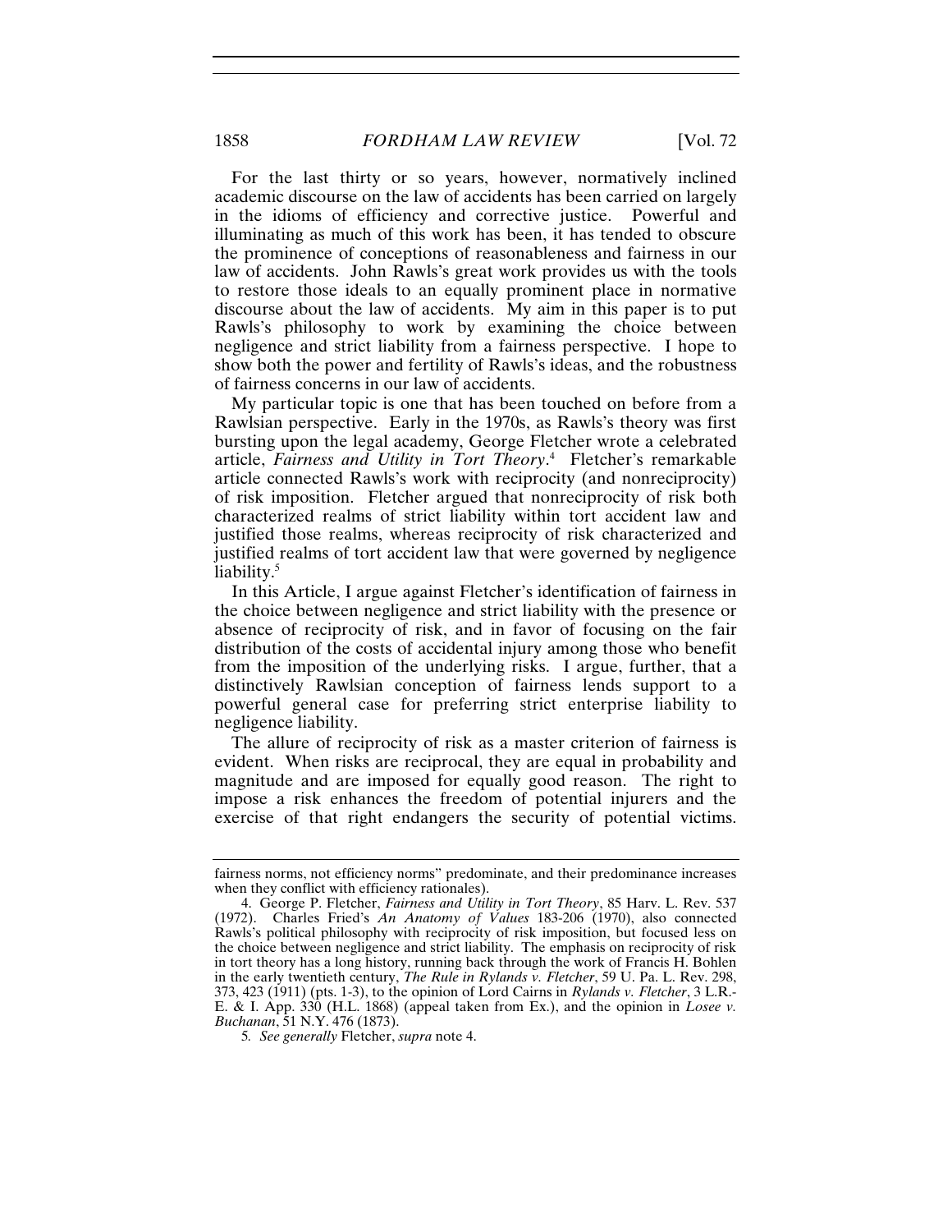For the last thirty or so years, however, normatively inclined academic discourse on the law of accidents has been carried on largely in the idioms of efficiency and corrective justice. Powerful and illuminating as much of this work has been, it has tended to obscure the prominence of conceptions of reasonableness and fairness in our law of accidents. John Rawls's great work provides us with the tools to restore those ideals to an equally prominent place in normative discourse about the law of accidents. My aim in this paper is to put Rawls's philosophy to work by examining the choice between negligence and strict liability from a fairness perspective. I hope to show both the power and fertility of Rawls's ideas, and the robustness of fairness concerns in our law of accidents.

My particular topic is one that has been touched on before from a Rawlsian perspective. Early in the 1970s, as Rawls's theory was first bursting upon the legal academy, George Fletcher wrote a celebrated article, *Fairness and Utility in Tort Theory*.[4] Fletcher's remarkable article connected Rawls's work with reciprocity (and nonreciprocity) of risk imposition. Fletcher argued that nonreciprocity of risk both characterized realms of strict liability within tort accident law and justified those realms, whereas reciprocity of risk characterized and justified realms of tort accident law that were governed by negligence liability.[5]

In this Article, I argue against Fletcher's identification of fairness in the choice between negligence and strict liability with the presence or absence of reciprocity of risk, and in favor of focusing on the fair distribution of the costs of accidental injury among those who benefit from the imposition of the underlying risks. I argue, further, that a distinctively Rawlsian conception of fairness lends support to a powerful general case for preferring strict enterprise liability to negligence liability.

The allure of reciprocity of risk as a master criterion of fairness is evident. When risks are reciprocal, they are equal in probability and magnitude and are imposed for equally good reason. The right to impose a risk enhances the freedom of potential injurers and the exercise of that right endangers the security of potential victims.

---

fairness norms, not efficiency norms" predominate, and their predominance increases when they conflict with efficiency rationales).

4. George P. Fletcher, *Fairness and Utility in Tort Theory*, 85 Harv. L. Rev. 537 (1972). Charles Fried's *An Anatomy of Values* 183-206 (1970), also connected Rawls's political philosophy with reciprocity of risk imposition, but focused less on the choice between negligence and strict liability. The emphasis on reciprocity of risk in tort theory has a long history, running back through the work of Francis H. Bohlen in the early twentieth century, *The Rule in Rylands v. Fletcher*, 59 U. Pa. L. Rev. 298, 373, 423 (1911) (pts. 1-3), to the opinion of Lord Cairns in *Rylands v. Fletcher*, 3 L.R.-E. & I. App. 330 (H.L. 1868) (appeal taken from Ex.), and the opinion in *Losee v. Buchanan*, 51 N.Y. 476 (1873).

5. *See generally* Fletcher, *supra* note 4.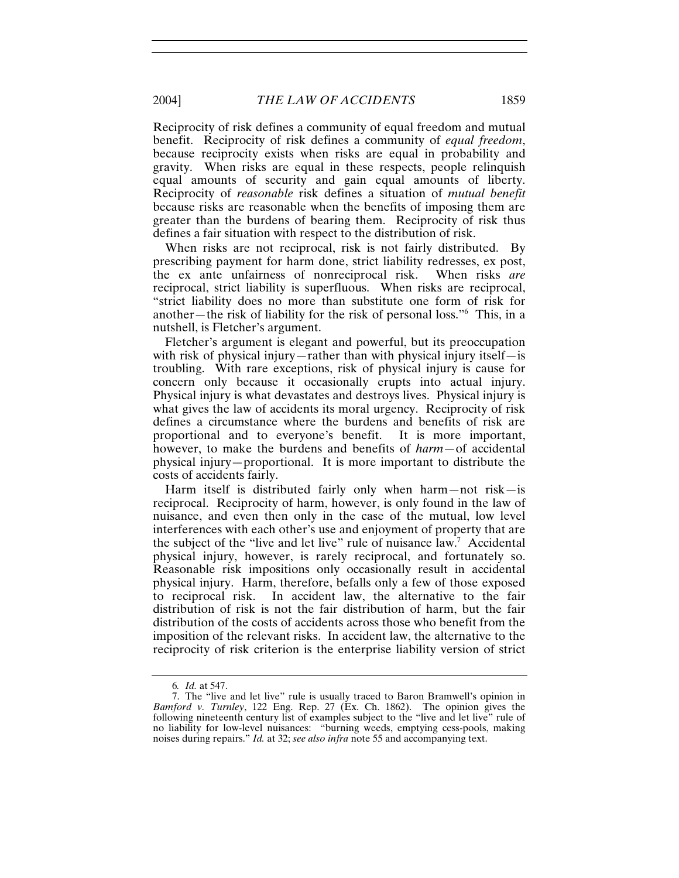Reciprocity of risk defines a community of equal freedom and mutual benefit. Reciprocity of risk defines a community of *equal freedom*, because reciprocity exists when risks are equal in probability and gravity. When risks are equal in these respects, people relinquish equal amounts of security and gain equal amounts of liberty. Reciprocity of *reasonable* risk defines a situation of *mutual benefit* because risks are reasonable when the benefits of imposing them are greater than the burdens of bearing them. Reciprocity of risk thus defines a fair situation with respect to the distribution of risk.

When risks are not reciprocal, risk is not fairly distributed. By prescribing payment for harm done, strict liability redresses, ex post, the ex ante unfairness of nonreciprocal risk. When risks *are* reciprocal, strict liability is superfluous. When risks are reciprocal, "strict liability does no more than substitute one form of risk for another—the risk of liability for the risk of personal loss."[6] This, in a nutshell, is Fletcher's argument.

Fletcher's argument is elegant and powerful, but its preoccupation with risk of physical injury—rather than with physical injury itself—is troubling. With rare exceptions, risk of physical injury is cause for concern only because it occasionally erupts into actual injury. Physical injury is what devastates and destroys lives. Physical injury is what gives the law of accidents its moral urgency. Reciprocity of risk defines a circumstance where the burdens and benefits of risk are proportional and to everyone's benefit. It is more important, however, to make the burdens and benefits of *harm*—of accidental physical injury—proportional. It is more important to distribute the costs of accidents fairly.

Harm itself is distributed fairly only when harm—not risk—is reciprocal. Reciprocity of harm, however, is only found in the law of nuisance, and even then only in the case of the mutual, low level interferences with each other's use and enjoyment of property that are the subject of the "live and let live" rule of nuisance law.[7] Accidental physical injury, however, is rarely reciprocal, and fortunately so. Reasonable risk impositions only occasionally result in accidental physical injury. Harm, therefore, befalls only a few of those exposed to reciprocal risk. In accident law, the alternative to the fair distribution of risk is not the fair distribution of harm, but the fair distribution of the costs of accidents across those who benefit from the imposition of the relevant risks. In accident law, the alternative to the reciprocity of risk criterion is the enterprise liability version of strict

---

6. *Id.* at 547.

7. The "live and let live" rule is usually traced to Baron Bramwell's opinion in *Bamford v. Turnley*, 122 Eng. Rep. 27 (Ex. Ch. 1862). The opinion gives the following nineteenth century list of examples subject to the "live and let live" rule of no liability for low-level nuisances: "burning weeds, emptying cess-pools, making noises during repairs." *Id.* at 32; *see also infra* note 55 and accompanying text.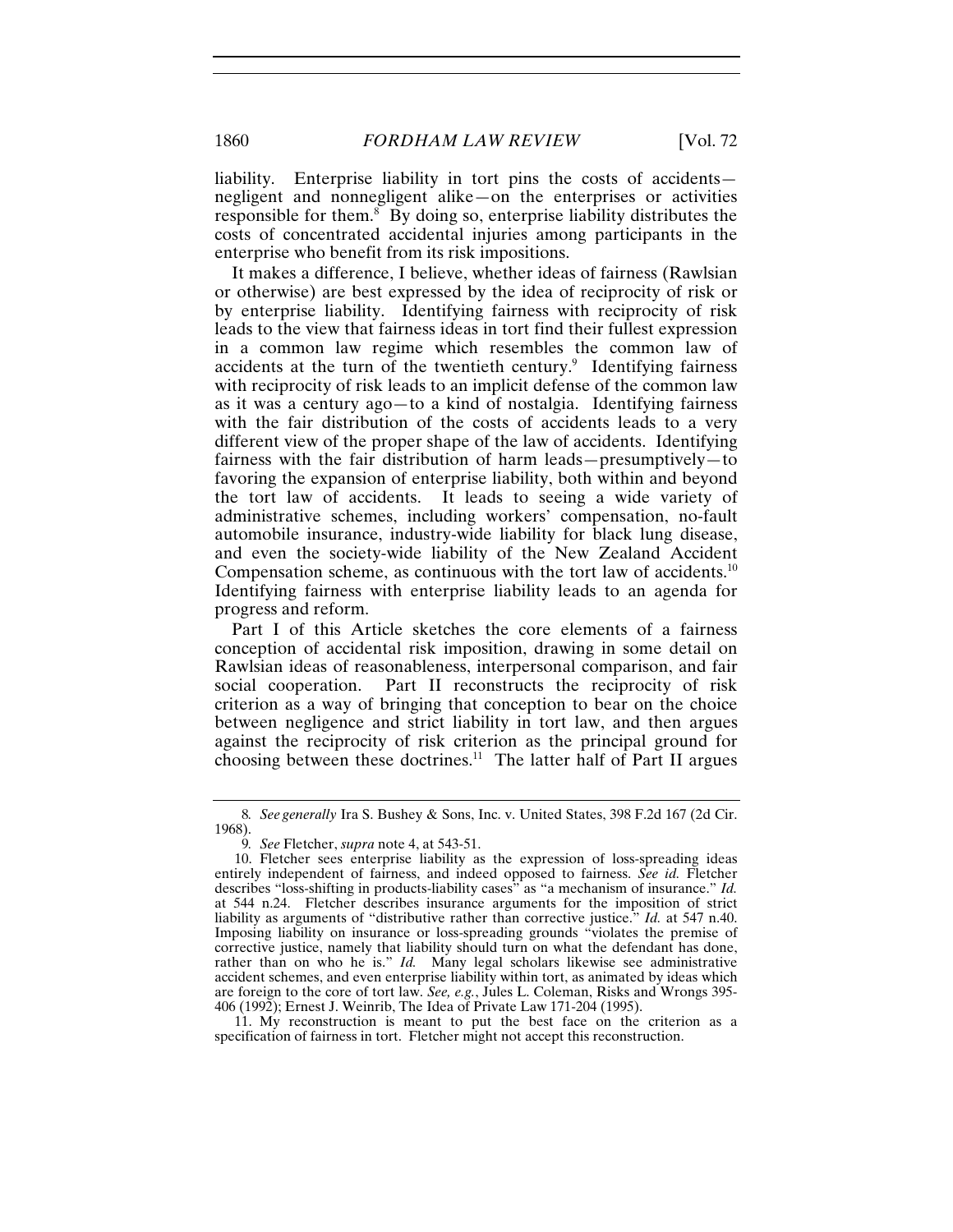liability. Enterprise liability in tort pins the costs of accidents—negligent and nonnegligent alike—on the enterprises or activities responsible for them.[8] By doing so, enterprise liability distributes the costs of concentrated accidental injuries among participants in the enterprise who benefit from its risk impositions.

It makes a difference, I believe, whether ideas of fairness (Rawlsian or otherwise) are best expressed by the idea of reciprocity of risk or by enterprise liability. Identifying fairness with reciprocity of risk leads to the view that fairness ideas in tort find their fullest expression in a common law regime which resembles the common law of accidents at the turn of the twentieth century.[9] Identifying fairness with reciprocity of risk leads to an implicit defense of the common law as it was a century ago—to a kind of nostalgia. Identifying fairness with the fair distribution of the costs of accidents leads to a very different view of the proper shape of the law of accidents. Identifying fairness with the fair distribution of harm leads—presumptively—to favoring the expansion of enterprise liability, both within and beyond the tort law of accidents. It leads to seeing a wide variety of administrative schemes, including workers' compensation, no-fault automobile insurance, industry-wide liability for black lung disease, and even the society-wide liability of the New Zealand Accident Compensation scheme, as continuous with the tort law of accidents.[10] Identifying fairness with enterprise liability leads to an agenda for progress and reform.

Part I of this Article sketches the core elements of a fairness conception of accidental risk imposition, drawing in some detail on Rawlsian ideas of reasonableness, interpersonal comparison, and fair social cooperation. Part II reconstructs the reciprocity of risk criterion as a way of bringing that conception to bear on the choice between negligence and strict liability in tort law, and then argues against the reciprocity of risk criterion as the principal ground for choosing between these doctrines.[11] The latter half of Part II argues

---

8. *See generally* Ira S. Bushey & Sons, Inc. v. United States, 398 F.2d 167 (2d Cir. 1968).

9. *See* Fletcher, *supra* note 4, at 543-51.

10. Fletcher sees enterprise liability as the expression of loss-spreading ideas entirely independent of fairness, and indeed opposed to fairness. *See id.* Fletcher describes "loss-shifting in products-liability cases" as "a mechanism of insurance." *Id.* at 544 n.24. Fletcher describes insurance arguments for the imposition of strict liability as arguments of "distributive rather than corrective justice." *Id.* at 547 n.40. Imposing liability on insurance or loss-spreading grounds "violates the premise of corrective justice, namely that liability should turn on what the defendant has done, rather than on who he is." *Id.* Many legal scholars likewise see administrative accident schemes, and even enterprise liability within tort, as animated by ideas which are foreign to the core of tort law. *See, e.g.*, Jules L. Coleman, Risks and Wrongs 395-406 (1992); Ernest J. Weinrib, The Idea of Private Law 171-204 (1995).

11. My reconstruction is meant to put the best face on the criterion as a specification of fairness in tort. Fletcher might not accept this reconstruction.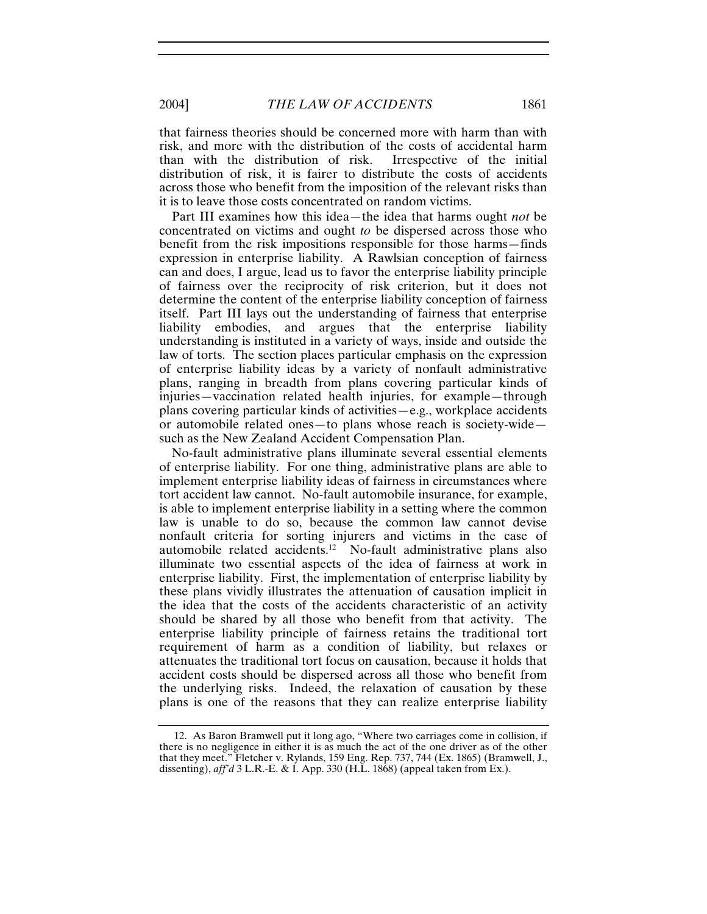that fairness theories should be concerned more with harm than with risk, and more with the distribution of the costs of accidental harm than with the distribution of risk. Irrespective of the initial distribution of risk, it is fairer to distribute the costs of accidents across those who benefit from the imposition of the relevant risks than it is to leave those costs concentrated on random victims.

Part III examines how this idea—the idea that harms ought *not* be concentrated on victims and ought *to* be dispersed across those who benefit from the risk impositions responsible for those harms—finds expression in enterprise liability. A Rawlsian conception of fairness can and does, I argue, lead us to favor the enterprise liability principle of fairness over the reciprocity of risk criterion, but it does not determine the content of the enterprise liability conception of fairness itself. Part III lays out the understanding of fairness that enterprise liability embodies, and argues that the enterprise liability understanding is instituted in a variety of ways, inside and outside the law of torts. The section places particular emphasis on the expression of enterprise liability ideas by a variety of nonfault administrative plans, ranging in breadth from plans covering particular kinds of injuries—vaccination related health injuries, for example—through plans covering particular kinds of activities—e.g., workplace accidents or automobile related ones—to plans whose reach is society-wide—such as the New Zealand Accident Compensation Plan.

No-fault administrative plans illuminate several essential elements of enterprise liability. For one thing, administrative plans are able to implement enterprise liability ideas of fairness in circumstances where tort accident law cannot. No-fault automobile insurance, for example, is able to implement enterprise liability in a setting where the common law is unable to do so, because the common law cannot devise nonfault criteria for sorting injurers and victims in the case of automobile related accidents.[12] No-fault administrative plans also illuminate two essential aspects of the idea of fairness at work in enterprise liability. First, the implementation of enterprise liability by these plans vividly illustrates the attenuation of causation implicit in the idea that the costs of the accidents characteristic of an activity should be shared by all those who benefit from that activity. The enterprise liability principle of fairness retains the traditional tort requirement of harm as a condition of liability, but relaxes or attenuates the traditional tort focus on causation, because it holds that accident costs should be dispersed across all those who benefit from the underlying risks. Indeed, the relaxation of causation by these plans is one of the reasons that they can realize enterprise liability

12. As Baron Bramwell put it long ago, "Where two carriages come in collision, if there is no negligence in either it is as much the act of the one driver as of the other that they meet." Fletcher v. Rylands, 159 Eng. Rep. 737, 744 (Ex. 1865) (Bramwell, J., dissenting), *aff'd* 3 L.R.-E. & I. App. 330 (H.L. 1868) (appeal taken from Ex.).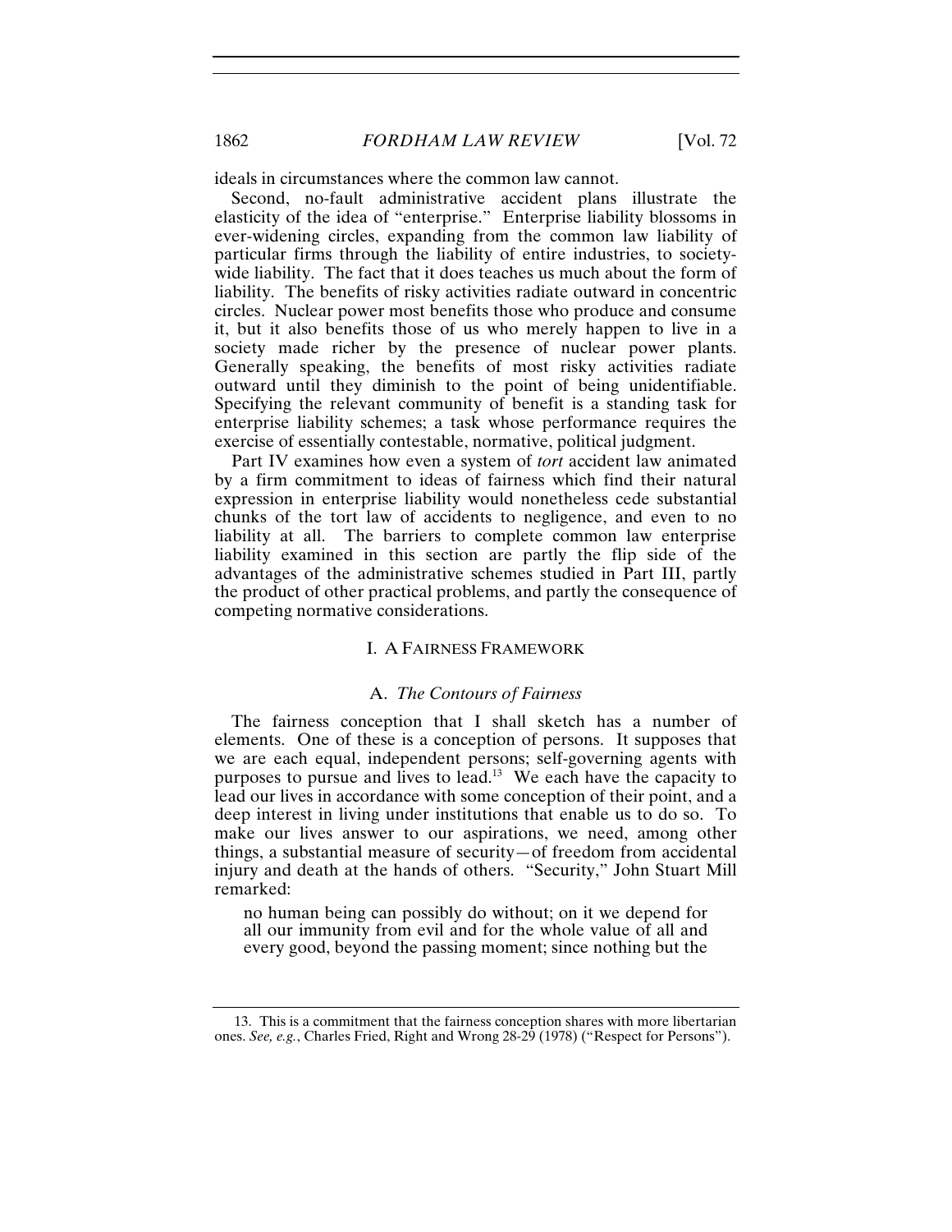ideals in circumstances where the common law cannot.

Second, no-fault administrative accident plans illustrate the elasticity of the idea of "enterprise." Enterprise liability blossoms in ever-widening circles, expanding from the common law liability of particular firms through the liability of entire industries, to society-wide liability. The fact that it does teaches us much about the form of liability. The benefits of risky activities radiate outward in concentric circles. Nuclear power most benefits those who produce and consume it, but it also benefits those of us who merely happen to live in a society made richer by the presence of nuclear power plants. Generally speaking, the benefits of most risky activities radiate outward until they diminish to the point of being unidentifiable. Specifying the relevant community of benefit is a standing task for enterprise liability schemes; a task whose performance requires the exercise of essentially contestable, normative, political judgment.

Part IV examines how even a system of *tort* accident law animated by a firm commitment to ideas of fairness which find their natural expression in enterprise liability would nonetheless cede substantial chunks of the tort law of accidents to negligence, and even to no liability at all. The barriers to complete common law enterprise liability examined in this section are partly the flip side of the advantages of the administrative schemes studied in Part III, partly the product of other practical problems, and partly the consequence of competing normative considerations.

## I. A FAIRNESS FRAMEWORK

### A. *The Contours of Fairness*

The fairness conception that I shall sketch has a number of elements. One of these is a conception of persons. It supposes that we are each equal, independent persons; self-governing agents with purposes to pursue and lives to lead.[13] We each have the capacity to lead our lives in accordance with some conception of their point, and a deep interest in living under institutions that enable us to do so. To make our lives answer to our aspirations, we need, among other things, a substantial measure of security—of freedom from accidental injury and death at the hands of others. "Security," John Stuart Mill remarked:

> no human being can possibly do without; on it we depend for all our immunity from evil and for the whole value of all and every good, beyond the passing moment; since nothing but the

---

13. This is a commitment that the fairness conception shares with more libertarian ones. *See, e.g.*, Charles Fried, Right and Wrong 28-29 (1978) ("Respect for Persons").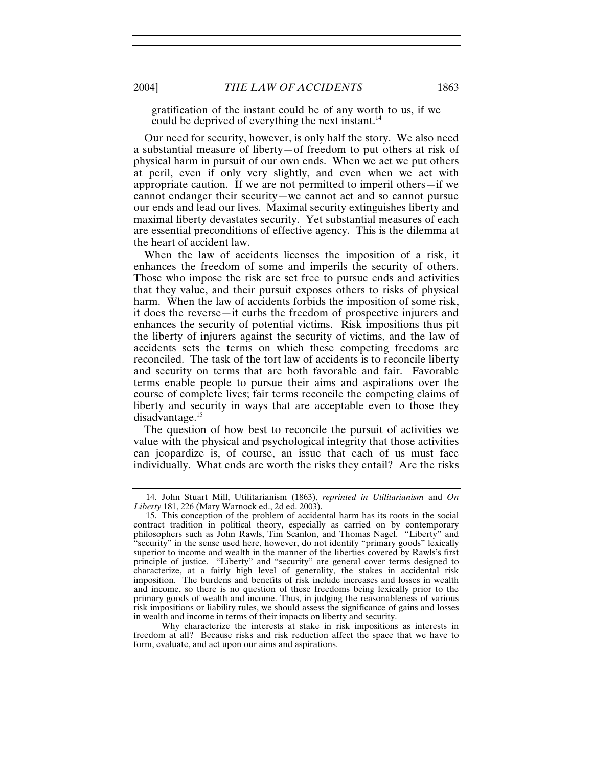> gratification of the instant could be of any worth to us, if we could be deprived of everything the next instant.[14]

Our need for security, however, is only half the story. We also need a substantial measure of liberty—of freedom to put others at risk of physical harm in pursuit of our own ends. When we act we put others at peril, even if only very slightly, and even when we act with appropriate caution. If we are not permitted to imperil others—if we cannot endanger their security—we cannot act and so cannot pursue our ends and lead our lives. Maximal security extinguishes liberty and maximal liberty devastates security. Yet substantial measures of each are essential preconditions of effective agency. This is the dilemma at the heart of accident law.

When the law of accidents licenses the imposition of a risk, it enhances the freedom of some and imperils the security of others. Those who impose the risk are set free to pursue ends and activities that they value, and their pursuit exposes others to risks of physical harm. When the law of accidents forbids the imposition of some risk, it does the reverse—it curbs the freedom of prospective injurers and enhances the security of potential victims. Risk impositions thus pit the liberty of injurers against the security of victims, and the law of accidents sets the terms on which these competing freedoms are reconciled. The task of the tort law of accidents is to reconcile liberty and security on terms that are both favorable and fair. Favorable terms enable people to pursue their aims and aspirations over the course of complete lives; fair terms reconcile the competing claims of liberty and security in ways that are acceptable even to those they disadvantage.[15]

The question of how best to reconcile the pursuit of activities we value with the physical and psychological integrity that those activities can jeopardize is, of course, an issue that each of us must face individually. What ends are worth the risks they entail? Are the risks

---

14. John Stuart Mill, Utilitarianism (1863), *reprinted in Utilitarianism* and *On Liberty* 181, 226 (Mary Warnock ed., 2d ed. 2003).

15. This conception of the problem of accidental harm has its roots in the social contract tradition in political theory, especially as carried on by contemporary philosophers such as John Rawls, Tim Scanlon, and Thomas Nagel. "Liberty" and "security" in the sense used here, however, do not identify "primary goods" lexically superior to income and wealth in the manner of the liberties covered by Rawls's first principle of justice. "Liberty" and "security" are general cover terms designed to characterize, at a fairly high level of generality, the stakes in accidental risk imposition. The burdens and benefits of risk include increases and losses in wealth and income, so there is no question of these freedoms being lexically prior to the primary goods of wealth and income. Thus, in judging the reasonableness of various risk impositions or liability rules, we should assess the significance of gains and losses in wealth and income in terms of their impacts on liberty and security.

Why characterize the interests at stake in risk impositions as interests in freedom at all? Because risks and risk reduction affect the space that we have to form, evaluate, and act upon our aims and aspirations.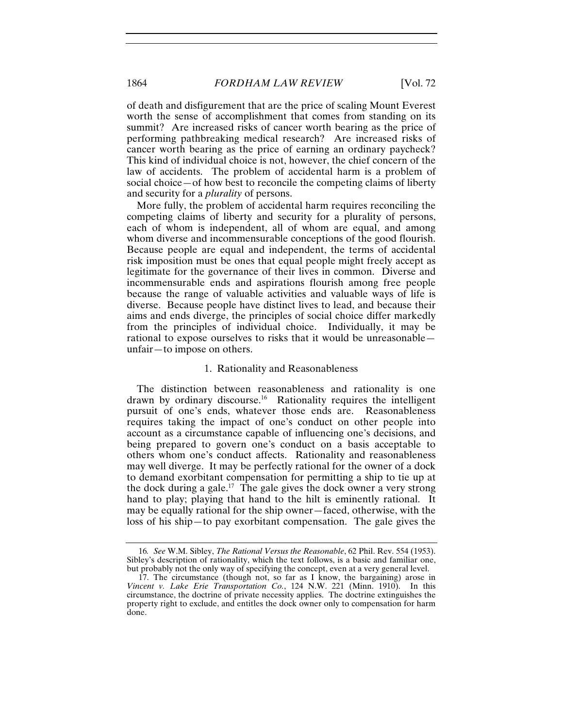of death and disfigurement that are the price of scaling Mount Everest worth the sense of accomplishment that comes from standing on its summit? Are increased risks of cancer worth bearing as the price of performing pathbreaking medical research? Are increased risks of cancer worth bearing as the price of earning an ordinary paycheck? This kind of individual choice is not, however, the chief concern of the law of accidents. The problem of accidental harm is a problem of social choice—of how best to reconcile the competing claims of liberty and security for a *plurality* of persons.

More fully, the problem of accidental harm requires reconciling the competing claims of liberty and security for a plurality of persons, each of whom is independent, all of whom are equal, and among whom diverse and incommensurable conceptions of the good flourish. Because people are equal and independent, the terms of accidental risk imposition must be ones that equal people might freely accept as legitimate for the governance of their lives in common. Diverse and incommensurable ends and aspirations flourish among free people because the range of valuable activities and valuable ways of life is diverse. Because people have distinct lives to lead, and because their aims and ends diverge, the principles of social choice differ markedly from the principles of individual choice. Individually, it may be rational to expose ourselves to risks that it would be unreasonable—unfair—to impose on others.

### 1. Rationality and Reasonableness

The distinction between reasonableness and rationality is one drawn by ordinary discourse.[16] Rationality requires the intelligent pursuit of one's ends, whatever those ends are. Reasonableness requires taking the impact of one's conduct on other people into account as a circumstance capable of influencing one's decisions, and being prepared to govern one's conduct on a basis acceptable to others whom one's conduct affects. Rationality and reasonableness may well diverge. It may be perfectly rational for the owner of a dock to demand exorbitant compensation for permitting a ship to tie up at the dock during a gale.[17] The gale gives the dock owner a very strong hand to play; playing that hand to the hilt is eminently rational. It may be equally rational for the ship owner—faced, otherwise, with the loss of his ship—to pay exorbitant compensation. The gale gives the

---

16. *See* W.M. Sibley, *The Rational Versus the Reasonable*, 62 Phil. Rev. 554 (1953). Sibley's description of rationality, which the text follows, is a basic and familiar one, but probably not the only way of specifying the concept, even at a very general level.

17. The circumstance (though not, so far as I know, the bargaining) arose in *Vincent v. Lake Erie Transportation Co.*, 124 N.W. 221 (Minn. 1910). In this circumstance, the doctrine of private necessity applies. The doctrine extinguishes the property right to exclude, and entitles the dock owner only to compensation for harm done.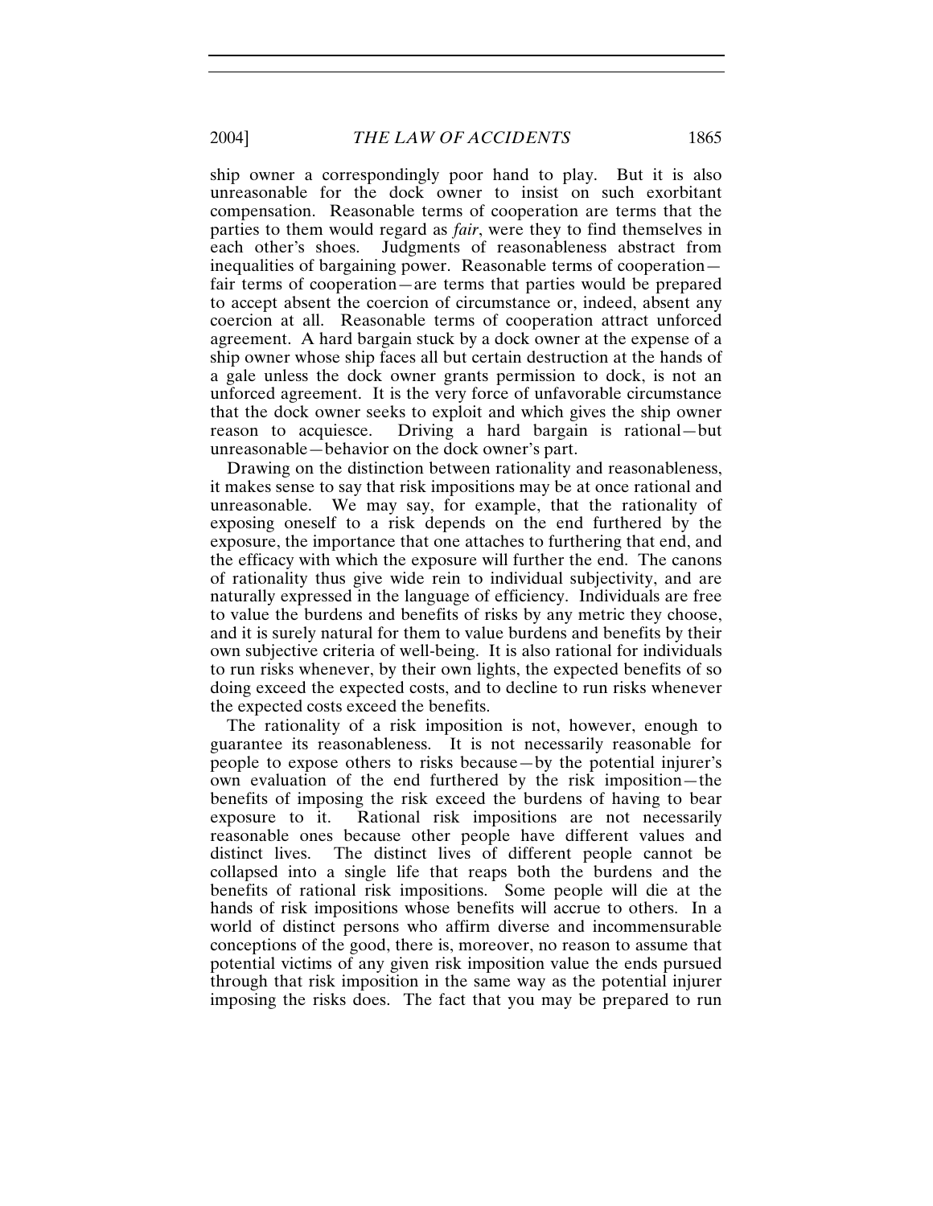ship owner a correspondingly poor hand to play. But it is also unreasonable for the dock owner to insist on such exorbitant compensation. Reasonable terms of cooperation are terms that the parties to them would regard as *fair*, were they to find themselves in each other's shoes. Judgments of reasonableness abstract from inequalities of bargaining power. Reasonable terms of cooperation—fair terms of cooperation—are terms that parties would be prepared to accept absent the coercion of circumstance or, indeed, absent any coercion at all. Reasonable terms of cooperation attract unforced agreement. A hard bargain stuck by a dock owner at the expense of a ship owner whose ship faces all but certain destruction at the hands of a gale unless the dock owner grants permission to dock, is not an unforced agreement. It is the very force of unfavorable circumstance that the dock owner seeks to exploit and which gives the ship owner reason to acquiesce. Driving a hard bargain is rational—but unreasonable—behavior on the dock owner's part.

Drawing on the distinction between rationality and reasonableness, it makes sense to say that risk impositions may be at once rational and unreasonable. We may say, for example, that the rationality of exposing oneself to a risk depends on the end furthered by the exposure, the importance that one attaches to furthering that end, and the efficacy with which the exposure will further the end. The canons of rationality thus give wide rein to individual subjectivity, and are naturally expressed in the language of efficiency. Individuals are free to value the burdens and benefits of risks by any metric they choose, and it is surely natural for them to value burdens and benefits by their own subjective criteria of well-being. It is also rational for individuals to run risks whenever, by their own lights, the expected benefits of so doing exceed the expected costs, and to decline to run risks whenever the expected costs exceed the benefits.

The rationality of a risk imposition is not, however, enough to guarantee its reasonableness. It is not necessarily reasonable for people to expose others to risks because—by the potential injurer's own evaluation of the end furthered by the risk imposition—the benefits of imposing the risk exceed the burdens of having to bear exposure to it. Rational risk impositions are not necessarily reasonable ones because other people have different values and distinct lives. The distinct lives of different people cannot be collapsed into a single life that reaps both the burdens and the benefits of rational risk impositions. Some people will die at the hands of risk impositions whose benefits will accrue to others. In a world of distinct persons who affirm diverse and incommensurable conceptions of the good, there is, moreover, no reason to assume that potential victims of any given risk imposition value the ends pursued through that risk imposition in the same way as the potential injurer imposing the risks does. The fact that you may be prepared to run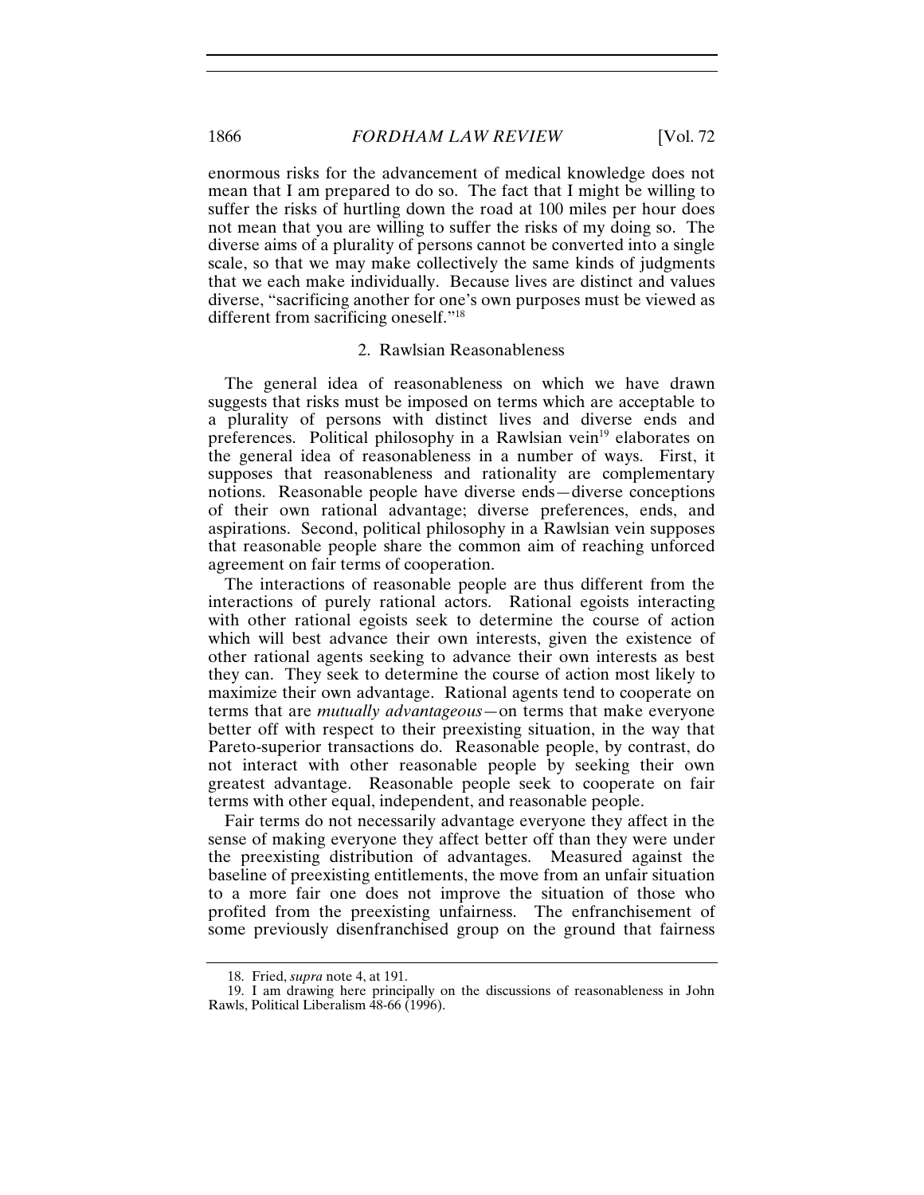enormous risks for the advancement of medical knowledge does not mean that I am prepared to do so. The fact that I might be willing to suffer the risks of hurtling down the road at 100 miles per hour does not mean that you are willing to suffer the risks of my doing so. The diverse aims of a plurality of persons cannot be converted into a single scale, so that we may make collectively the same kinds of judgments that we each make individually. Because lives are distinct and values diverse, "sacrificing another for one's own purposes must be viewed as different from sacrificing oneself."[18]

### 2. Rawlsian Reasonableness

The general idea of reasonableness on which we have drawn suggests that risks must be imposed on terms which are acceptable to a plurality of persons with distinct lives and diverse ends and preferences. Political philosophy in a Rawlsian vein[19] elaborates on the general idea of reasonableness in a number of ways. First, it supposes that reasonableness and rationality are complementary notions. Reasonable people have diverse ends—diverse conceptions of their own rational advantage; diverse preferences, ends, and aspirations. Second, political philosophy in a Rawlsian vein supposes that reasonable people share the common aim of reaching unforced agreement on fair terms of cooperation.

The interactions of reasonable people are thus different from the interactions of purely rational actors. Rational egoists interacting with other rational egoists seek to determine the course of action which will best advance their own interests, given the existence of other rational agents seeking to advance their own interests as best they can. They seek to determine the course of action most likely to maximize their own advantage. Rational agents tend to cooperate on terms that are *mutually advantageous*—on terms that make everyone better off with respect to their preexisting situation, in the way that Pareto-superior transactions do. Reasonable people, by contrast, do not interact with other reasonable people by seeking their own greatest advantage. Reasonable people seek to cooperate on fair terms with other equal, independent, and reasonable people.

Fair terms do not necessarily advantage everyone they affect in the sense of making everyone they affect better off than they were under the preexisting distribution of advantages. Measured against the baseline of preexisting entitlements, the move from an unfair situation to a more fair one does not improve the situation of those who profited from the preexisting unfairness. The enfranchisement of some previously disenfranchised group on the ground that fairness

18. Fried, *supra* note 4, at 191.

19. I am drawing here principally on the discussions of reasonableness in John Rawls, Political Liberalism 48-66 (1996).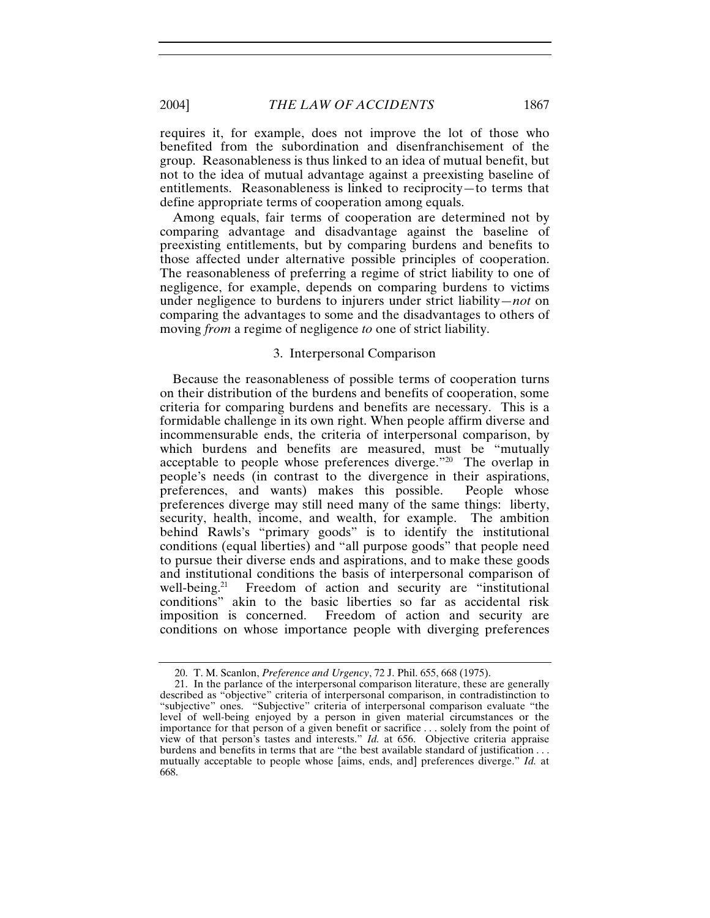requires it, for example, does not improve the lot of those who benefited from the subordination and disenfranchisement of the group. Reasonableness is thus linked to an idea of mutual benefit, but not to the idea of mutual advantage against a preexisting baseline of entitlements. Reasonableness is linked to reciprocity—to terms that define appropriate terms of cooperation among equals.

Among equals, fair terms of cooperation are determined not by comparing advantage and disadvantage against the baseline of preexisting entitlements, but by comparing burdens and benefits to those affected under alternative possible principles of cooperation. The reasonableness of preferring a regime of strict liability to one of negligence, for example, depends on comparing burdens to victims under negligence to burdens to injurers under strict liability—*not* on comparing the advantages to some and the disadvantages to others of moving *from* a regime of negligence *to* one of strict liability.

### 3. Interpersonal Comparison

Because the reasonableness of possible terms of cooperation turns on their distribution of the burdens and benefits of cooperation, some criteria for comparing burdens and benefits are necessary. This is a formidable challenge in its own right. When people affirm diverse and incommensurable ends, the criteria of interpersonal comparison, by which burdens and benefits are measured, must be "mutually acceptable to people whose preferences diverge."[20] The overlap in people's needs (in contrast to the divergence in their aspirations, preferences, and wants) makes this possible. People whose preferences diverge may still need many of the same things: liberty, security, health, income, and wealth, for example. The ambition behind Rawls's "primary goods" is to identify the institutional conditions (equal liberties) and "all purpose goods" that people need to pursue their diverse ends and aspirations, and to make these goods and institutional conditions the basis of interpersonal comparison of well-being.[21] Freedom of action and security are "institutional conditions" akin to the basic liberties so far as accidental risk imposition is concerned. Freedom of action and security are conditions on whose importance people with diverging preferences

---

20. T. M. Scanlon, *Preference and Urgency*, 72 J. Phil. 655, 668 (1975).

21. In the parlance of the interpersonal comparison literature, these are generally described as "objective" criteria of interpersonal comparison, in contradistinction to "subjective" ones. "Subjective" criteria of interpersonal comparison evaluate "the level of well-being enjoyed by a person in given material circumstances or the importance for that person of a given benefit or sacrifice . . . solely from the point of view of that person's tastes and interests." *Id.* at 656. Objective criteria appraise burdens and benefits in terms that are "the best available standard of justification . . . mutually acceptable to people whose [aims, ends, and] preferences diverge." *Id.* at 668.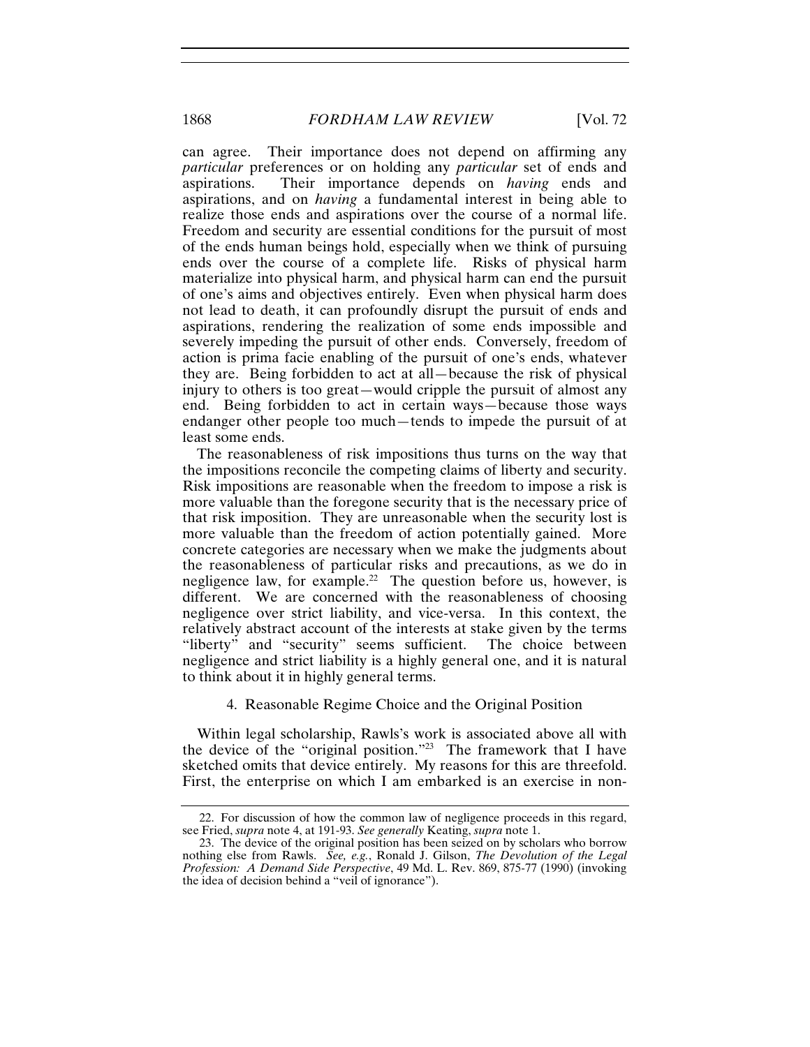can agree. Their importance does not depend on affirming any *particular* preferences or on holding any *particular* set of ends and aspirations. Their importance depends on *having* ends and aspirations, and on *having* a fundamental interest in being able to realize those ends and aspirations over the course of a normal life. Freedom and security are essential conditions for the pursuit of most of the ends human beings hold, especially when we think of pursuing ends over the course of a complete life. Risks of physical harm materialize into physical harm, and physical harm can end the pursuit of one's aims and objectives entirely. Even when physical harm does not lead to death, it can profoundly disrupt the pursuit of ends and aspirations, rendering the realization of some ends impossible and severely impeding the pursuit of other ends. Conversely, freedom of action is prima facie enabling of the pursuit of one's ends, whatever they are. Being forbidden to act at all—because the risk of physical injury to others is too great—would cripple the pursuit of almost any end. Being forbidden to act in certain ways—because those ways endanger other people too much—tends to impede the pursuit of at least some ends.

The reasonableness of risk impositions thus turns on the way that the impositions reconcile the competing claims of liberty and security. Risk impositions are reasonable when the freedom to impose a risk is more valuable than the foregone security that is the necessary price of that risk imposition. They are unreasonable when the security lost is more valuable than the freedom of action potentially gained. More concrete categories are necessary when we make the judgments about the reasonableness of particular risks and precautions, as we do in negligence law, for example.[22] The question before us, however, is different. We are concerned with the reasonableness of choosing negligence over strict liability, and vice-versa. In this context, the relatively abstract account of the interests at stake given by the terms "liberty" and "security" seems sufficient. The choice between negligence and strict liability is a highly general one, and it is natural to think about it in highly general terms.

#### 4. Reasonable Regime Choice and the Original Position

Within legal scholarship, Rawls's work is associated above all with the device of the "original position."[23] The framework that I have sketched omits that device entirely. My reasons for this are threefold. First, the enterprise on which I am embarked is an exercise in non-

---

22. For discussion of how the common law of negligence proceeds in this regard, see Fried, *supra* note 4, at 191-93. *See generally* Keating, *supra* note 1.

23. The device of the original position has been seized on by scholars who borrow nothing else from Rawls. *See, e.g.*, Ronald J. Gilson, *The Devolution of the Legal Profession: A Demand Side Perspective*, 49 Md. L. Rev. 869, 875-77 (1990) (invoking the idea of decision behind a "veil of ignorance").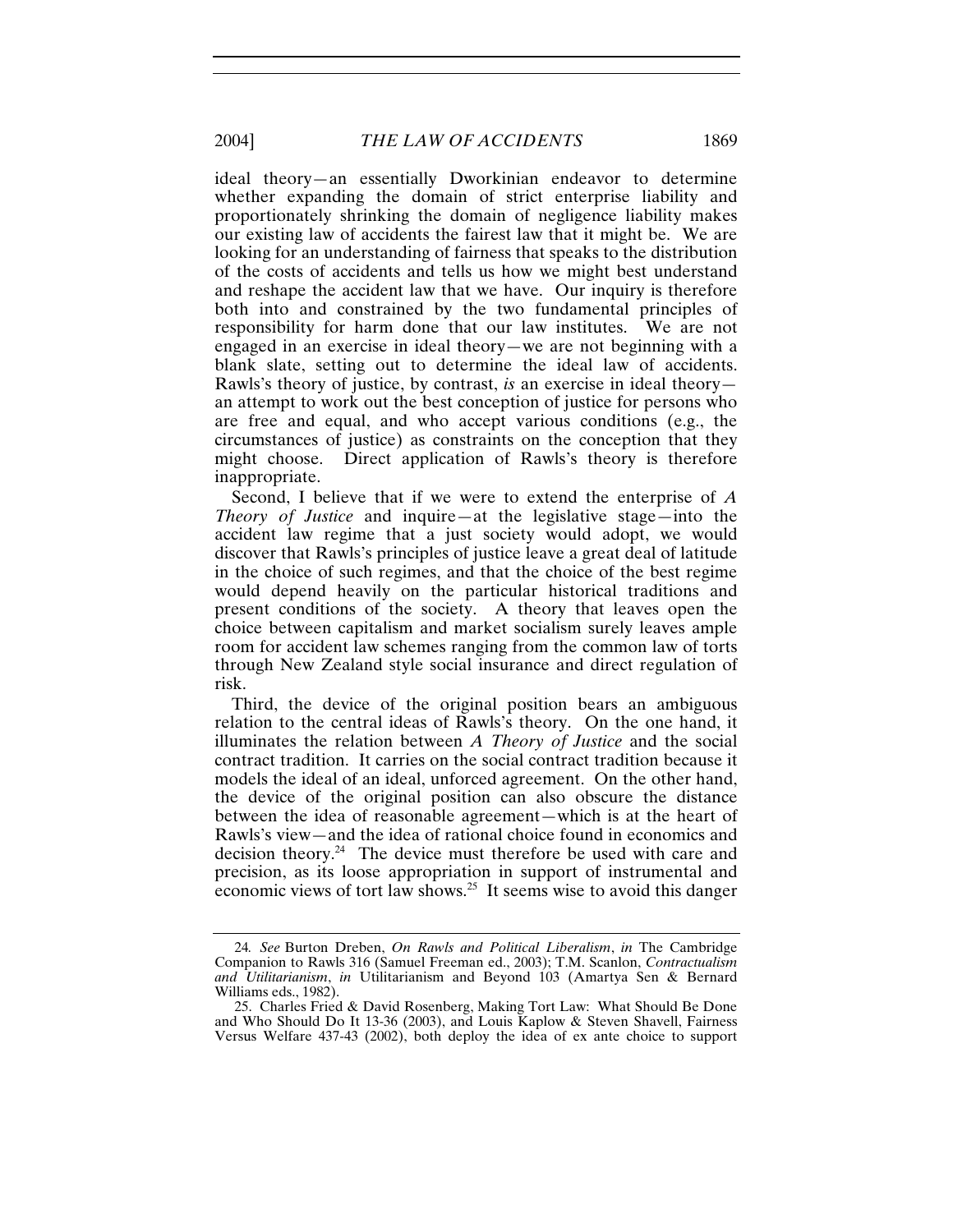ideal theory—an essentially Dworkinian endeavor to determine whether expanding the domain of strict enterprise liability and proportionately shrinking the domain of negligence liability makes our existing law of accidents the fairest law that it might be. We are looking for an understanding of fairness that speaks to the distribution of the costs of accidents and tells us how we might best understand and reshape the accident law that we have. Our inquiry is therefore both into and constrained by the two fundamental principles of responsibility for harm done that our law institutes. We are not engaged in an exercise in ideal theory—we are not beginning with a blank slate, setting out to determine the ideal law of accidents. Rawls's theory of justice, by contrast, *is* an exercise in ideal theory—an attempt to work out the best conception of justice for persons who are free and equal, and who accept various conditions (e.g., the circumstances of justice) as constraints on the conception that they might choose. Direct application of Rawls's theory is therefore inappropriate.

Second, I believe that if we were to extend the enterprise of *A Theory of Justice* and inquire—at the legislative stage—into the accident law regime that a just society would adopt, we would discover that Rawls's principles of justice leave a great deal of latitude in the choice of such regimes, and that the choice of the best regime would depend heavily on the particular historical traditions and present conditions of the society. A theory that leaves open the choice between capitalism and market socialism surely leaves ample room for accident law schemes ranging from the common law of torts through New Zealand style social insurance and direct regulation of risk.

Third, the device of the original position bears an ambiguous relation to the central ideas of Rawls's theory. On the one hand, it illuminates the relation between *A Theory of Justice* and the social contract tradition. It carries on the social contract tradition because it models the ideal of an ideal, unforced agreement. On the other hand, the device of the original position can also obscure the distance between the idea of reasonable agreement—which is at the heart of Rawls's view—and the idea of rational choice found in economics and decision theory.[24] The device must therefore be used with care and precision, as its loose appropriation in support of instrumental and economic views of tort law shows.[25] It seems wise to avoid this danger

---

24. *See* Burton Dreben, *On Rawls and Political Liberalism*, *in* The Cambridge Companion to Rawls 316 (Samuel Freeman ed., 2003); T.M. Scanlon, *Contractualism and Utilitarianism*, *in* Utilitarianism and Beyond 103 (Amartya Sen & Bernard Williams eds., 1982).

25. Charles Fried & David Rosenberg, Making Tort Law: What Should Be Done and Who Should Do It 13-36 (2003), and Louis Kaplow & Steven Shavell, Fairness Versus Welfare 437-43 (2002), both deploy the idea of ex ante choice to support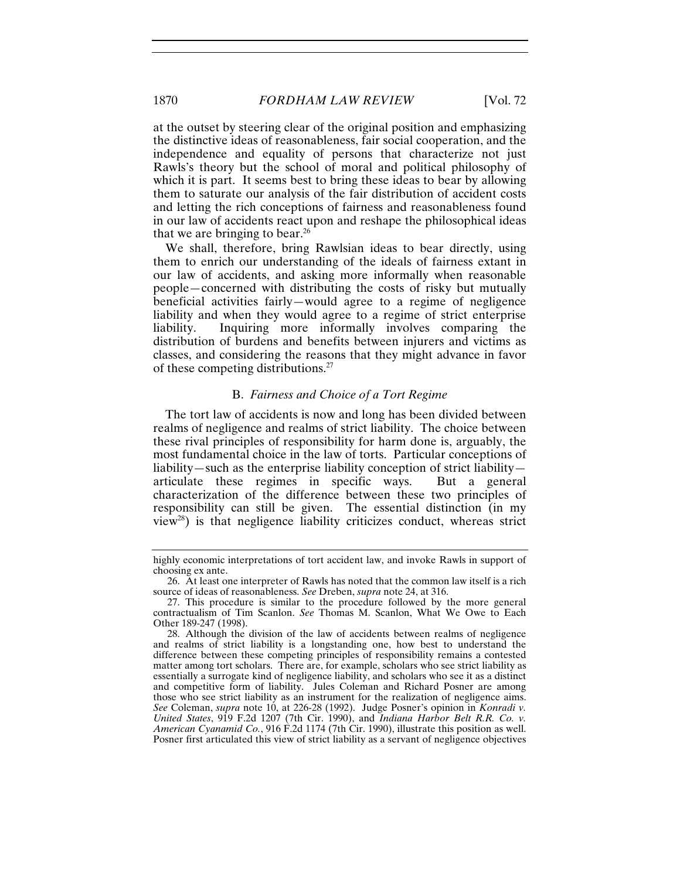at the outset by steering clear of the original position and emphasizing the distinctive ideas of reasonableness, fair social cooperation, and the independence and equality of persons that characterize not just Rawls's theory but the school of moral and political philosophy of which it is part. It seems best to bring these ideas to bear by allowing them to saturate our analysis of the fair distribution of accident costs and letting the rich conceptions of fairness and reasonableness found in our law of accidents react upon and reshape the philosophical ideas that we are bringing to bear.[26]

We shall, therefore, bring Rawlsian ideas to bear directly, using them to enrich our understanding of the ideals of fairness extant in our law of accidents, and asking more informally when reasonable people—concerned with distributing the costs of risky but mutually beneficial activities fairly—would agree to a regime of negligence liability and when they would agree to a regime of strict enterprise liability. Inquiring more informally involves comparing the distribution of burdens and benefits between injurers and victims as classes, and considering the reasons that they might advance in favor of these competing distributions.[27]

### B. *Fairness and Choice of a Tort Regime*

The tort law of accidents is now and long has been divided between realms of negligence and realms of strict liability. The choice between these rival principles of responsibility for harm done is, arguably, the most fundamental choice in the law of torts. Particular conceptions of liability—such as the enterprise liability conception of strict liability—articulate these regimes in specific ways. But a general characterization of the difference between these two principles of responsibility can still be given. The essential distinction (in my view[28]) is that negligence liability criticizes conduct, whereas strict

---

highly economic interpretations of tort accident law, and invoke Rawls in support of choosing ex ante.

26. At least one interpreter of Rawls has noted that the common law itself is a rich source of ideas of reasonableness. *See* Dreben, *supra* note 24, at 316.

27. This procedure is similar to the procedure followed by the more general contractualism of Tim Scanlon. *See* Thomas M. Scanlon, What We Owe to Each Other 189-247 (1998).

28. Although the division of the law of accidents between realms of negligence and realms of strict liability is a longstanding one, how best to understand the difference between these competing principles of responsibility remains a contested matter among tort scholars. There are, for example, scholars who see strict liability as essentially a surrogate kind of negligence liability, and scholars who see it as a distinct and competitive form of liability. Jules Coleman and Richard Posner are among those who see strict liability as an instrument for the realization of negligence aims. *See* Coleman, *supra* note 10, at 226-28 (1992). Judge Posner's opinion in *Konradi v. United States*, 919 F.2d 1207 (7th Cir. 1990), and *Indiana Harbor Belt R.R. Co. v. American Cyanamid Co.*, 916 F.2d 1174 (7th Cir. 1990), illustrate this position as well. Posner first articulated this view of strict liability as a servant of negligence objectives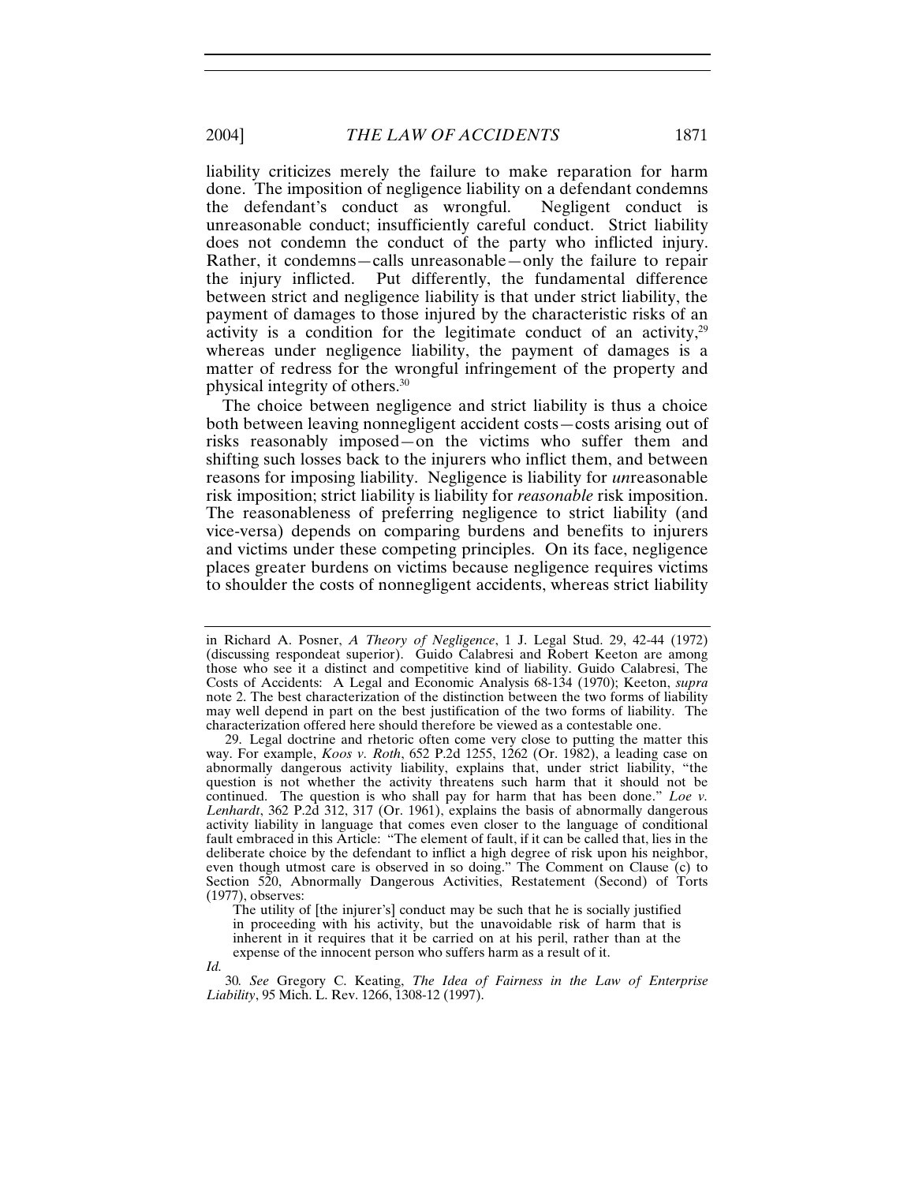liability criticizes merely the failure to make reparation for harm done. The imposition of negligence liability on a defendant condemns the defendant's conduct as wrongful. Negligent conduct is unreasonable conduct; insufficiently careful conduct. Strict liability does not condemn the conduct of the party who inflicted injury. Rather, it condemns—calls unreasonable—only the failure to repair the injury inflicted. Put differently, the fundamental difference between strict and negligence liability is that under strict liability, the payment of damages to those injured by the characteristic risks of an activity is a condition for the legitimate conduct of an activity,[29] whereas under negligence liability, the payment of damages is a matter of redress for the wrongful infringement of the property and physical integrity of others.[30]

The choice between negligence and strict liability is thus a choice both between leaving nonnegligent accident costs—costs arising out of risks reasonably imposed—on the victims who suffer them and shifting such losses back to the injurers who inflict them, and between reasons for imposing liability. Negligence is liability for *un*reasonable risk imposition; strict liability is liability for *reasonable* risk imposition. The reasonableness of preferring negligence to strict liability (and vice-versa) depends on comparing burdens and benefits to injurers and victims under these competing principles. On its face, negligence places greater burdens on victims because negligence requires victims to shoulder the costs of nonnegligent accidents, whereas strict liability

---

in Richard A. Posner, *A Theory of Negligence*, 1 J. Legal Stud. 29, 42-44 (1972) (discussing respondeat superior). Guido Calabresi and Robert Keeton are among those who see it a distinct and competitive kind of liability. Guido Calabresi, The Costs of Accidents: A Legal and Economic Analysis 68-134 (1970); Keeton, *supra* note 2. The best characterization of the distinction between the two forms of liability may well depend in part on the best justification of the two forms of liability. The characterization offered here should therefore be viewed as a contestable one.

29. Legal doctrine and rhetoric often come very close to putting the matter this way. For example, *Koos v. Roth*, 652 P.2d 1255, 1262 (Or. 1982), a leading case on abnormally dangerous activity liability, explains that, under strict liability, "the question is not whether the activity threatens such harm that it should not be continued. The question is who shall pay for harm that has been done." *Loe v. Lenhardt*, 362 P.2d 312, 317 (Or. 1961), explains the basis of abnormally dangerous activity liability in language that comes even closer to the language of conditional fault embraced in this Article: "The element of fault, if it can be called that, lies in the deliberate choice by the defendant to inflict a high degree of risk upon his neighbor, even though utmost care is observed in so doing." The Comment on Clause (c) to Section 520, Abnormally Dangerous Activities, Restatement (Second) of Torts (1977), observes:

> The utility of [the injurer's] conduct may be such that he is socially justified in proceeding with his activity, but the unavoidable risk of harm that is inherent in it requires that it be carried on at his peril, rather than at the expense of the innocent person who suffers harm as a result of it.

*Id.*

30. *See* Gregory C. Keating, *The Idea of Fairness in the Law of Enterprise Liability*, 95 Mich. L. Rev. 1266, 1308-12 (1997).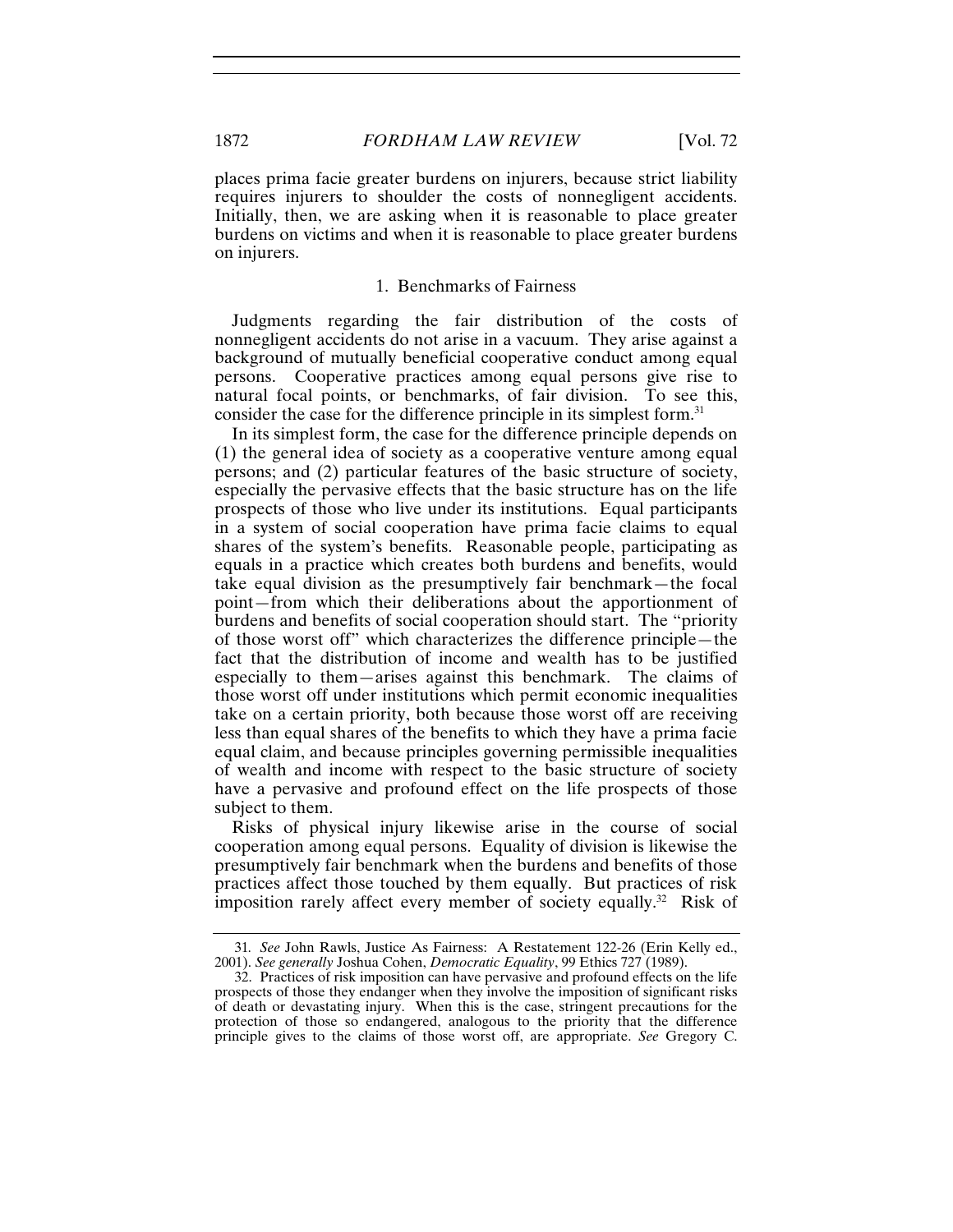places prima facie greater burdens on injurers, because strict liability requires injurers to shoulder the costs of nonnegligent accidents. Initially, then, we are asking when it is reasonable to place greater burdens on victims and when it is reasonable to place greater burdens on injurers.

### 1. Benchmarks of Fairness

Judgments regarding the fair distribution of the costs of nonnegligent accidents do not arise in a vacuum. They arise against a background of mutually beneficial cooperative conduct among equal persons. Cooperative practices among equal persons give rise to natural focal points, or benchmarks, of fair division. To see this, consider the case for the difference principle in its simplest form.[31]

In its simplest form, the case for the difference principle depends on (1) the general idea of society as a cooperative venture among equal persons; and (2) particular features of the basic structure of society, especially the pervasive effects that the basic structure has on the life prospects of those who live under its institutions. Equal participants in a system of social cooperation have prima facie claims to equal shares of the system's benefits. Reasonable people, participating as equals in a practice which creates both burdens and benefits, would take equal division as the presumptively fair benchmark—the focal point—from which their deliberations about the apportionment of burdens and benefits of social cooperation should start. The "priority of those worst off" which characterizes the difference principle—the fact that the distribution of income and wealth has to be justified especially to them—arises against this benchmark. The claims of those worst off under institutions which permit economic inequalities take on a certain priority, both because those worst off are receiving less than equal shares of the benefits to which they have a prima facie equal claim, and because principles governing permissible inequalities of wealth and income with respect to the basic structure of society have a pervasive and profound effect on the life prospects of those subject to them.

Risks of physical injury likewise arise in the course of social cooperation among equal persons. Equality of division is likewise the presumptively fair benchmark when the burdens and benefits of those practices affect those touched by them equally. But practices of risk imposition rarely affect every member of society equally.[32] Risk of

---

31. *See* John Rawls, Justice As Fairness: A Restatement 122-26 (Erin Kelly ed., 2001). *See generally* Joshua Cohen, *Democratic Equality*, 99 Ethics 727 (1989).

32. Practices of risk imposition can have pervasive and profound effects on the life prospects of those they endanger when they involve the imposition of significant risks of death or devastating injury. When this is the case, stringent precautions for the protection of those so endangered, analogous to the priority that the difference principle gives to the claims of those worst off, are appropriate. *See* Gregory C.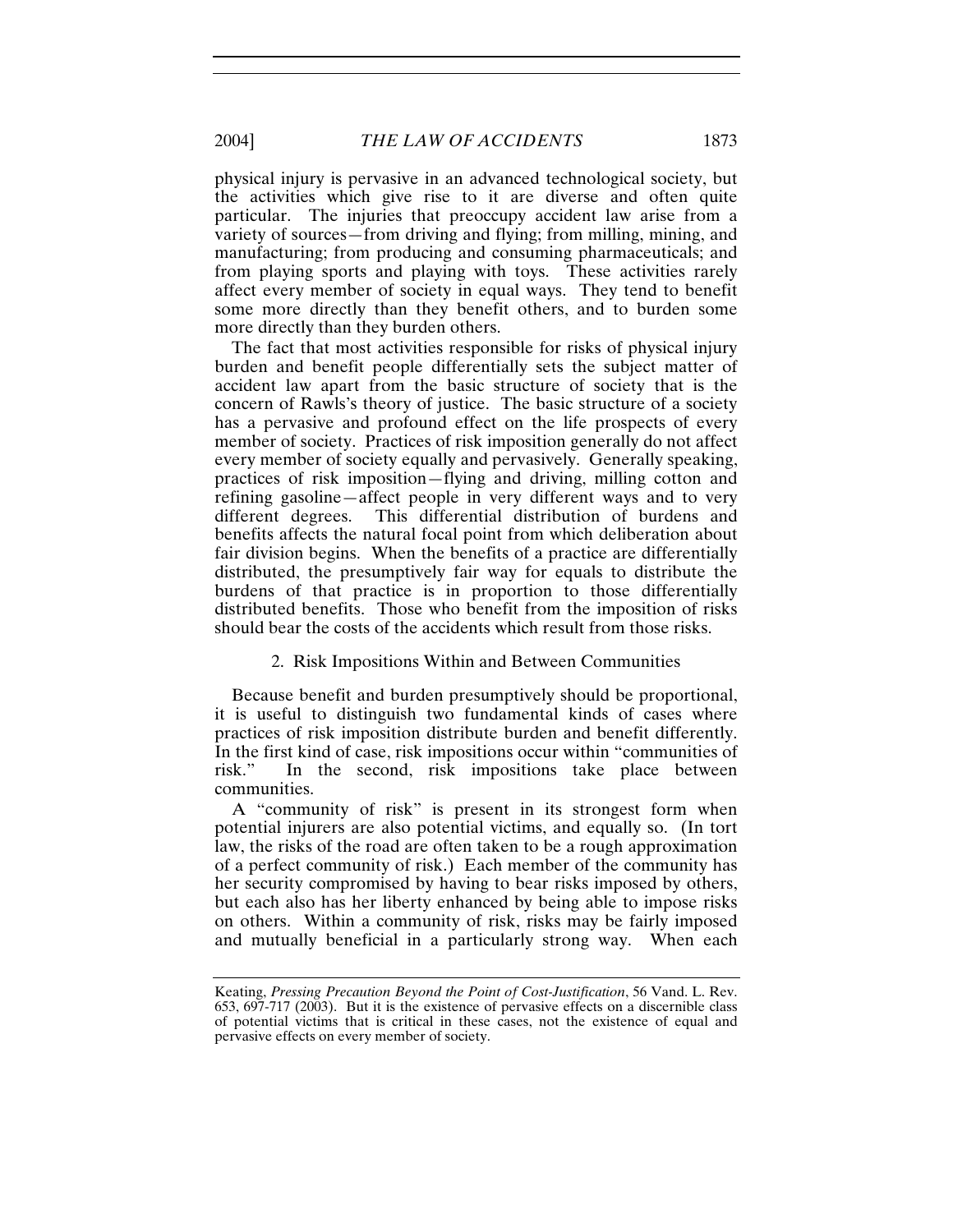physical injury is pervasive in an advanced technological society, but the activities which give rise to it are diverse and often quite particular. The injuries that preoccupy accident law arise from a variety of sources—from driving and flying; from milling, mining, and manufacturing; from producing and consuming pharmaceuticals; and from playing sports and playing with toys. These activities rarely affect every member of society in equal ways. They tend to benefit some more directly than they benefit others, and to burden some more directly than they burden others.

The fact that most activities responsible for risks of physical injury burden and benefit people differentially sets the subject matter of accident law apart from the basic structure of society that is the concern of Rawls's theory of justice. The basic structure of a society has a pervasive and profound effect on the life prospects of every member of society. Practices of risk imposition generally do not affect every member of society equally and pervasively. Generally speaking, practices of risk imposition—flying and driving, milling cotton and refining gasoline—affect people in very different ways and to very different degrees. This differential distribution of burdens and benefits affects the natural focal point from which deliberation about fair division begins. When the benefits of a practice are differentially distributed, the presumptively fair way for equals to distribute the burdens of that practice is in proportion to those differentially distributed benefits. Those who benefit from the imposition of risks should bear the costs of the accidents which result from those risks.

### 2. Risk Impositions Within and Between Communities

Because benefit and burden presumptively should be proportional, it is useful to distinguish two fundamental kinds of cases where practices of risk imposition distribute burden and benefit differently. In the first kind of case, risk impositions occur within "communities of risk." In the second, risk impositions take place between communities.

A "community of risk" is present in its strongest form when potential injurers are also potential victims, and equally so. (In tort law, the risks of the road are often taken to be a rough approximation of a perfect community of risk.) Each member of the community has her security compromised by having to bear risks imposed by others, but each also has her liberty enhanced by being able to impose risks on others. Within a community of risk, risks may be fairly imposed and mutually beneficial in a particularly strong way. When each

---

Keating, *Pressing Precaution Beyond the Point of Cost-Justification*, 56 Vand. L. Rev. 653, 697-717 (2003). But it is the existence of pervasive effects on a discernible class of potential victims that is critical in these cases, not the existence of equal and pervasive effects on every member of society.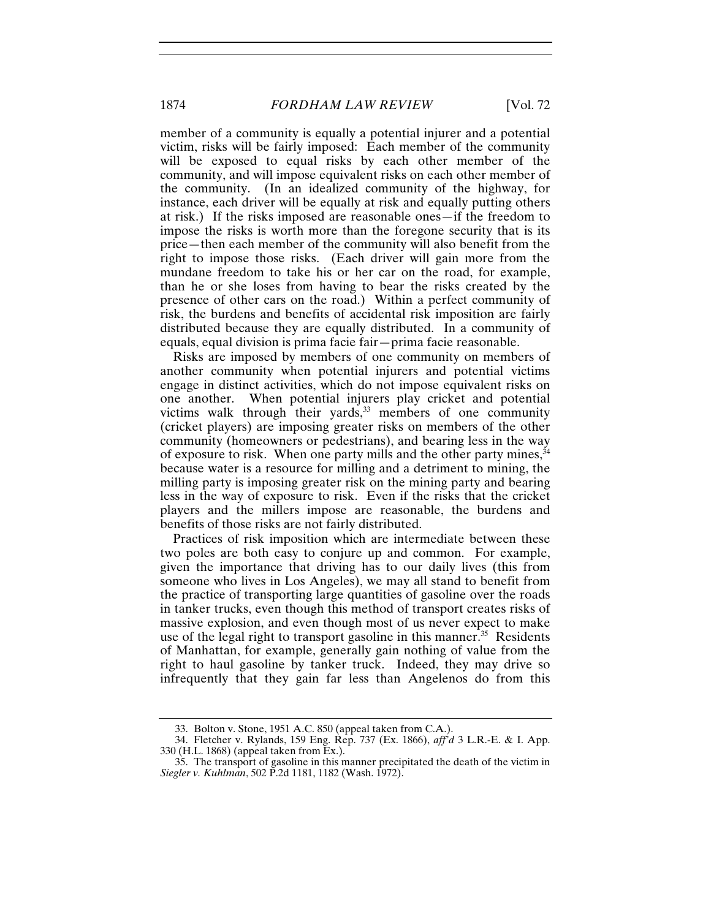member of a community is equally a potential injurer and a potential victim, risks will be fairly imposed: Each member of the community will be exposed to equal risks by each other member of the community, and will impose equivalent risks on each other member of the community. (In an idealized community of the highway, for instance, each driver will be equally at risk and equally putting others at risk.) If the risks imposed are reasonable ones—if the freedom to impose the risks is worth more than the foregone security that is its price—then each member of the community will also benefit from the right to impose those risks. (Each driver will gain more from the mundane freedom to take his or her car on the road, for example, than he or she loses from having to bear the risks created by the presence of other cars on the road.) Within a perfect community of risk, the burdens and benefits of accidental risk imposition are fairly distributed because they are equally distributed. In a community of equals, equal division is prima facie fair—prima facie reasonable.

Risks are imposed by members of one community on members of another community when potential injurers and potential victims engage in distinct activities, which do not impose equivalent risks on one another. When potential injurers play cricket and potential victims walk through their yards,[33] members of one community (cricket players) are imposing greater risks on members of the other community (homeowners or pedestrians), and bearing less in the way of exposure to risk. When one party mills and the other party mines,[34] because water is a resource for milling and a detriment to mining, the milling party is imposing greater risk on the mining party and bearing less in the way of exposure to risk. Even if the risks that the cricket players and the millers impose are reasonable, the burdens and benefits of those risks are not fairly distributed.

Practices of risk imposition which are intermediate between these two poles are both easy to conjure up and common. For example, given the importance that driving has to our daily lives (this from someone who lives in Los Angeles), we may all stand to benefit from the practice of transporting large quantities of gasoline over the roads in tanker trucks, even though this method of transport creates risks of massive explosion, and even though most of us never expect to make use of the legal right to transport gasoline in this manner.[35] Residents of Manhattan, for example, generally gain nothing of value from the right to haul gasoline by tanker truck. Indeed, they may drive so infrequently that they gain far less than Angelenos do from this

---

33. Bolton v. Stone, 1951 A.C. 850 (appeal taken from C.A.).

34. Fletcher v. Rylands, 159 Eng. Rep. 737 (Ex. 1866), *aff'd* 3 L.R.-E. & I. App. 330 (H.L. 1868) (appeal taken from Ex.).

35. The transport of gasoline in this manner precipitated the death of the victim in *Siegler v. Kuhlman*, 502 P.2d 1181, 1182 (Wash. 1972).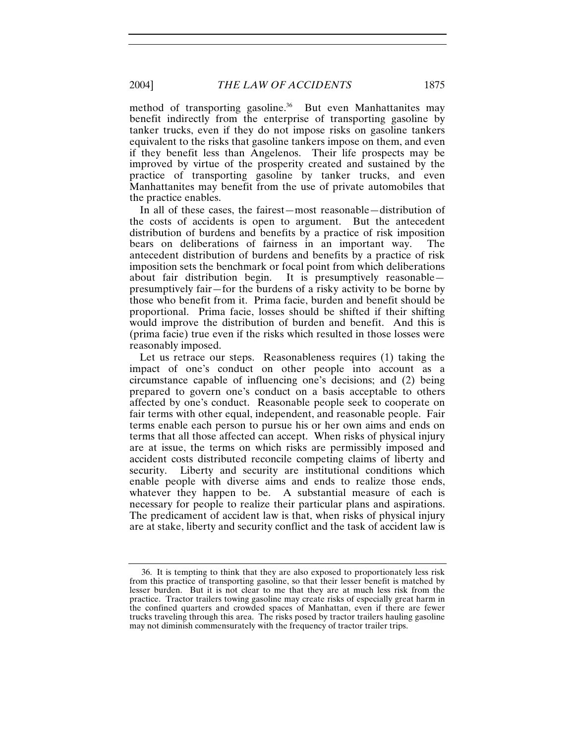method of transporting gasoline.[36] But even Manhattanites may benefit indirectly from the enterprise of transporting gasoline by tanker trucks, even if they do not impose risks on gasoline tankers equivalent to the risks that gasoline tankers impose on them, and even if they benefit less than Angelenos. Their life prospects may be improved by virtue of the prosperity created and sustained by the practice of transporting gasoline by tanker trucks, and even Manhattanites may benefit from the use of private automobiles that the practice enables.

In all of these cases, the fairest—most reasonable—distribution of the costs of accidents is open to argument. But the antecedent distribution of burdens and benefits by a practice of risk imposition bears on deliberations of fairness in an important way. The antecedent distribution of burdens and benefits by a practice of risk imposition sets the benchmark or focal point from which deliberations about fair distribution begin. It is presumptively reasonable—presumptively fair—for the burdens of a risky activity to be borne by those who benefit from it. Prima facie, burden and benefit should be proportional. Prima facie, losses should be shifted if their shifting would improve the distribution of burden and benefit. And this is (prima facie) true even if the risks which resulted in those losses were reasonably imposed.

Let us retrace our steps. Reasonableness requires (1) taking the impact of one's conduct on other people into account as a circumstance capable of influencing one's decisions; and (2) being prepared to govern one's conduct on a basis acceptable to others affected by one's conduct. Reasonable people seek to cooperate on fair terms with other equal, independent, and reasonable people. Fair terms enable each person to pursue his or her own aims and ends on terms that all those affected can accept. When risks of physical injury are at issue, the terms on which risks are permissibly imposed and accident costs distributed reconcile competing claims of liberty and security. Liberty and security are institutional conditions which enable people with diverse aims and ends to realize those ends, whatever they happen to be. A substantial measure of each is necessary for people to realize their particular plans and aspirations. The predicament of accident law is that, when risks of physical injury are at stake, liberty and security conflict and the task of accident law is

---

36. It is tempting to think that they are also exposed to proportionately less risk from this practice of transporting gasoline, so that their lesser benefit is matched by lesser burden. But it is not clear to me that they are at much less risk from the practice. Tractor trailers towing gasoline may create risks of especially great harm in the confined quarters and crowded spaces of Manhattan, even if there are fewer trucks traveling through this area. The risks posed by tractor trailers hauling gasoline may not diminish commensurately with the frequency of tractor trailer trips.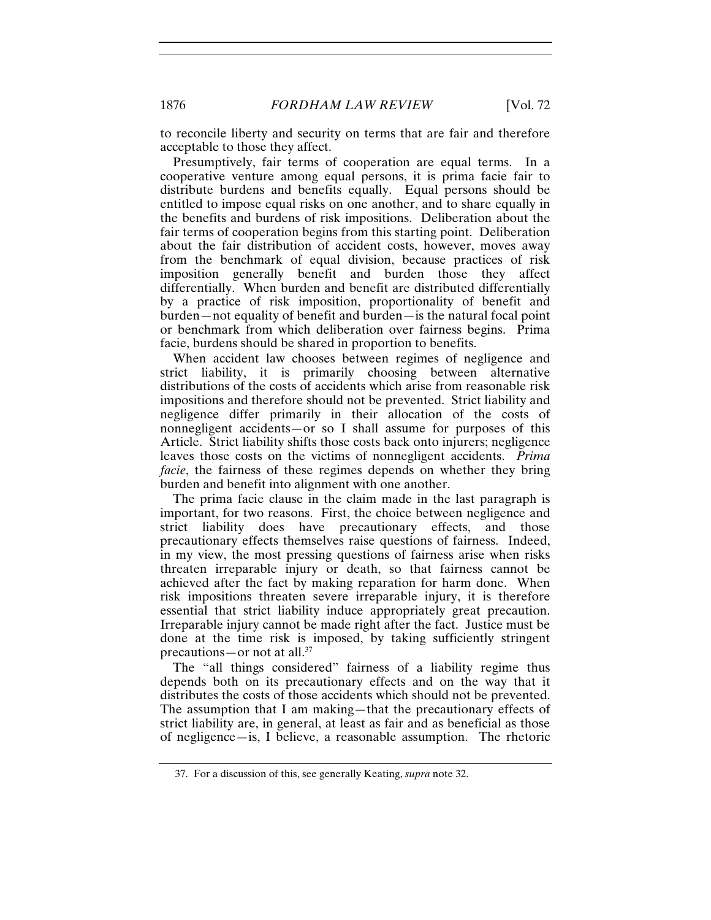to reconcile liberty and security on terms that are fair and therefore acceptable to those they affect.

Presumptively, fair terms of cooperation are equal terms. In a cooperative venture among equal persons, it is prima facie fair to distribute burdens and benefits equally. Equal persons should be entitled to impose equal risks on one another, and to share equally in the benefits and burdens of risk impositions. Deliberation about the fair terms of cooperation begins from this starting point. Deliberation about the fair distribution of accident costs, however, moves away from the benchmark of equal division, because practices of risk imposition generally benefit and burden those they affect differentially. When burden and benefit are distributed differentially by a practice of risk imposition, proportionality of benefit and burden—not equality of benefit and burden—is the natural focal point or benchmark from which deliberation over fairness begins. Prima facie, burdens should be shared in proportion to benefits.

When accident law chooses between regimes of negligence and strict liability, it is primarily choosing between alternative distributions of the costs of accidents which arise from reasonable risk impositions and therefore should not be prevented. Strict liability and negligence differ primarily in their allocation of the costs of nonnegligent accidents—or so I shall assume for purposes of this Article. Strict liability shifts those costs back onto injurers; negligence leaves those costs on the victims of nonnegligent accidents. *Prima facie*, the fairness of these regimes depends on whether they bring burden and benefit into alignment with one another.

The prima facie clause in the claim made in the last paragraph is important, for two reasons. First, the choice between negligence and strict liability does have precautionary effects, and those precautionary effects themselves raise questions of fairness. Indeed, in my view, the most pressing questions of fairness arise when risks threaten irreparable injury or death, so that fairness cannot be achieved after the fact by making reparation for harm done. When risk impositions threaten severe irreparable injury, it is therefore essential that strict liability induce appropriately great precaution. Irreparable injury cannot be made right after the fact. Justice must be done at the time risk is imposed, by taking sufficiently stringent precautions—or not at all.[37]

The "all things considered" fairness of a liability regime thus depends both on its precautionary effects and on the way that it distributes the costs of those accidents which should not be prevented. The assumption that I am making—that the precautionary effects of strict liability are, in general, at least as fair and as beneficial as those of negligence—is, I believe, a reasonable assumption. The rhetoric

37. For a discussion of this, see generally Keating, *supra* note 32.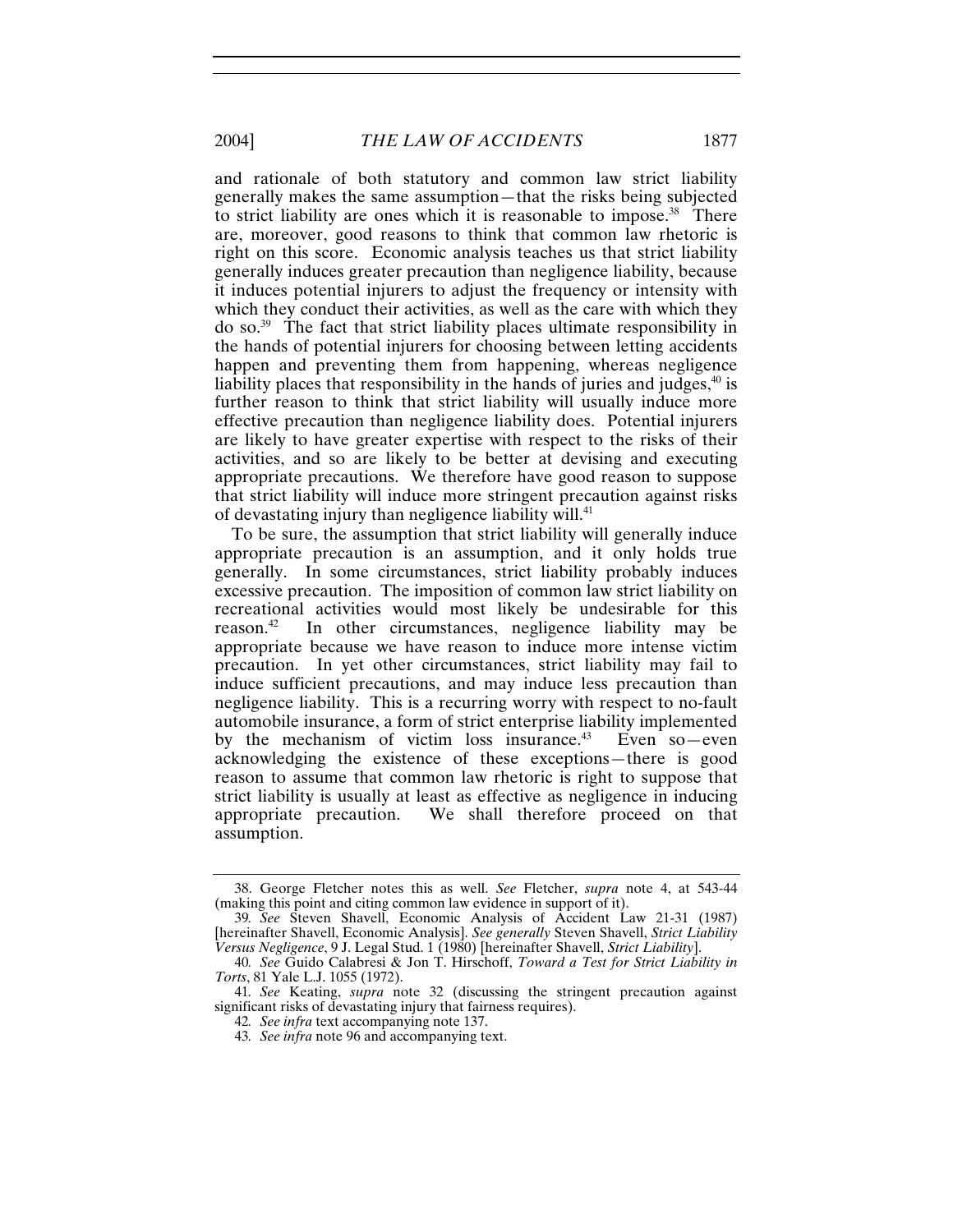and rationale of both statutory and common law strict liability generally makes the same assumption—that the risks being subjected to strict liability are ones which it is reasonable to impose.[38] There are, moreover, good reasons to think that common law rhetoric is right on this score. Economic analysis teaches us that strict liability generally induces greater precaution than negligence liability, because it induces potential injurers to adjust the frequency or intensity with which they conduct their activities, as well as the care with which they do so.[39] The fact that strict liability places ultimate responsibility in the hands of potential injurers for choosing between letting accidents happen and preventing them from happening, whereas negligence liability places that responsibility in the hands of juries and judges,[40] is further reason to think that strict liability will usually induce more effective precaution than negligence liability does. Potential injurers are likely to have greater expertise with respect to the risks of their activities, and so are likely to be better at devising and executing appropriate precautions. We therefore have good reason to suppose that strict liability will induce more stringent precaution against risks of devastating injury than negligence liability will.[41]

To be sure, the assumption that strict liability will generally induce appropriate precaution is an assumption, and it only holds true generally. In some circumstances, strict liability probably induces excessive precaution. The imposition of common law strict liability on recreational activities would most likely be undesirable for this reason.[42] In other circumstances, negligence liability may be appropriate because we have reason to induce more intense victim precaution. In yet other circumstances, strict liability may fail to induce sufficient precautions, and may induce less precaution than negligence liability. This is a recurring worry with respect to no-fault automobile insurance, a form of strict enterprise liability implemented by the mechanism of victim loss insurance.[43] Even so—even acknowledging the existence of these exceptions—there is good reason to assume that common law rhetoric is right to suppose that strict liability is usually at least as effective as negligence in inducing appropriate precaution. We shall therefore proceed on that assumption.

---

38. George Fletcher notes this as well. *See* Fletcher, *supra* note 4, at 543-44 (making this point and citing common law evidence in support of it).

39. *See* Steven Shavell, Economic Analysis of Accident Law 21-31 (1987) [hereinafter Shavell, Economic Analysis]. *See generally* Steven Shavell, *Strict Liability Versus Negligence*, 9 J. Legal Stud. 1 (1980) [hereinafter Shavell, *Strict Liability*].

40. *See* Guido Calabresi & Jon T. Hirschoff, *Toward a Test for Strict Liability in Torts*, 81 Yale L.J. 1055 (1972).

41. *See* Keating, *supra* note 32 (discussing the stringent precaution against significant risks of devastating injury that fairness requires).

42. *See infra* text accompanying note 137.

43. *See infra* note 96 and accompanying text.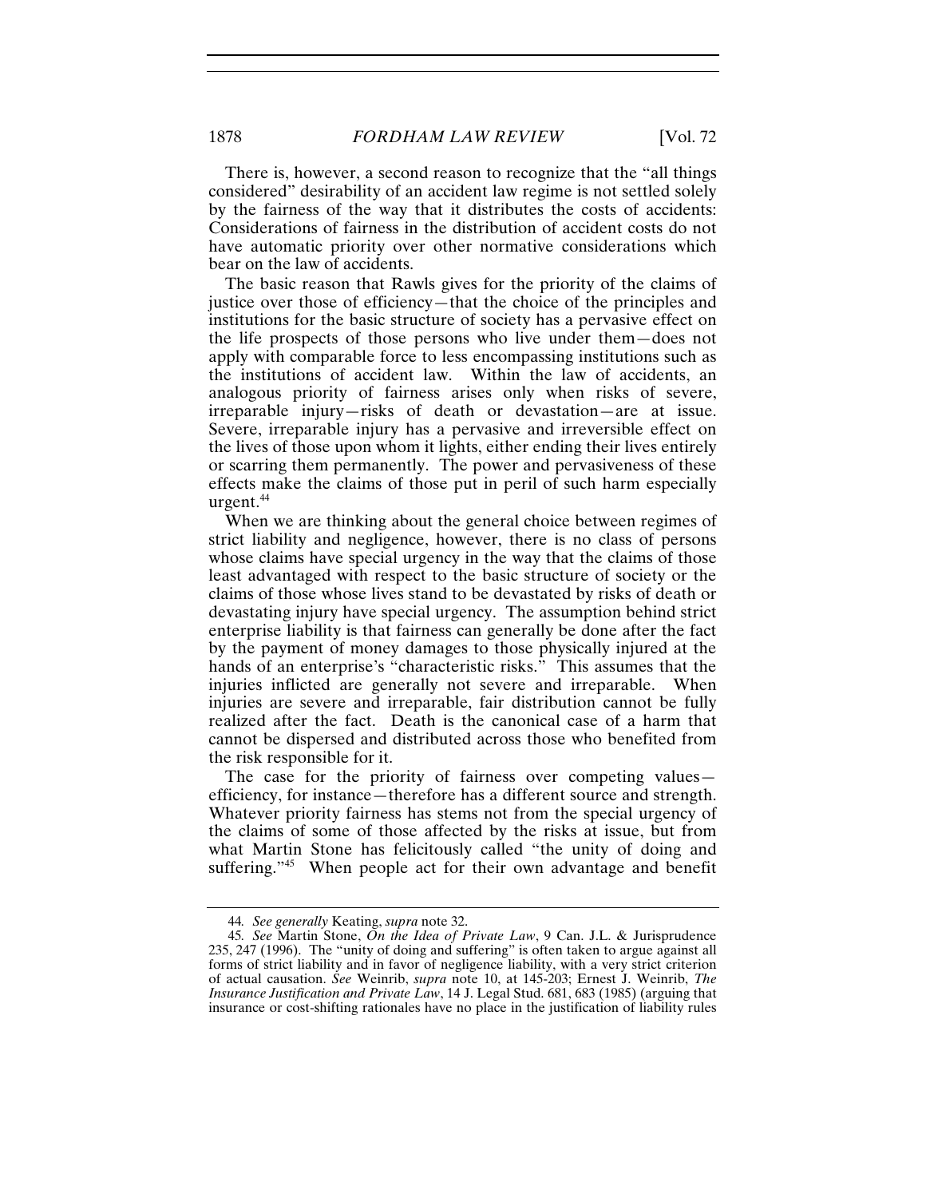There is, however, a second reason to recognize that the "all things considered" desirability of an accident law regime is not settled solely by the fairness of the way that it distributes the costs of accidents: Considerations of fairness in the distribution of accident costs do not have automatic priority over other normative considerations which bear on the law of accidents.

The basic reason that Rawls gives for the priority of the claims of justice over those of efficiency—that the choice of the principles and institutions for the basic structure of society has a pervasive effect on the life prospects of those persons who live under them—does not apply with comparable force to less encompassing institutions such as the institutions of accident law. Within the law of accidents, an analogous priority of fairness arises only when risks of severe, irreparable injury—risks of death or devastation—are at issue. Severe, irreparable injury has a pervasive and irreversible effect on the lives of those upon whom it lights, either ending their lives entirely or scarring them permanently. The power and pervasiveness of these effects make the claims of those put in peril of such harm especially urgent.[44]

When we are thinking about the general choice between regimes of strict liability and negligence, however, there is no class of persons whose claims have special urgency in the way that the claims of those least advantaged with respect to the basic structure of society or the claims of those whose lives stand to be devastated by risks of death or devastating injury have special urgency. The assumption behind strict enterprise liability is that fairness can generally be done after the fact by the payment of money damages to those physically injured at the hands of an enterprise's "characteristic risks." This assumes that the injuries inflicted are generally not severe and irreparable. When injuries are severe and irreparable, fair distribution cannot be fully realized after the fact. Death is the canonical case of a harm that cannot be dispersed and distributed across those who benefited from the risk responsible for it.

The case for the priority of fairness over competing values—efficiency, for instance—therefore has a different source and strength. Whatever priority fairness has stems not from the special urgency of the claims of some of those affected by the risks at issue, but from what Martin Stone has felicitously called "the unity of doing and suffering."[45] When people act for their own advantage and benefit

---

44. *See generally* Keating, *supra* note 32.

45. *See* Martin Stone, *On the Idea of Private Law*, 9 Can. J.L. & Jurisprudence 235, 247 (1996). The "unity of doing and suffering" is often taken to argue against all forms of strict liability and in favor of negligence liability, with a very strict criterion of actual causation. *See* Weinrib, *supra* note 10, at 145-203; Ernest J. Weinrib, *The Insurance Justification and Private Law*, 14 J. Legal Stud. 681, 683 (1985) (arguing that insurance or cost-shifting rationales have no place in the justification of liability rules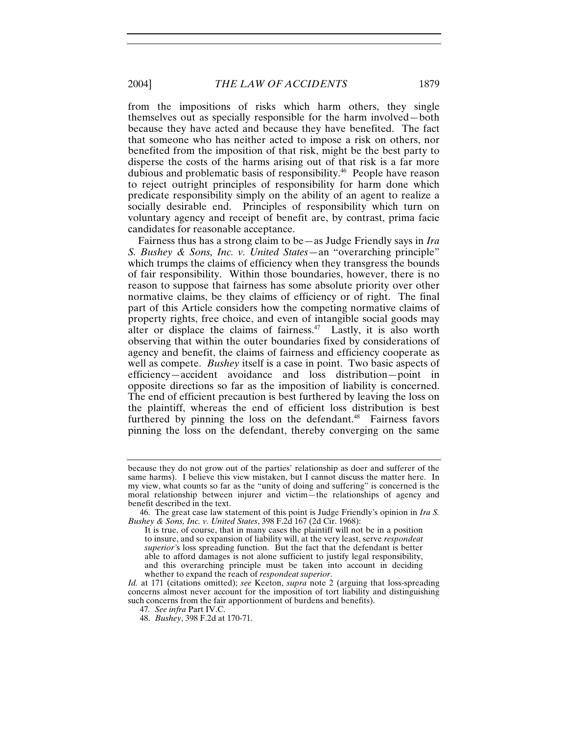from the impositions of risks which harm others, they single themselves out as specially responsible for the harm involved—both because they have acted and because they have benefited. The fact that someone who has neither acted to impose a risk on others, nor benefited from the imposition of that risk, might be the best party to disperse the costs of the harms arising out of that risk is a far more dubious and problematic basis of responsibility.[46] People have reason to reject outright principles of responsibility for harm done which predicate responsibility simply on the ability of an agent to realize a socially desirable end. Principles of responsibility which turn on voluntary agency and receipt of benefit are, by contrast, prima facie candidates for reasonable acceptance.

Fairness thus has a strong claim to be—as Judge Friendly says in *Ira S. Bushey & Sons, Inc. v. United States*—an "overarching principle" which trumps the claims of efficiency when they transgress the bounds of fair responsibility. Within those boundaries, however, there is no reason to suppose that fairness has some absolute priority over other normative claims, be they claims of efficiency or of right. The final part of this Article considers how the competing normative claims of property rights, free choice, and even of intangible social goods may alter or displace the claims of fairness.[47] Lastly, it is also worth observing that within the outer boundaries fixed by considerations of agency and benefit, the claims of fairness and efficiency cooperate as well as compete. *Bushey* itself is a case in point. Two basic aspects of efficiency—accident avoidance and loss distribution—point in opposite directions so far as the imposition of liability is concerned. The end of efficient precaution is best furthered by leaving the loss on the plaintiff, whereas the end of efficient loss distribution is best furthered by pinning the loss on the defendant.[48] Fairness favors pinning the loss on the defendant, thereby converging on the same

---

because they do not grow out of the parties' relationship as doer and sufferer of the same harms). I believe this view mistaken, but I cannot discuss the matter here. In my view, what counts so far as the "unity of doing and suffering" is concerned is the moral relationship between injurer and victim—the relationships of agency and benefit described in the text.

46. The great case law statement of this point is Judge Friendly's opinion in *Ira S. Bushey & Sons, Inc. v. United States*, 398 F.2d 167 (2d Cir. 1968):

> It is true, of course, that in many cases the plaintiff will not be in a position to insure, and so expansion of liability will, at the very least, serve *respondeat superior's* loss spreading function. But the fact that the defendant is better able to afford damages is not alone sufficient to justify legal responsibility, and this overarching principle must be taken into account in deciding whether to expand the reach of *respondeat superior*.

*Id.* at 171 (citations omitted); *see* Keeton, *supra* note 2 (arguing that loss-spreading concerns almost never account for the imposition of tort liability and distinguishing such concerns from the fair apportionment of burdens and benefits).

47. *See infra* Part IV.C.

48. *Bushey*, 398 F.2d at 170-71.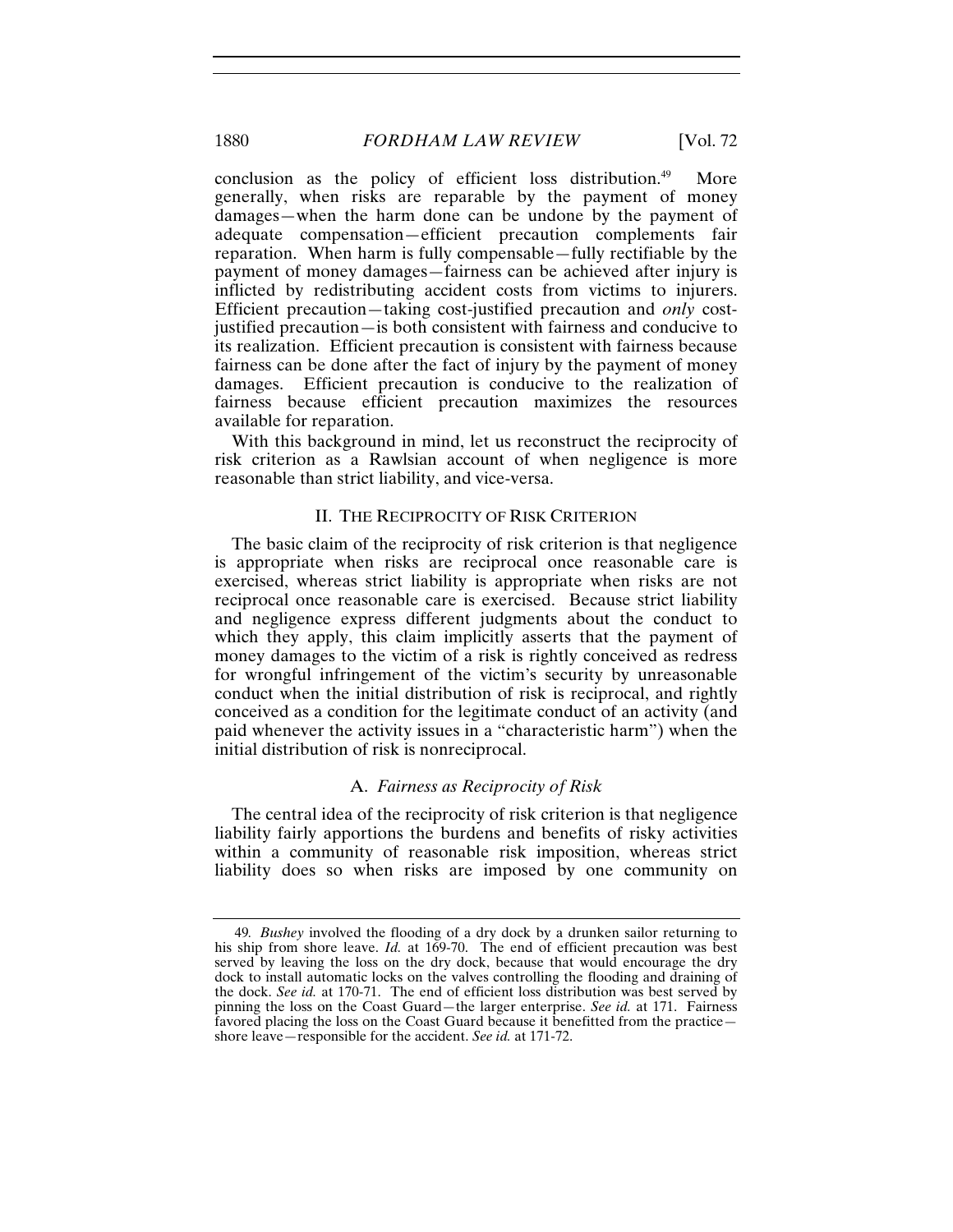conclusion as the policy of efficient loss distribution.[49] More generally, when risks are reparable by the payment of money damages—when the harm done can be undone by the payment of adequate compensation—efficient precaution complements fair reparation. When harm is fully compensable—fully rectifiable by the payment of money damages—fairness can be achieved after injury is inflicted by redistributing accident costs from victims to injurers. Efficient precaution—taking cost-justified precaution and *only* cost-justified precaution—is both consistent with fairness and conducive to its realization. Efficient precaution is consistent with fairness because fairness can be done after the fact of injury by the payment of money damages. Efficient precaution is conducive to the realization of fairness because efficient precaution maximizes the resources available for reparation.

With this background in mind, let us reconstruct the reciprocity of risk criterion as a Rawlsian account of when negligence is more reasonable than strict liability, and vice-versa.

## II. THE RECIPROCITY OF RISK CRITERION

The basic claim of the reciprocity of risk criterion is that negligence is appropriate when risks are reciprocal once reasonable care is exercised, whereas strict liability is appropriate when risks are not reciprocal once reasonable care is exercised. Because strict liability and negligence express different judgments about the conduct to which they apply, this claim implicitly asserts that the payment of money damages to the victim of a risk is rightly conceived as redress for wrongful infringement of the victim's security by unreasonable conduct when the initial distribution of risk is reciprocal, and rightly conceived as a condition for the legitimate conduct of an activity (and paid whenever the activity issues in a "characteristic harm") when the initial distribution of risk is nonreciprocal.

### A. *Fairness as Reciprocity of Risk*

The central idea of the reciprocity of risk criterion is that negligence liability fairly apportions the burdens and benefits of risky activities within a community of reasonable risk imposition, whereas strict liability does so when risks are imposed by one community on

---

49. *Bushey* involved the flooding of a dry dock by a drunken sailor returning to his ship from shore leave. *Id.* at 169-70. The end of efficient precaution was best served by leaving the loss on the dry dock, because that would encourage the dry dock to install automatic locks on the valves controlling the flooding and draining of the dock. *See id.* at 170-71. The end of efficient loss distribution was best served by pinning the loss on the Coast Guard—the larger enterprise. *See id.* at 171. Fairness favored placing the loss on the Coast Guard because it benefitted from the practice—shore leave—responsible for the accident. *See id.* at 171-72.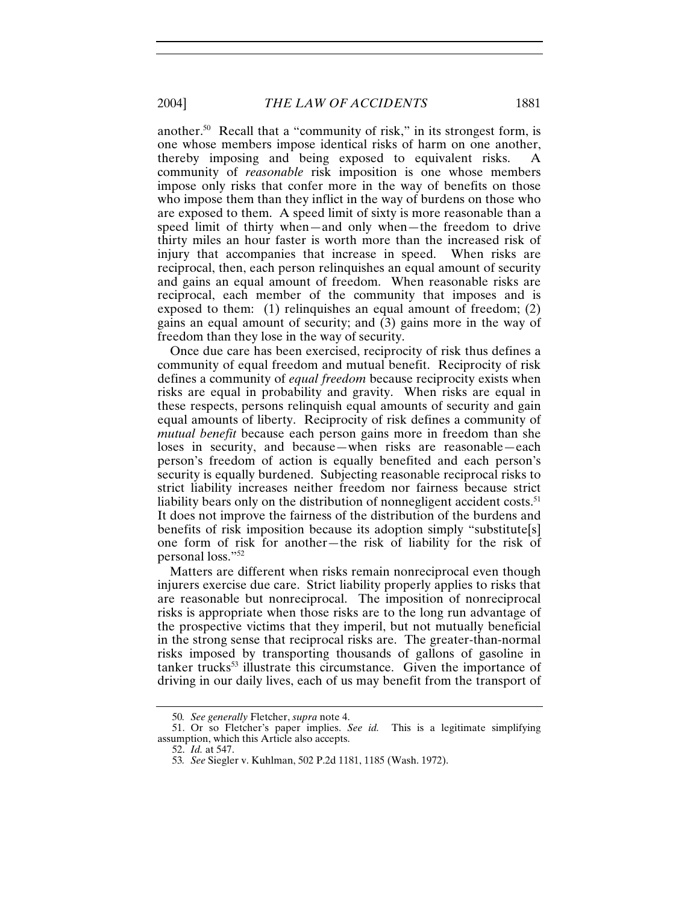another.[50] Recall that a "community of risk," in its strongest form, is one whose members impose identical risks of harm on one another, thereby imposing and being exposed to equivalent risks. A community of *reasonable* risk imposition is one whose members impose only risks that confer more in the way of benefits on those who impose them than they inflict in the way of burdens on those who are exposed to them. A speed limit of sixty is more reasonable than a speed limit of thirty when—and only when—the freedom to drive thirty miles an hour faster is worth more than the increased risk of injury that accompanies that increase in speed. When risks are reciprocal, then, each person relinquishes an equal amount of security and gains an equal amount of freedom. When reasonable risks are reciprocal, each member of the community that imposes and is exposed to them: (1) relinquishes an equal amount of freedom; (2) gains an equal amount of security; and (3) gains more in the way of freedom than they lose in the way of security.

Once due care has been exercised, reciprocity of risk thus defines a community of equal freedom and mutual benefit. Reciprocity of risk defines a community of *equal freedom* because reciprocity exists when risks are equal in probability and gravity. When risks are equal in these respects, persons relinquish equal amounts of security and gain equal amounts of liberty. Reciprocity of risk defines a community of *mutual benefit* because each person gains more in freedom than she loses in security, and because—when risks are reasonable—each person's freedom of action is equally benefited and each person's security is equally burdened. Subjecting reasonable reciprocal risks to strict liability increases neither freedom nor fairness because strict liability bears only on the distribution of nonnegligent accident costs.[51] It does not improve the fairness of the distribution of the burdens and benefits of risk imposition because its adoption simply "substitute[s] one form of risk for another—the risk of liability for the risk of personal loss."[52]

Matters are different when risks remain nonreciprocal even though injurers exercise due care. Strict liability properly applies to risks that are reasonable but nonreciprocal. The imposition of nonreciprocal risks is appropriate when those risks are to the long run advantage of the prospective victims that they imperil, but not mutually beneficial in the strong sense that reciprocal risks are. The greater-than-normal risks imposed by transporting thousands of gallons of gasoline in tanker trucks[53] illustrate this circumstance. Given the importance of driving in our daily lives, each of us may benefit from the transport of

---

50. *See generally* Fletcher, *supra* note 4.

51. Or so Fletcher's paper implies. *See id.* This is a legitimate simplifying assumption, which this Article also accepts.

52. *Id.* at 547.

53. *See* Siegler v. Kuhlman, 502 P.2d 1181, 1185 (Wash. 1972).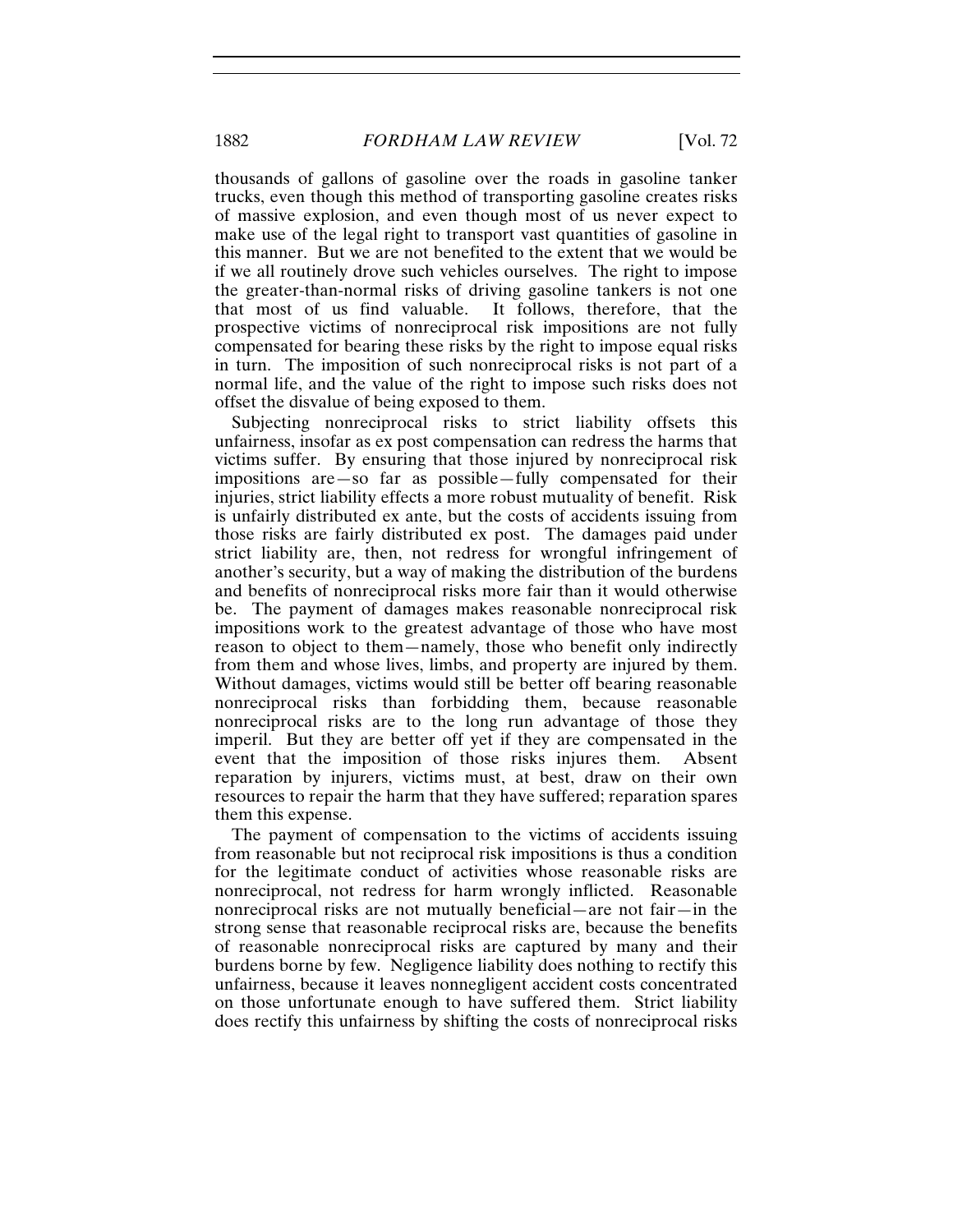thousands of gallons of gasoline over the roads in gasoline tanker trucks, even though this method of transporting gasoline creates risks of massive explosion, and even though most of us never expect to make use of the legal right to transport vast quantities of gasoline in this manner. But we are not benefited to the extent that we would be if we all routinely drove such vehicles ourselves. The right to impose the greater-than-normal risks of driving gasoline tankers is not one that most of us find valuable. It follows, therefore, that the prospective victims of nonreciprocal risk impositions are not fully compensated for bearing these risks by the right to impose equal risks in turn. The imposition of such nonreciprocal risks is not part of a normal life, and the value of the right to impose such risks does not offset the disvalue of being exposed to them.

Subjecting nonreciprocal risks to strict liability offsets this unfairness, insofar as ex post compensation can redress the harms that victims suffer. By ensuring that those injured by nonreciprocal risk impositions are—so far as possible—fully compensated for their injuries, strict liability effects a more robust mutuality of benefit. Risk is unfairly distributed ex ante, but the costs of accidents issuing from those risks are fairly distributed ex post. The damages paid under strict liability are, then, not redress for wrongful infringement of another's security, but a way of making the distribution of the burdens and benefits of nonreciprocal risks more fair than it would otherwise be. The payment of damages makes reasonable nonreciprocal risk impositions work to the greatest advantage of those who have most reason to object to them—namely, those who benefit only indirectly from them and whose lives, limbs, and property are injured by them. Without damages, victims would still be better off bearing reasonable nonreciprocal risks than forbidding them, because reasonable nonreciprocal risks are to the long run advantage of those they imperil. But they are better off yet if they are compensated in the event that the imposition of those risks injures them. Absent reparation by injurers, victims must, at best, draw on their own resources to repair the harm that they have suffered; reparation spares them this expense.

The payment of compensation to the victims of accidents issuing from reasonable but not reciprocal risk impositions is thus a condition for the legitimate conduct of activities whose reasonable risks are nonreciprocal, not redress for harm wrongly inflicted. Reasonable nonreciprocal risks are not mutually beneficial—are not fair—in the strong sense that reasonable reciprocal risks are, because the benefits of reasonable nonreciprocal risks are captured by many and their burdens borne by few. Negligence liability does nothing to rectify this unfairness, because it leaves nonnegligent accident costs concentrated on those unfortunate enough to have suffered them. Strict liability does rectify this unfairness by shifting the costs of nonreciprocal risks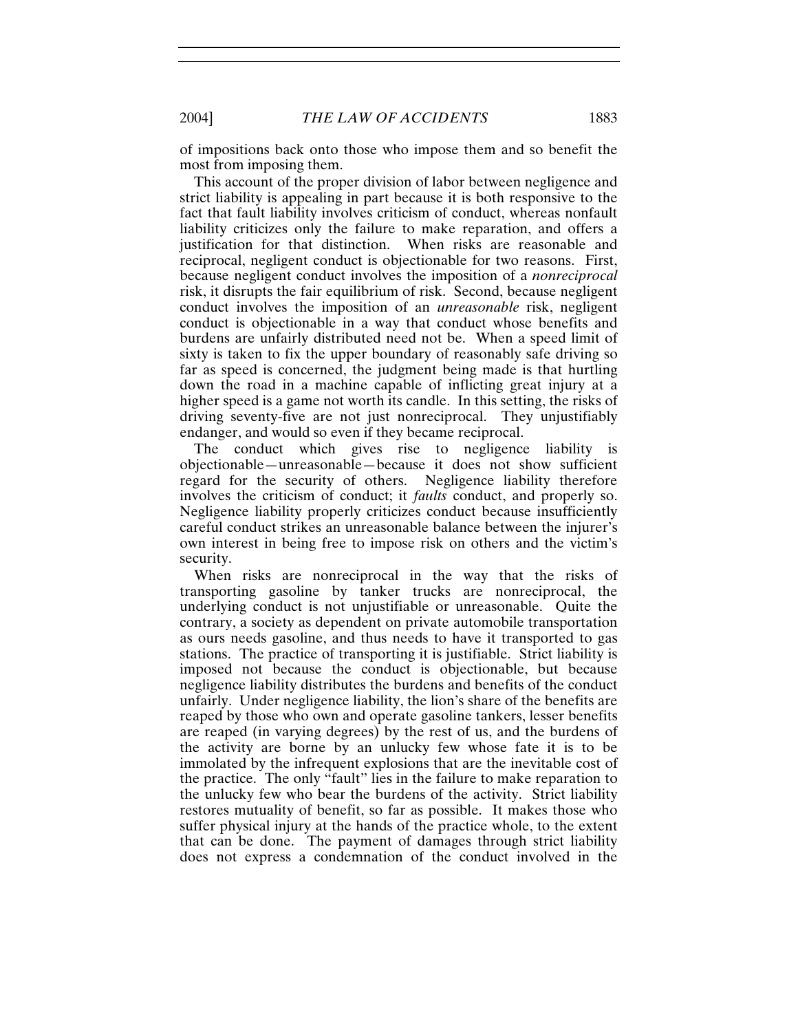of impositions back onto those who impose them and so benefit the most from imposing them.

This account of the proper division of labor between negligence and strict liability is appealing in part because it is both responsive to the fact that fault liability involves criticism of conduct, whereas nonfault liability criticizes only the failure to make reparation, and offers a justification for that distinction. When risks are reasonable and reciprocal, negligent conduct is objectionable for two reasons. First, because negligent conduct involves the imposition of a *nonreciprocal* risk, it disrupts the fair equilibrium of risk. Second, because negligent conduct involves the imposition of an *unreasonable* risk, negligent conduct is objectionable in a way that conduct whose benefits and burdens are unfairly distributed need not be. When a speed limit of sixty is taken to fix the upper boundary of reasonably safe driving so far as speed is concerned, the judgment being made is that hurtling down the road in a machine capable of inflicting great injury at a higher speed is a game not worth its candle. In this setting, the risks of driving seventy-five are not just nonreciprocal. They unjustifiably endanger, and would so even if they became reciprocal.

The conduct which gives rise to negligence liability is objectionable—unreasonable—because it does not show sufficient regard for the security of others. Negligence liability therefore involves the criticism of conduct; it *faults* conduct, and properly so. Negligence liability properly criticizes conduct because insufficiently careful conduct strikes an unreasonable balance between the injurer's own interest in being free to impose risk on others and the victim's security.

When risks are nonreciprocal in the way that the risks of transporting gasoline by tanker trucks are nonreciprocal, the underlying conduct is not unjustifiable or unreasonable. Quite the contrary, a society as dependent on private automobile transportation as ours needs gasoline, and thus needs to have it transported to gas stations. The practice of transporting it is justifiable. Strict liability is imposed not because the conduct is objectionable, but because negligence liability distributes the burdens and benefits of the conduct unfairly. Under negligence liability, the lion's share of the benefits are reaped by those who own and operate gasoline tankers, lesser benefits are reaped (in varying degrees) by the rest of us, and the burdens of the activity are borne by an unlucky few whose fate it is to be immolated by the infrequent explosions that are the inevitable cost of the practice. The only "fault" lies in the failure to make reparation to the unlucky few who bear the burdens of the activity. Strict liability restores mutuality of benefit, so far as possible. It makes those who suffer physical injury at the hands of the practice whole, to the extent that can be done. The payment of damages through strict liability does not express a condemnation of the conduct involved in the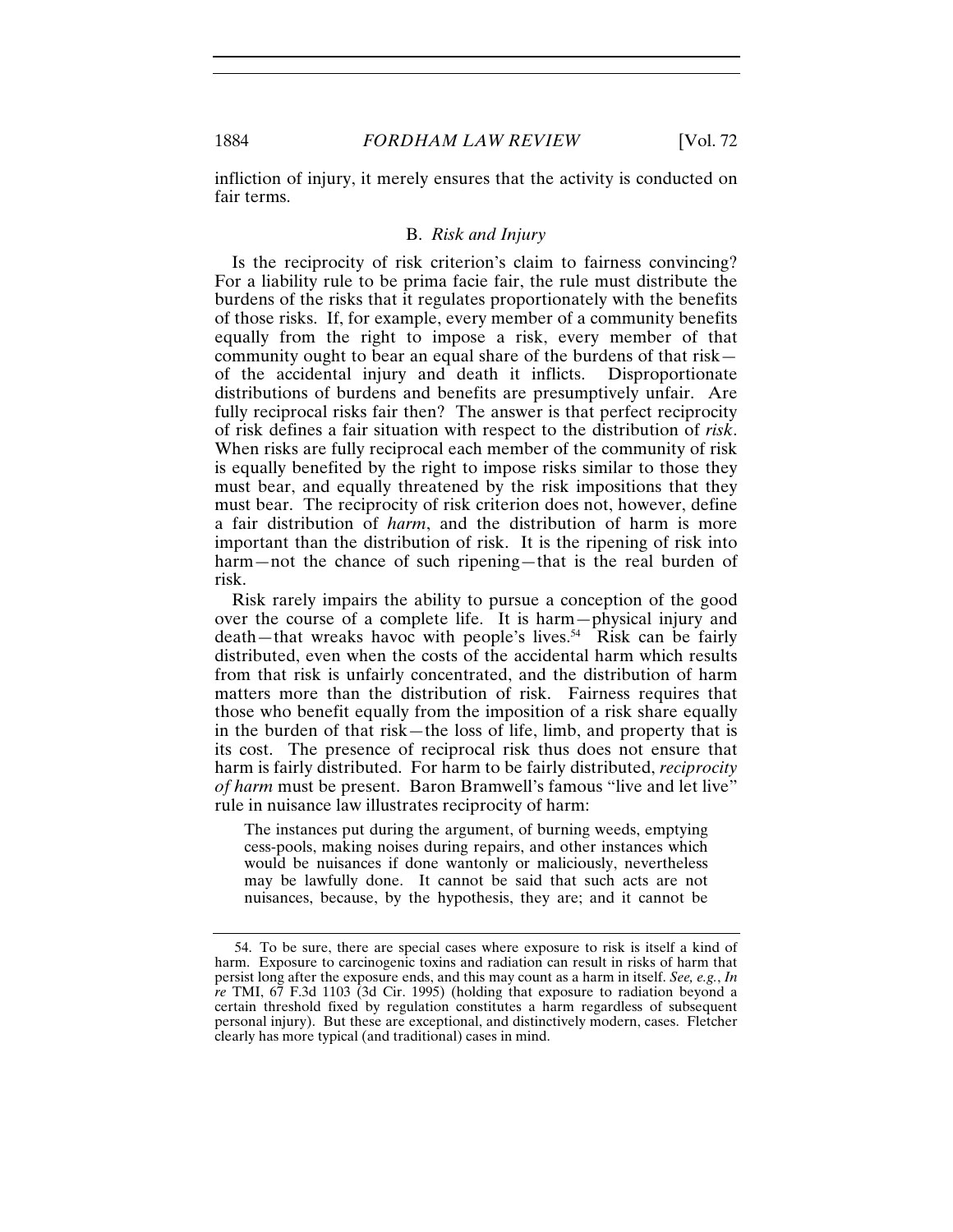infliction of injury, it merely ensures that the activity is conducted on fair terms.

### B. *Risk and Injury*

Is the reciprocity of risk criterion's claim to fairness convincing? For a liability rule to be prima facie fair, the rule must distribute the burdens of the risks that it regulates proportionately with the benefits of those risks. If, for example, every member of a community benefits equally from the right to impose a risk, every member of that community ought to bear an equal share of the burdens of that risk—of the accidental injury and death it inflicts. Disproportionate distributions of burdens and benefits are presumptively unfair. Are fully reciprocal risks fair then? The answer is that perfect reciprocity of risk defines a fair situation with respect to the distribution of *risk*. When risks are fully reciprocal each member of the community of risk is equally benefited by the right to impose risks similar to those they must bear, and equally threatened by the risk impositions that they must bear. The reciprocity of risk criterion does not, however, define a fair distribution of *harm*, and the distribution of harm is more important than the distribution of risk. It is the ripening of risk into harm—not the chance of such ripening—that is the real burden of risk.

Risk rarely impairs the ability to pursue a conception of the good over the course of a complete life. It is harm—physical injury and death—that wreaks havoc with people's lives.[54] Risk can be fairly distributed, even when the costs of the accidental harm which results from that risk is unfairly concentrated, and the distribution of harm matters more than the distribution of risk. Fairness requires that those who benefit equally from the imposition of a risk share equally in the burden of that risk—the loss of life, limb, and property that is its cost. The presence of reciprocal risk thus does not ensure that harm is fairly distributed. For harm to be fairly distributed, *reciprocity of harm* must be present. Baron Bramwell's famous "live and let live" rule in nuisance law illustrates reciprocity of harm:

> The instances put during the argument, of burning weeds, emptying cess-pools, making noises during repairs, and other instances which would be nuisances if done wantonly or maliciously, nevertheless may be lawfully done. It cannot be said that such acts are not nuisances, because, by the hypothesis, they are; and it cannot be

---

54. To be sure, there are special cases where exposure to risk is itself a kind of harm. Exposure to carcinogenic toxins and radiation can result in risks of harm that persist long after the exposure ends, and this may count as a harm in itself. *See, e.g.*, *In re* TMI, 67 F.3d 1103 (3d Cir. 1995) (holding that exposure to radiation beyond a certain threshold fixed by regulation constitutes a harm regardless of subsequent personal injury). But these are exceptional, and distinctively modern, cases. Fletcher clearly has more typical (and traditional) cases in mind.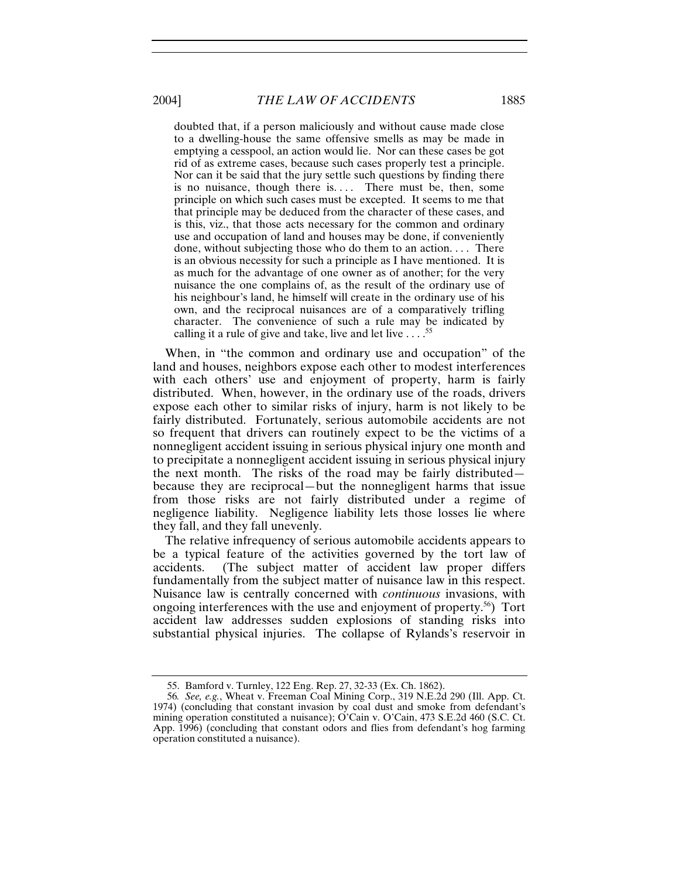> doubted that, if a person maliciously and without cause made close to a dwelling-house the same offensive smells as may be made in emptying a cesspool, an action would lie. Nor can these cases be got rid of as extreme cases, because such cases properly test a principle. Nor can it be said that the jury settle such questions by finding there is no nuisance, though there is. . . . There must be, then, some principle on which such cases must be excepted. It seems to me that that principle may be deduced from the character of these cases, and is this, viz., that those acts necessary for the common and ordinary use and occupation of land and houses may be done, if conveniently done, without subjecting those who do them to an action. . . . There is an obvious necessity for such a principle as I have mentioned. It is as much for the advantage of one owner as of another; for the very nuisance the one complains of, as the result of the ordinary use of his neighbour's land, he himself will create in the ordinary use of his own, and the reciprocal nuisances are of a comparatively trifling character. The convenience of such a rule may be indicated by calling it a rule of give and take, live and let live . . . .[55]

When, in "the common and ordinary use and occupation" of the land and houses, neighbors expose each other to modest interferences with each others' use and enjoyment of property, harm is fairly distributed. When, however, in the ordinary use of the roads, drivers expose each other to similar risks of injury, harm is not likely to be fairly distributed. Fortunately, serious automobile accidents are not so frequent that drivers can routinely expect to be the victims of a nonnegligent accident issuing in serious physical injury one month and to precipitate a nonnegligent accident issuing in serious physical injury the next month. The risks of the road may be fairly distributed—because they are reciprocal—but the nonnegligent harms that issue from those risks are not fairly distributed under a regime of negligence liability. Negligence liability lets those losses lie where they fall, and they fall unevenly.

The relative infrequency of serious automobile accidents appears to be a typical feature of the activities governed by the tort law of accidents. (The subject matter of accident law proper differs fundamentally from the subject matter of nuisance law in this respect. Nuisance law is centrally concerned with *continuous* invasions, with ongoing interferences with the use and enjoyment of property.[56]) Tort accident law addresses sudden explosions of standing risks into substantial physical injuries. The collapse of Rylands's reservoir in

---

55. Bamford v. Turnley, 122 Eng. Rep. 27, 32-33 (Ex. Ch. 1862).

56. *See, e.g.*, Wheat v. Freeman Coal Mining Corp., 319 N.E.2d 290 (Ill. App. Ct. 1974) (concluding that constant invasion by coal dust and smoke from defendant's mining operation constituted a nuisance); O'Cain v. O'Cain, 473 S.E.2d 460 (S.C. Ct. App. 1996) (concluding that constant odors and flies from defendant's hog farming operation constituted a nuisance).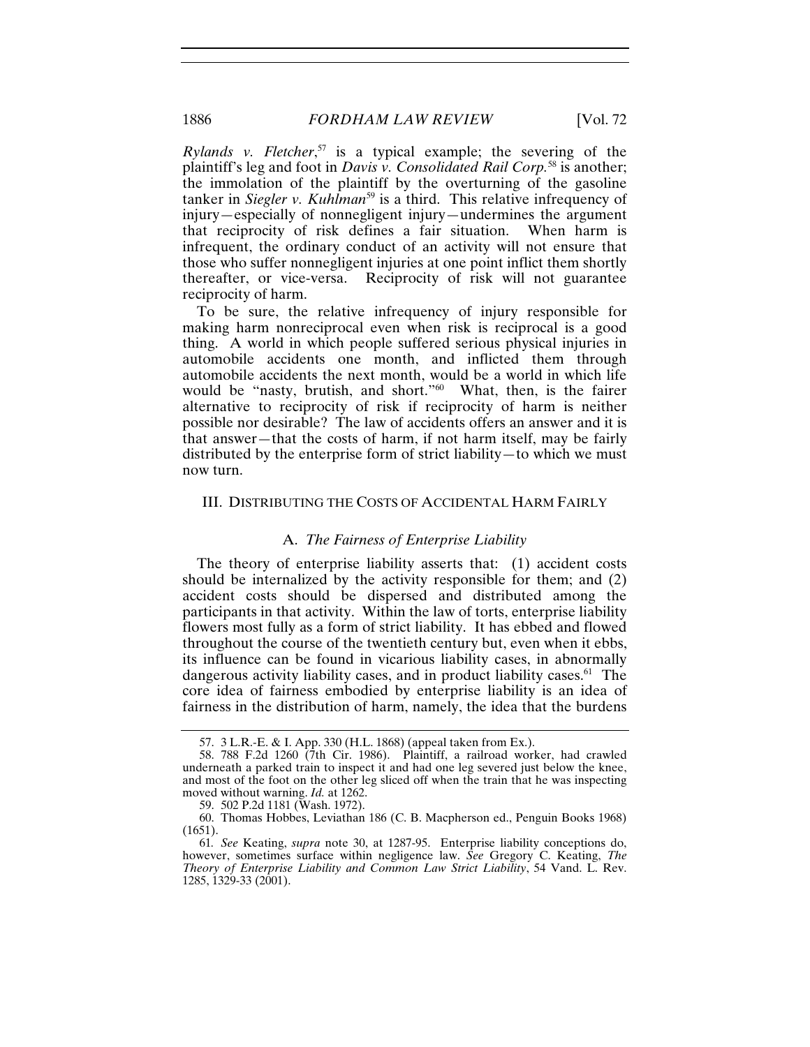*Rylands v. Fletcher*,[57] is a typical example; the severing of the plaintiff's leg and foot in *Davis v. Consolidated Rail Corp.*[58] is another; the immolation of the plaintiff by the overturning of the gasoline tanker in *Siegler v. Kuhlman*[59] is a third. This relative infrequency of injury—especially of nonnegligent injury—undermines the argument that reciprocity of risk defines a fair situation. When harm is infrequent, the ordinary conduct of an activity will not ensure that those who suffer nonnegligent injuries at one point inflict them shortly thereafter, or vice-versa. Reciprocity of risk will not guarantee reciprocity of harm.

To be sure, the relative infrequency of injury responsible for making harm nonreciprocal even when risk is reciprocal is a good thing. A world in which people suffered serious physical injuries in automobile accidents one month, and inflicted them through automobile accidents the next month, would be a world in which life would be "nasty, brutish, and short."[60] What, then, is the fairer alternative to reciprocity of risk if reciprocity of harm is neither possible nor desirable? The law of accidents offers an answer and it is that answer—that the costs of harm, if not harm itself, may be fairly distributed by the enterprise form of strict liability—to which we must now turn.

## III. DISTRIBUTING THE COSTS OF ACCIDENTAL HARM FAIRLY

### A. *The Fairness of Enterprise Liability*

The theory of enterprise liability asserts that: (1) accident costs should be internalized by the activity responsible for them; and (2) accident costs should be dispersed and distributed among the participants in that activity. Within the law of torts, enterprise liability flowers most fully as a form of strict liability. It has ebbed and flowed throughout the course of the twentieth century but, even when it ebbs, its influence can be found in vicarious liability cases, in abnormally dangerous activity liability cases, and in product liability cases.[61] The core idea of fairness embodied by enterprise liability is an idea of fairness in the distribution of harm, namely, the idea that the burdens

---

57. 3 L.R.-E. & I. App. 330 (H.L. 1868) (appeal taken from Ex.).

58. 788 F.2d 1260 (7th Cir. 1986). Plaintiff, a railroad worker, had crawled underneath a parked train to inspect it and had one leg severed just below the knee, and most of the foot on the other leg sliced off when the train that he was inspecting moved without warning. *Id.* at 1262.

59. 502 P.2d 1181 (Wash. 1972).

60. Thomas Hobbes, Leviathan 186 (C. B. Macpherson ed., Penguin Books 1968) (1651).

61. *See* Keating, *supra* note 30, at 1287-95. Enterprise liability conceptions do, however, sometimes surface within negligence law. *See* Gregory C. Keating, *The Theory of Enterprise Liability and Common Law Strict Liability*, 54 Vand. L. Rev. 1285, 1329-33 (2001).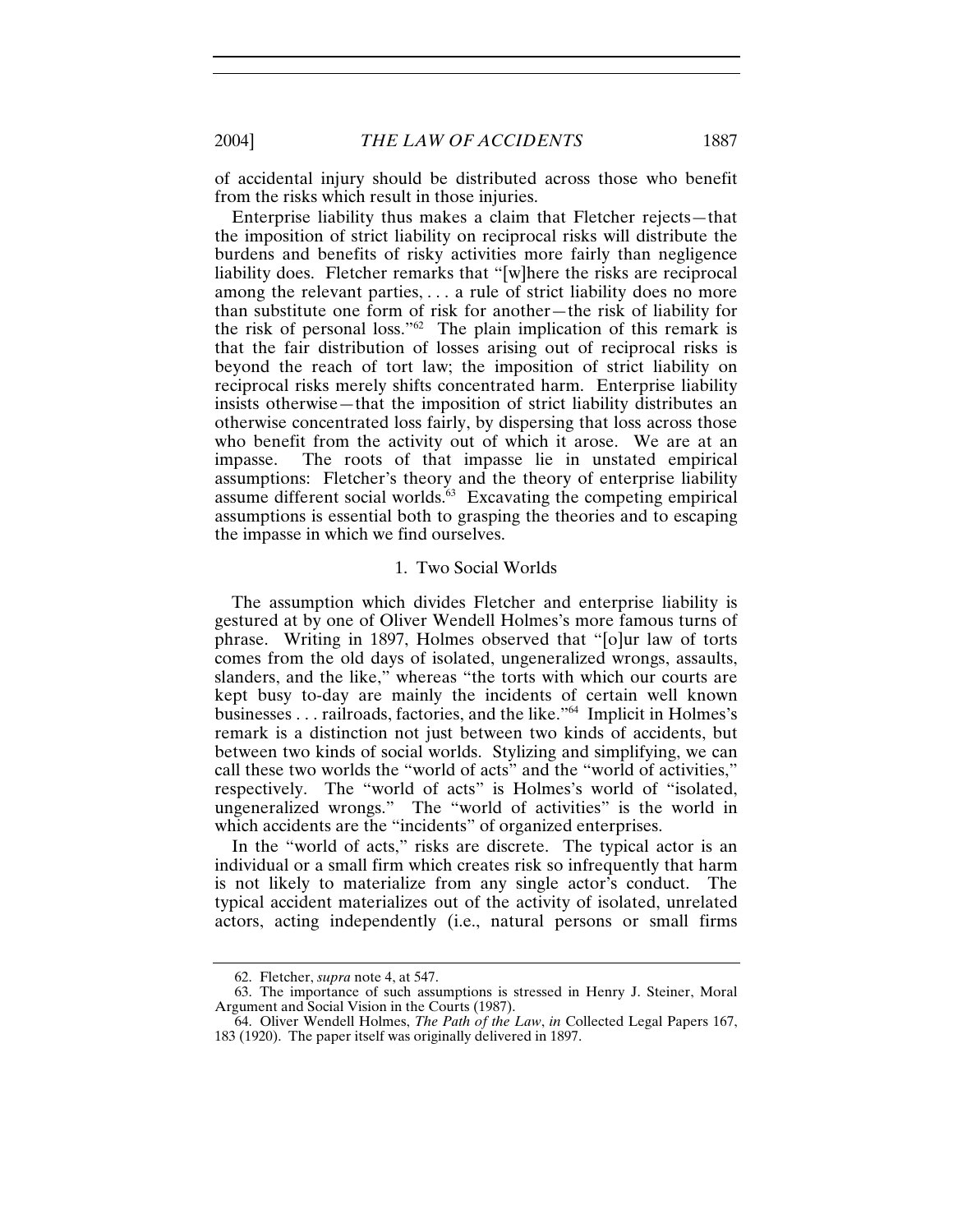of accidental injury should be distributed across those who benefit from the risks which result in those injuries.

Enterprise liability thus makes a claim that Fletcher rejects—that the imposition of strict liability on reciprocal risks will distribute the burdens and benefits of risky activities more fairly than negligence liability does. Fletcher remarks that "[w]here the risks are reciprocal among the relevant parties, . . . a rule of strict liability does no more than substitute one form of risk for another—the risk of liability for the risk of personal loss."[62] The plain implication of this remark is that the fair distribution of losses arising out of reciprocal risks is beyond the reach of tort law; the imposition of strict liability on reciprocal risks merely shifts concentrated harm. Enterprise liability insists otherwise—that the imposition of strict liability distributes an otherwise concentrated loss fairly, by dispersing that loss across those who benefit from the activity out of which it arose. We are at an impasse. The roots of that impasse lie in unstated empirical assumptions: Fletcher's theory and the theory of enterprise liability assume different social worlds.[63] Excavating the competing empirical assumptions is essential both to grasping the theories and to escaping the impasse in which we find ourselves.

### 1. Two Social Worlds

The assumption which divides Fletcher and enterprise liability is gestured at by one of Oliver Wendell Holmes's more famous turns of phrase. Writing in 1897, Holmes observed that "[o]ur law of torts comes from the old days of isolated, ungeneralized wrongs, assaults, slanders, and the like," whereas "the torts with which our courts are kept busy to-day are mainly the incidents of certain well known businesses . . . railroads, factories, and the like."[64] Implicit in Holmes's remark is a distinction not just between two kinds of accidents, but between two kinds of social worlds. Stylizing and simplifying, we can call these two worlds the "world of acts" and the "world of activities," respectively. The "world of acts" is Holmes's world of "isolated, ungeneralized wrongs." The "world of activities" is the world in which accidents are the "incidents" of organized enterprises.

In the "world of acts," risks are discrete. The typical actor is an individual or a small firm which creates risk so infrequently that harm is not likely to materialize from any single actor's conduct. The typical accident materializes out of the activity of isolated, unrelated actors, acting independently (i.e., natural persons or small firms

---

62. Fletcher, *supra* note 4, at 547.

63. The importance of such assumptions is stressed in Henry J. Steiner, Moral Argument and Social Vision in the Courts (1987).

64. Oliver Wendell Holmes, *The Path of the Law*, *in* Collected Legal Papers 167, 183 (1920). The paper itself was originally delivered in 1897.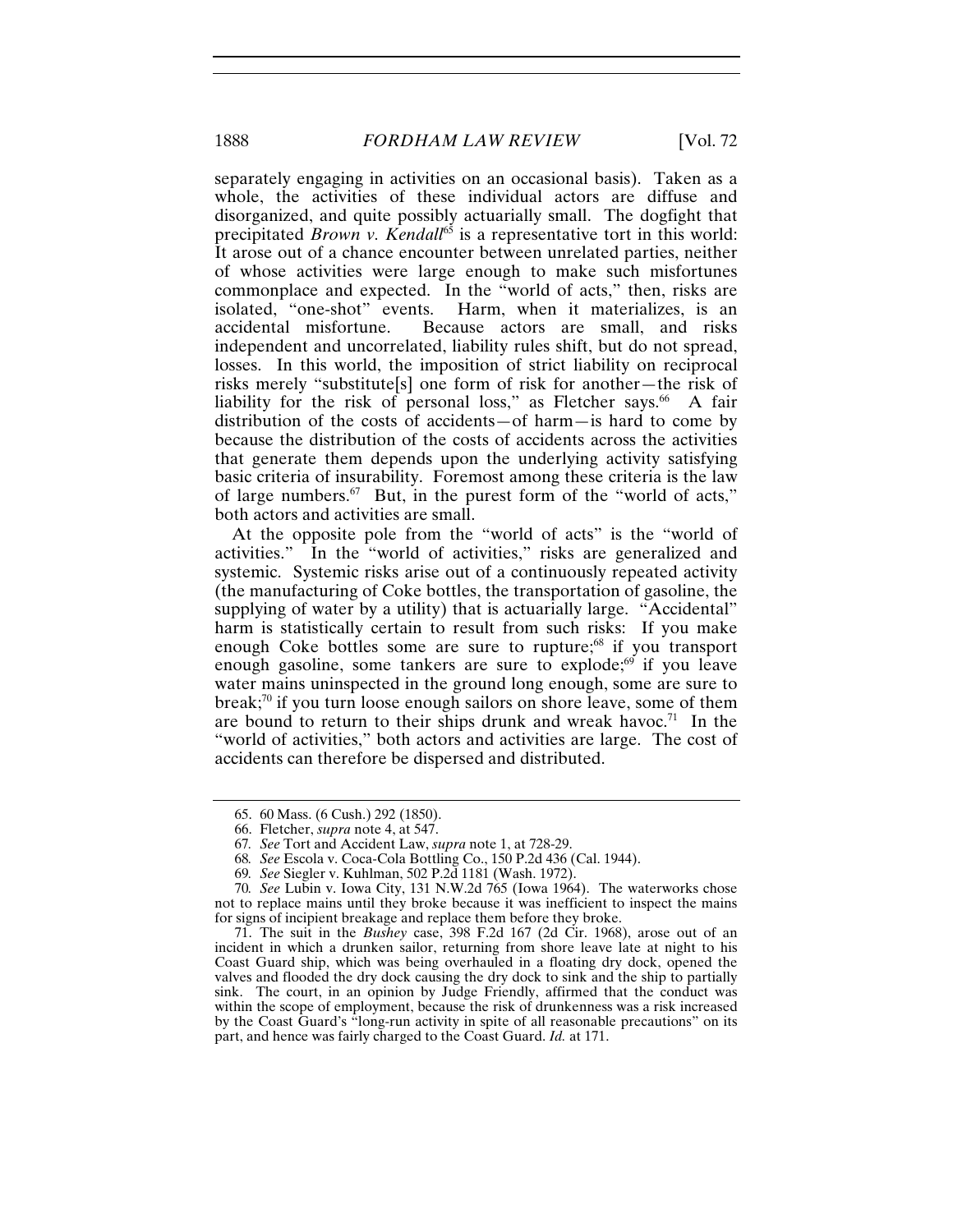separately engaging in activities on an occasional basis). Taken as a whole, the activities of these individual actors are diffuse and disorganized, and quite possibly actuarially small. The dogfight that precipitated *Brown v. Kendall*[65] is a representative tort in this world: It arose out of a chance encounter between unrelated parties, neither of whose activities were large enough to make such misfortunes commonplace and expected. In the "world of acts," then, risks are isolated, "one-shot" events. Harm, when it materializes, is an accidental misfortune. Because actors are small, and risks independent and uncorrelated, liability rules shift, but do not spread, losses. In this world, the imposition of strict liability on reciprocal risks merely "substitute[s] one form of risk for another—the risk of liability for the risk of personal loss," as Fletcher says.[66] A fair distribution of the costs of accidents—of harm—is hard to come by because the distribution of the costs of accidents across the activities that generate them depends upon the underlying activity satisfying basic criteria of insurability. Foremost among these criteria is the law of large numbers.[67] But, in the purest form of the "world of acts," both actors and activities are small.

At the opposite pole from the "world of acts" is the "world of activities." In the "world of activities," risks are generalized and systemic. Systemic risks arise out of a continuously repeated activity (the manufacturing of Coke bottles, the transportation of gasoline, the supplying of water by a utility) that is actuarially large. "Accidental" harm is statistically certain to result from such risks: If you make enough Coke bottles some are sure to rupture;[68] if you transport enough gasoline, some tankers are sure to explode;[69] if you leave water mains uninspected in the ground long enough, some are sure to break;[70] if you turn loose enough sailors on shore leave, some of them are bound to return to their ships drunk and wreak havoc.[71] In the "world of activities," both actors and activities are large. The cost of accidents can therefore be dispersed and distributed.

---

65. 60 Mass. (6 Cush.) 292 (1850).

66. Fletcher, *supra* note 4, at 547.

67. *See* Tort and Accident Law, *supra* note 1, at 728-29.

68. *See* Escola v. Coca-Cola Bottling Co., 150 P.2d 436 (Cal. 1944).

69. *See* Siegler v. Kuhlman, 502 P.2d 1181 (Wash. 1972).

70. *See* Lubin v. Iowa City, 131 N.W.2d 765 (Iowa 1964). The waterworks chose not to replace mains until they broke because it was inefficient to inspect the mains for signs of incipient breakage and replace them before they broke.

71. The suit in the *Bushey* case, 398 F.2d 167 (2d Cir. 1968), arose out of an incident in which a drunken sailor, returning from shore leave late at night to his Coast Guard ship, which was being overhauled in a floating dry dock, opened the valves and flooded the dry dock causing the dry dock to sink and the ship to partially sink. The court, in an opinion by Judge Friendly, affirmed that the conduct was within the scope of employment, because the risk of drunkenness was a risk increased by the Coast Guard's "long-run activity in spite of all reasonable precautions" on its part, and hence was fairly charged to the Coast Guard. *Id.* at 171.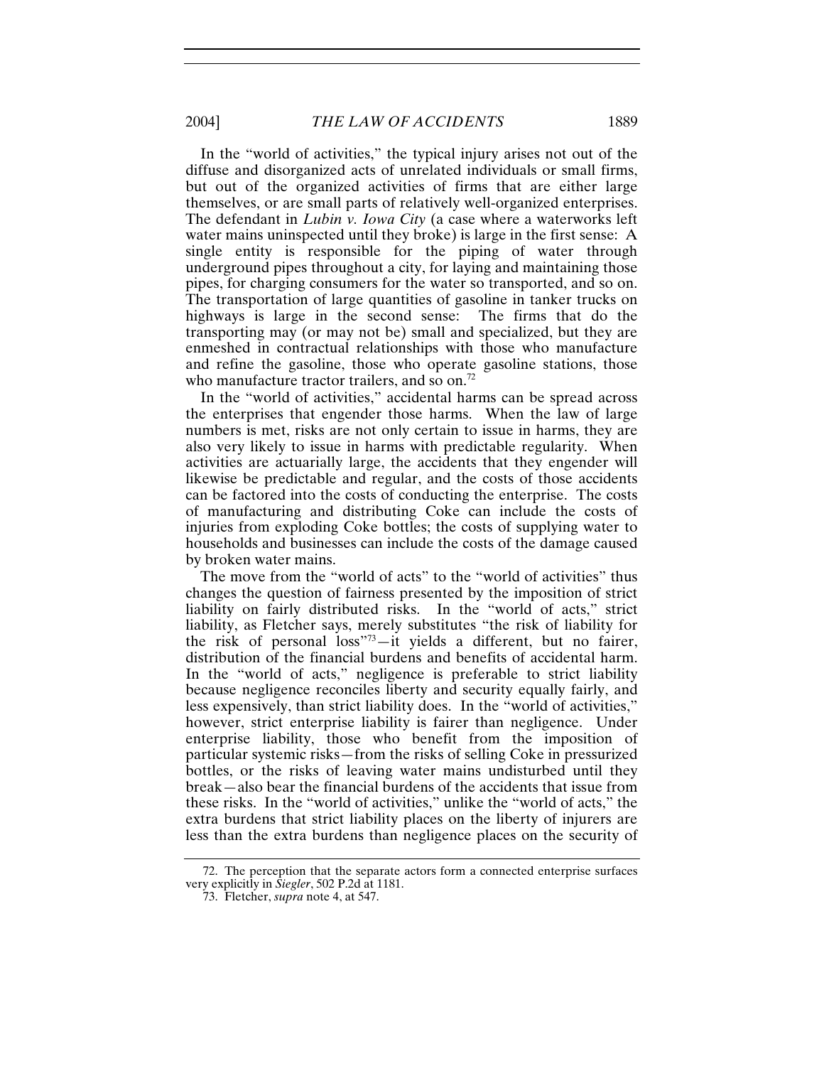In the "world of activities," the typical injury arises not out of the diffuse and disorganized acts of unrelated individuals or small firms, but out of the organized activities of firms that are either large themselves, or are small parts of relatively well-organized enterprises. The defendant in *Lubin v. Iowa City* (a case where a waterworks left water mains uninspected until they broke) is large in the first sense: A single entity is responsible for the piping of water through underground pipes throughout a city, for laying and maintaining those pipes, for charging consumers for the water so transported, and so on. The transportation of large quantities of gasoline in tanker trucks on highways is large in the second sense: The firms that do the transporting may (or may not be) small and specialized, but they are enmeshed in contractual relationships with those who manufacture and refine the gasoline, those who operate gasoline stations, those who manufacture tractor trailers, and so on.[72]

In the "world of activities," accidental harms can be spread across the enterprises that engender those harms. When the law of large numbers is met, risks are not only certain to issue in harms, they are also very likely to issue in harms with predictable regularity. When activities are actuarially large, the accidents that they engender will likewise be predictable and regular, and the costs of those accidents can be factored into the costs of conducting the enterprise. The costs of manufacturing and distributing Coke can include the costs of injuries from exploding Coke bottles; the costs of supplying water to households and businesses can include the costs of the damage caused by broken water mains.

The move from the "world of acts" to the "world of activities" thus changes the question of fairness presented by the imposition of strict liability on fairly distributed risks. In the "world of acts," strict liability, as Fletcher says, merely substitutes "the risk of liability for the risk of personal loss"[73]—it yields a different, but no fairer, distribution of the financial burdens and benefits of accidental harm. In the "world of acts," negligence is preferable to strict liability because negligence reconciles liberty and security equally fairly, and less expensively, than strict liability does. In the "world of activities," however, strict enterprise liability is fairer than negligence. Under enterprise liability, those who benefit from the imposition of particular systemic risks—from the risks of selling Coke in pressurized bottles, or the risks of leaving water mains undisturbed until they break—also bear the financial burdens of the accidents that issue from these risks. In the "world of activities," unlike the "world of acts," the extra burdens that strict liability places on the liberty of injurers are less than the extra burdens than negligence places on the security of

---

72. The perception that the separate actors form a connected enterprise surfaces very explicitly in *Siegler*, 502 P.2d at 1181.

73. Fletcher, *supra* note 4, at 547.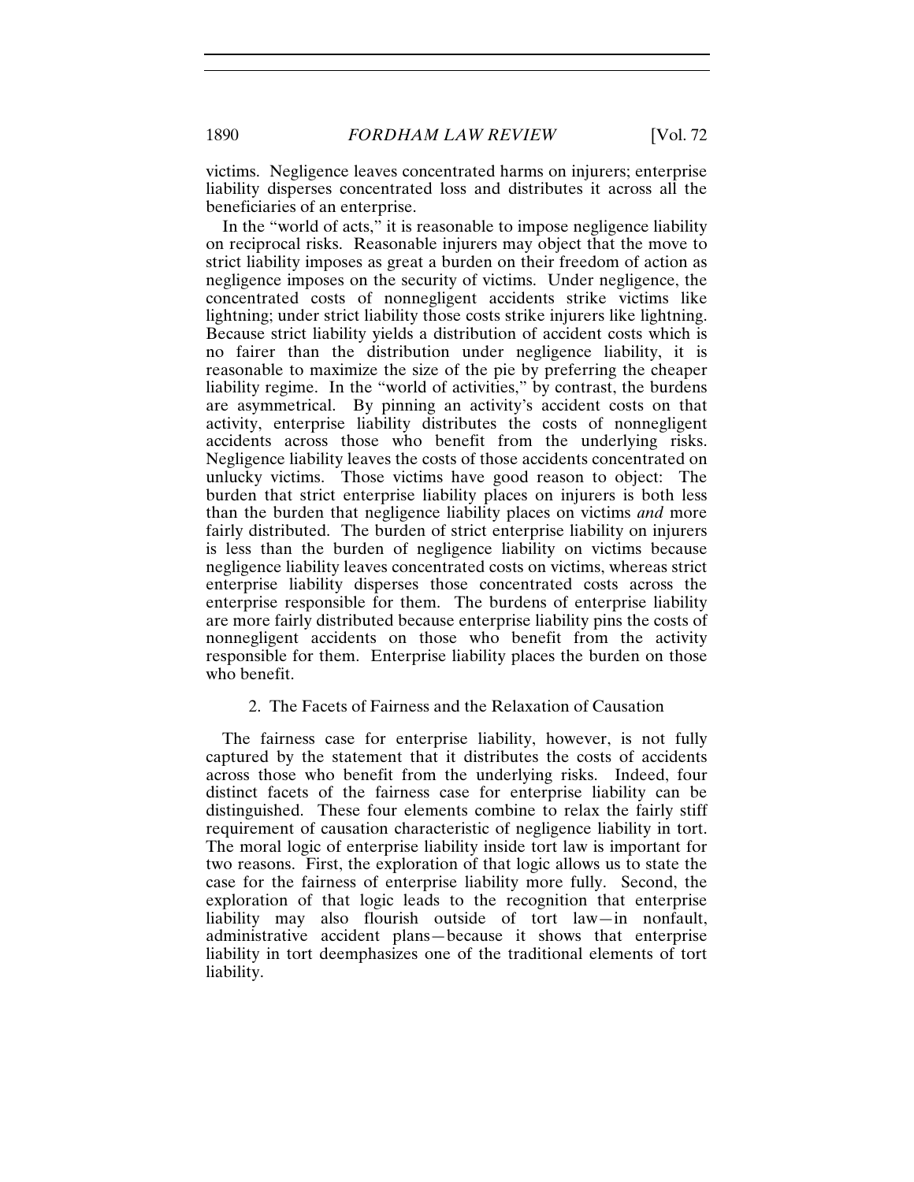victims. Negligence leaves concentrated harms on injurers; enterprise liability disperses concentrated loss and distributes it across all the beneficiaries of an enterprise.

In the "world of acts," it is reasonable to impose negligence liability on reciprocal risks. Reasonable injurers may object that the move to strict liability imposes as great a burden on their freedom of action as negligence imposes on the security of victims. Under negligence, the concentrated costs of nonnegligent accidents strike victims like lightning; under strict liability those costs strike injurers like lightning. Because strict liability yields a distribution of accident costs which is no fairer than the distribution under negligence liability, it is reasonable to maximize the size of the pie by preferring the cheaper liability regime. In the "world of activities," by contrast, the burdens are asymmetrical. By pinning an activity's accident costs on that activity, enterprise liability distributes the costs of nonnegligent accidents across those who benefit from the underlying risks. Negligence liability leaves the costs of those accidents concentrated on unlucky victims. Those victims have good reason to object: The burden that strict enterprise liability places on injurers is both less than the burden that negligence liability places on victims *and* more fairly distributed. The burden of strict enterprise liability on injurers is less than the burden of negligence liability on victims because negligence liability leaves concentrated costs on victims, whereas strict enterprise liability disperses those concentrated costs across the enterprise responsible for them. The burdens of enterprise liability are more fairly distributed because enterprise liability pins the costs of nonnegligent accidents on those who benefit from the activity responsible for them. Enterprise liability places the burden on those who benefit.

### 2. The Facets of Fairness and the Relaxation of Causation

The fairness case for enterprise liability, however, is not fully captured by the statement that it distributes the costs of accidents across those who benefit from the underlying risks. Indeed, four distinct facets of the fairness case for enterprise liability can be distinguished. These four elements combine to relax the fairly stiff requirement of causation characteristic of negligence liability in tort. The moral logic of enterprise liability inside tort law is important for two reasons. First, the exploration of that logic allows us to state the case for the fairness of enterprise liability more fully. Second, the exploration of that logic leads to the recognition that enterprise liability may also flourish outside of tort law—in nonfault, administrative accident plans—because it shows that enterprise liability in tort deemphasizes one of the traditional elements of tort liability.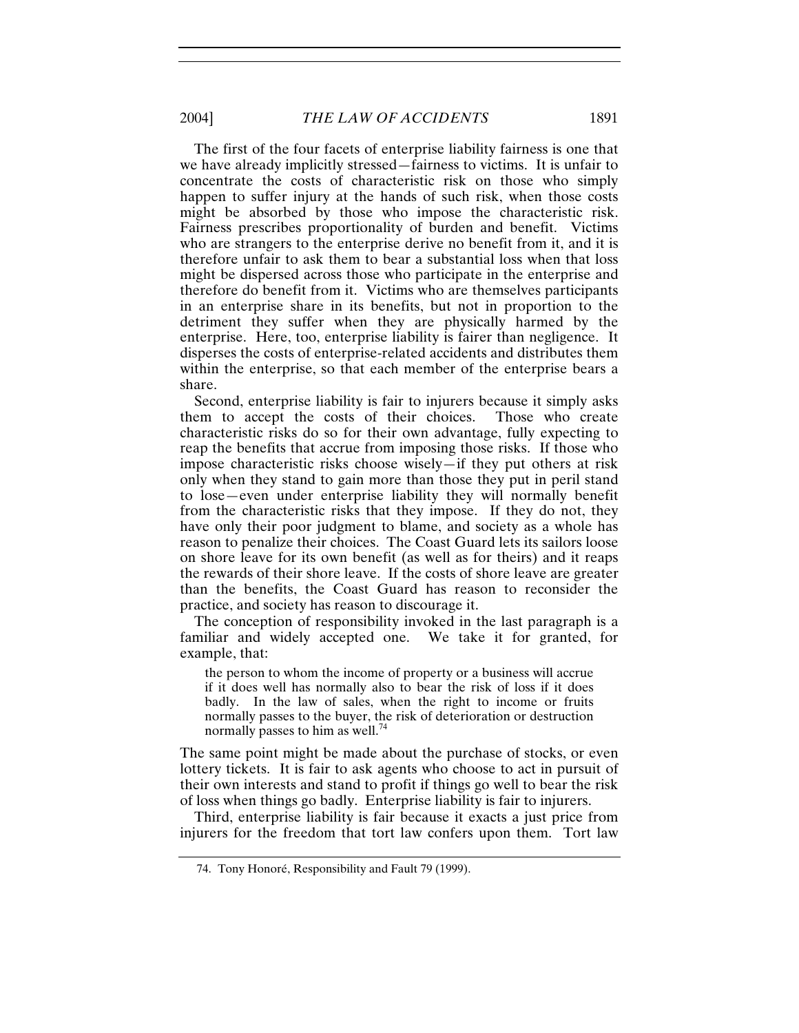The first of the four facets of enterprise liability fairness is one that we have already implicitly stressed—fairness to victims. It is unfair to concentrate the costs of characteristic risk on those who simply happen to suffer injury at the hands of such risk, when those costs might be absorbed by those who impose the characteristic risk. Fairness prescribes proportionality of burden and benefit. Victims who are strangers to the enterprise derive no benefit from it, and it is therefore unfair to ask them to bear a substantial loss when that loss might be dispersed across those who participate in the enterprise and therefore do benefit from it. Victims who are themselves participants in an enterprise share in its benefits, but not in proportion to the detriment they suffer when they are physically harmed by the enterprise. Here, too, enterprise liability is fairer than negligence. It disperses the costs of enterprise-related accidents and distributes them within the enterprise, so that each member of the enterprise bears a share.

Second, enterprise liability is fair to injurers because it simply asks them to accept the costs of their choices. Those who create characteristic risks do so for their own advantage, fully expecting to reap the benefits that accrue from imposing those risks. If those who impose characteristic risks choose wisely—if they put others at risk only when they stand to gain more than those they put in peril stand to lose—even under enterprise liability they will normally benefit from the characteristic risks that they impose. If they do not, they have only their poor judgment to blame, and society as a whole has reason to penalize their choices. The Coast Guard lets its sailors loose on shore leave for its own benefit (as well as for theirs) and it reaps the rewards of their shore leave. If the costs of shore leave are greater than the benefits, the Coast Guard has reason to reconsider the practice, and society has reason to discourage it.

The conception of responsibility invoked in the last paragraph is a familiar and widely accepted one. We take it for granted, for example, that:

> the person to whom the income of property or a business will accrue if it does well has normally also to bear the risk of loss if it does badly. In the law of sales, when the right to income or fruits normally passes to the buyer, the risk of deterioration or destruction normally passes to him as well.[74]

The same point might be made about the purchase of stocks, or even lottery tickets. It is fair to ask agents who choose to act in pursuit of their own interests and stand to profit if things go well to bear the risk of loss when things go badly. Enterprise liability is fair to injurers.

Third, enterprise liability is fair because it exacts a just price from injurers for the freedom that tort law confers upon them. Tort law

---

74. Tony Honoré, Responsibility and Fault 79 (1999).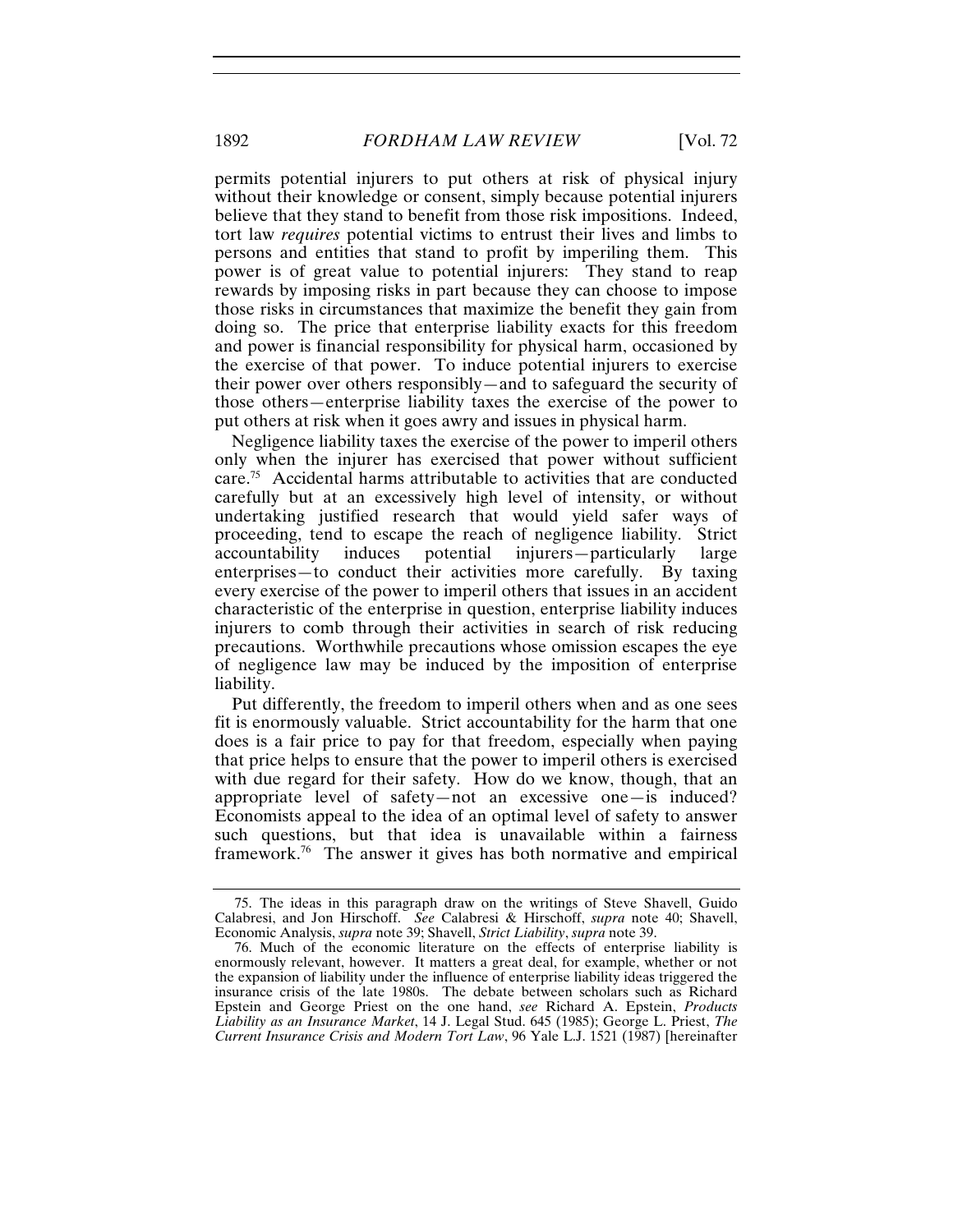permits potential injurers to put others at risk of physical injury without their knowledge or consent, simply because potential injurers believe that they stand to benefit from those risk impositions. Indeed, tort law *requires* potential victims to entrust their lives and limbs to persons and entities that stand to profit by imperiling them. This power is of great value to potential injurers: They stand to reap rewards by imposing risks in part because they can choose to impose those risks in circumstances that maximize the benefit they gain from doing so. The price that enterprise liability exacts for this freedom and power is financial responsibility for physical harm, occasioned by the exercise of that power. To induce potential injurers to exercise their power over others responsibly—and to safeguard the security of those others—enterprise liability taxes the exercise of the power to put others at risk when it goes awry and issues in physical harm.

Negligence liability taxes the exercise of the power to imperil others only when the injurer has exercised that power without sufficient care.[75] Accidental harms attributable to activities that are conducted carefully but at an excessively high level of intensity, or without undertaking justified research that would yield safer ways of proceeding, tend to escape the reach of negligence liability. Strict accountability induces potential injurers—particularly large enterprises—to conduct their activities more carefully. By taxing every exercise of the power to imperil others that issues in an accident characteristic of the enterprise in question, enterprise liability induces injurers to comb through their activities in search of risk reducing precautions. Worthwhile precautions whose omission escapes the eye of negligence law may be induced by the imposition of enterprise liability.

Put differently, the freedom to imperil others when and as one sees fit is enormously valuable. Strict accountability for the harm that one does is a fair price to pay for that freedom, especially when paying that price helps to ensure that the power to imperil others is exercised with due regard for their safety. How do we know, though, that an appropriate level of safety—not an excessive one—is induced? Economists appeal to the idea of an optimal level of safety to answer such questions, but that idea is unavailable within a fairness framework.[76] The answer it gives has both normative and empirical

---

75. The ideas in this paragraph draw on the writings of Steve Shavell, Guido Calabresi, and Jon Hirschoff. *See* Calabresi & Hirschoff, *supra* note 40; Shavell, Economic Analysis, *supra* note 39; Shavell, *Strict Liability*, *supra* note 39.

76. Much of the economic literature on the effects of enterprise liability is enormously relevant, however. It matters a great deal, for example, whether or not the expansion of liability under the influence of enterprise liability ideas triggered the insurance crisis of the late 1980s. The debate between scholars such as Richard Epstein and George Priest on the one hand, *see* Richard A. Epstein, *Products Liability as an Insurance Market*, 14 J. Legal Stud. 645 (1985); George L. Priest, *The Current Insurance Crisis and Modern Tort Law*, 96 Yale L.J. 1521 (1987) [hereinafter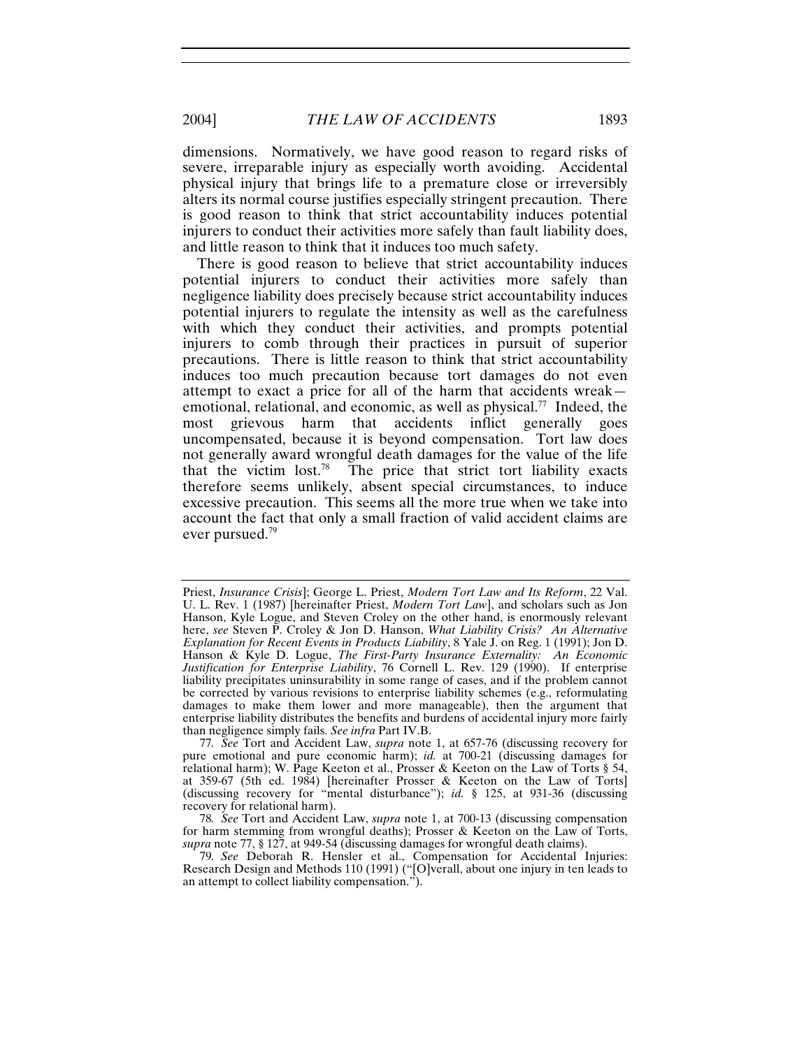dimensions. Normatively, we have good reason to regard risks of severe, irreparable injury as especially worth avoiding. Accidental physical injury that brings life to a premature close or irreversibly alters its normal course justifies especially stringent precaution. There is good reason to think that strict accountability induces potential injurers to conduct their activities more safely than fault liability does, and little reason to think that it induces too much safety.

There is good reason to believe that strict accountability induces potential injurers to conduct their activities more safely than negligence liability does precisely because strict accountability induces potential injurers to regulate the intensity as well as the carefulness with which they conduct their activities, and prompts potential injurers to comb through their practices in pursuit of superior precautions. There is little reason to think that strict accountability induces too much precaution because tort damages do not even attempt to exact a price for all of the harm that accidents wreak—emotional, relational, and economic, as well as physical.[77] Indeed, the most grievous harm that accidents inflict generally goes uncompensated, because it is beyond compensation. Tort law does not generally award wrongful death damages for the value of the life that the victim lost.[78] The price that strict tort liability exacts therefore seems unlikely, absent special circumstances, to induce excessive precaution. This seems all the more true when we take into account the fact that only a small fraction of valid accident claims are ever pursued.[79]

---

Priest, *Insurance Crisis*]; George L. Priest, *Modern Tort Law and Its Reform*, 22 Val. U. L. Rev. 1 (1987) [hereinafter Priest, *Modern Tort Law*], and scholars such as Jon Hanson, Kyle Logue, and Steven Croley on the other hand, is enormously relevant here, *see* Steven P. Croley & Jon D. Hanson, *What Liability Crisis? An Alternative Explanation for Recent Events in Products Liability*, 8 Yale J. on Reg. 1 (1991); Jon D. Hanson & Kyle D. Logue, *The First-Party Insurance Externality: An Economic Justification for Enterprise Liability*, 76 Cornell L. Rev. 129 (1990). If enterprise liability precipitates uninsurability in some range of cases, and if the problem cannot be corrected by various revisions to enterprise liability schemes (e.g., reformulating damages to make them lower and more manageable), then the argument that enterprise liability distributes the benefits and burdens of accidental injury more fairly than negligence simply fails. *See infra* Part IV.B.

77. *See* Tort and Accident Law, *supra* note 1, at 657-76 (discussing recovery for pure emotional and pure economic harm); *id.* at 700-21 (discussing damages for relational harm); W. Page Keeton et al., Prosser & Keeton on the Law of Torts § 54, at 359-67 (5th ed. 1984) [hereinafter Prosser & Keeton on the Law of Torts] (discussing recovery for "mental disturbance"); *id.* § 125, at 931-36 (discussing recovery for relational harm).

78. *See* Tort and Accident Law, *supra* note 1, at 700-13 (discussing compensation for harm stemming from wrongful deaths); Prosser & Keeton on the Law of Torts, *supra* note 77, § 127, at 949-54 (discussing damages for wrongful death claims).

79. *See* Deborah R. Hensler et al., Compensation for Accidental Injuries: Research Design and Methods 110 (1991) ("[O]verall, about one injury in ten leads to an attempt to collect liability compensation.").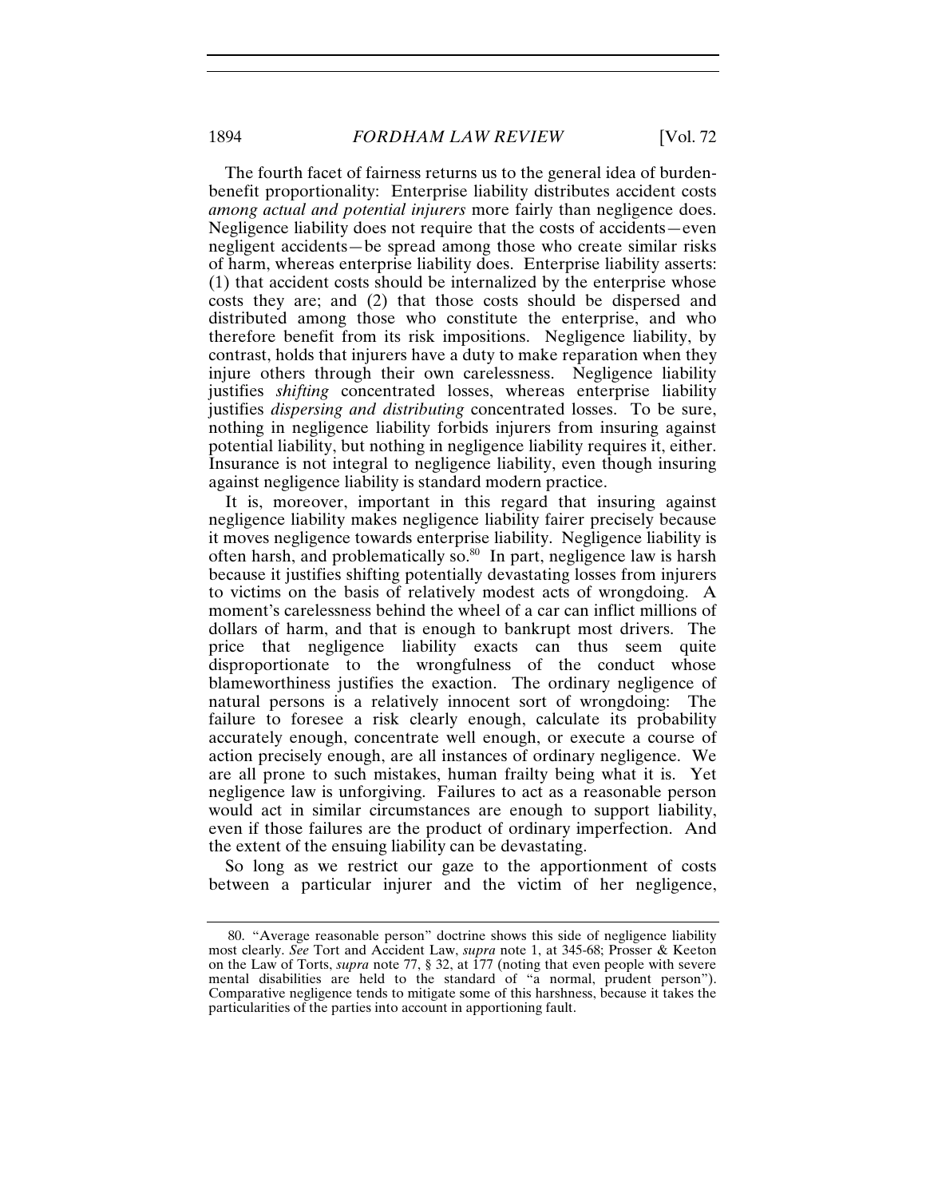The fourth facet of fairness returns us to the general idea of burden-benefit proportionality: Enterprise liability distributes accident costs *among actual and potential injurers* more fairly than negligence does. Negligence liability does not require that the costs of accidents—even negligent accidents—be spread among those who create similar risks of harm, whereas enterprise liability does. Enterprise liability asserts: (1) that accident costs should be internalized by the enterprise whose costs they are; and (2) that those costs should be dispersed and distributed among those who constitute the enterprise, and who therefore benefit from its risk impositions. Negligence liability, by contrast, holds that injurers have a duty to make reparation when they injure others through their own carelessness. Negligence liability justifies *shifting* concentrated losses, whereas enterprise liability justifies *dispersing and distributing* concentrated losses. To be sure, nothing in negligence liability forbids injurers from insuring against potential liability, but nothing in negligence liability requires it, either. Insurance is not integral to negligence liability, even though insuring against negligence liability is standard modern practice.

It is, moreover, important in this regard that insuring against negligence liability makes negligence liability fairer precisely because it moves negligence towards enterprise liability. Negligence liability is often harsh, and problematically so.[80] In part, negligence law is harsh because it justifies shifting potentially devastating losses from injurers to victims on the basis of relatively modest acts of wrongdoing. A moment's carelessness behind the wheel of a car can inflict millions of dollars of harm, and that is enough to bankrupt most drivers. The price that negligence liability exacts can thus seem quite disproportionate to the wrongfulness of the conduct whose blameworthiness justifies the exaction. The ordinary negligence of natural persons is a relatively innocent sort of wrongdoing: The failure to foresee a risk clearly enough, calculate its probability accurately enough, concentrate well enough, or execute a course of action precisely enough, are all instances of ordinary negligence. We are all prone to such mistakes, human frailty being what it is. Yet negligence law is unforgiving. Failures to act as a reasonable person would act in similar circumstances are enough to support liability, even if those failures are the product of ordinary imperfection. And the extent of the ensuing liability can be devastating.

So long as we restrict our gaze to the apportionment of costs between a particular injurer and the victim of her negligence,

---

80. "Average reasonable person" doctrine shows this side of negligence liability most clearly. *See* Tort and Accident Law, *supra* note 1, at 345-68; Prosser & Keeton on the Law of Torts, *supra* note 77, § 32, at 177 (noting that even people with severe mental disabilities are held to the standard of "a normal, prudent person"). Comparative negligence tends to mitigate some of this harshness, because it takes the particularities of the parties into account in apportioning fault.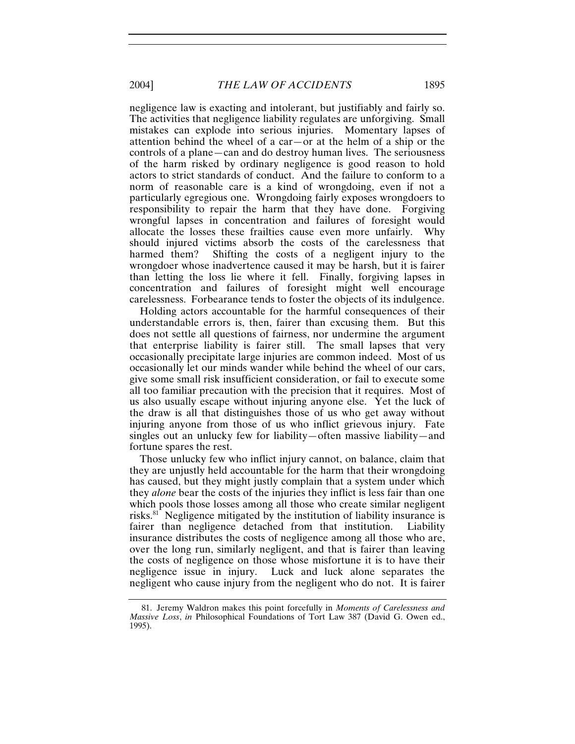negligence law is exacting and intolerant, but justifiably and fairly so. The activities that negligence liability regulates are unforgiving. Small mistakes can explode into serious injuries. Momentary lapses of attention behind the wheel of a car—or at the helm of a ship or the controls of a plane—can and do destroy human lives. The seriousness of the harm risked by ordinary negligence is good reason to hold actors to strict standards of conduct. And the failure to conform to a norm of reasonable care is a kind of wrongdoing, even if not a particularly egregious one. Wrongdoing fairly exposes wrongdoers to responsibility to repair the harm that they have done. Forgiving wrongful lapses in concentration and failures of foresight would allocate the losses these frailties cause even more unfairly. Why should injured victims absorb the costs of the carelessness that harmed them? Shifting the costs of a negligent injury to the wrongdoer whose inadvertence caused it may be harsh, but it is fairer than letting the loss lie where it fell. Finally, forgiving lapses in concentration and failures of foresight might well encourage carelessness. Forbearance tends to foster the objects of its indulgence.

Holding actors accountable for the harmful consequences of their understandable errors is, then, fairer than excusing them. But this does not settle all questions of fairness, nor undermine the argument that enterprise liability is fairer still. The small lapses that very occasionally precipitate large injuries are common indeed. Most of us occasionally let our minds wander while behind the wheel of our cars, give some small risk insufficient consideration, or fail to execute some all too familiar precaution with the precision that it requires. Most of us also usually escape without injuring anyone else. Yet the luck of the draw is all that distinguishes those of us who get away without injuring anyone from those of us who inflict grievous injury. Fate singles out an unlucky few for liability—often massive liability—and fortune spares the rest.

Those unlucky few who inflict injury cannot, on balance, claim that they are unjustly held accountable for the harm that their wrongdoing has caused, but they might justly complain that a system under which they *alone* bear the costs of the injuries they inflict is less fair than one which pools those losses among all those who create similar negligent risks.[81] Negligence mitigated by the institution of liability insurance is fairer than negligence detached from that institution. Liability insurance distributes the costs of negligence among all those who are, over the long run, similarly negligent, and that is fairer than leaving the costs of negligence on those whose misfortune it is to have their negligence issue in injury. Luck and luck alone separates the negligent who cause injury from the negligent who do not. It is fairer

81. Jeremy Waldron makes this point forcefully in *Moments of Carelessness and Massive Loss*, *in* Philosophical Foundations of Tort Law 387 (David G. Owen ed., 1995).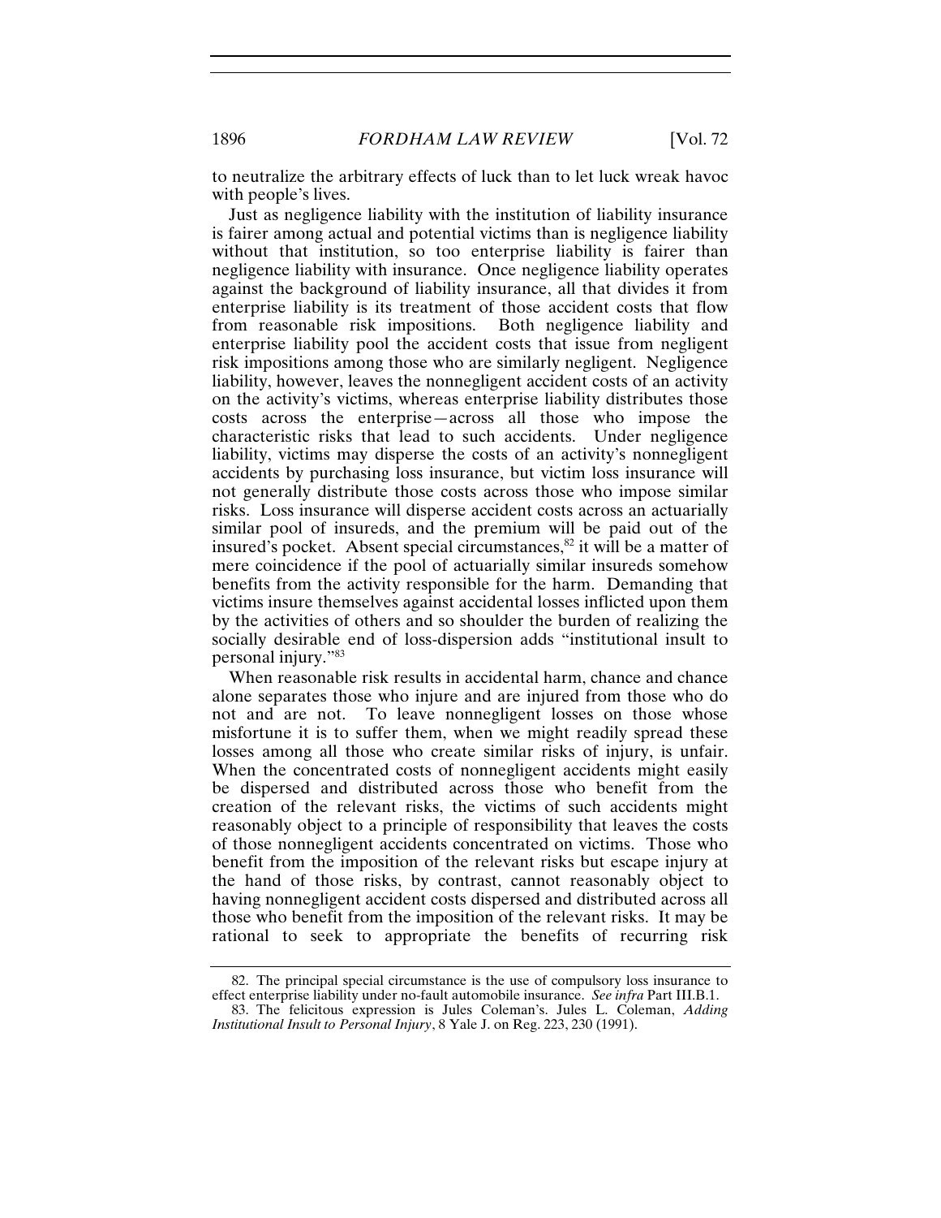to neutralize the arbitrary effects of luck than to let luck wreak havoc with people's lives.

Just as negligence liability with the institution of liability insurance is fairer among actual and potential victims than is negligence liability without that institution, so too enterprise liability is fairer than negligence liability with insurance. Once negligence liability operates against the background of liability insurance, all that divides it from enterprise liability is its treatment of those accident costs that flow from reasonable risk impositions. Both negligence liability and enterprise liability pool the accident costs that issue from negligent risk impositions among those who are similarly negligent. Negligence liability, however, leaves the nonnegligent accident costs of an activity on the activity's victims, whereas enterprise liability distributes those costs across the enterprise—across all those who impose the characteristic risks that lead to such accidents. Under negligence liability, victims may disperse the costs of an activity's nonnegligent accidents by purchasing loss insurance, but victim loss insurance will not generally distribute those costs across those who impose similar risks. Loss insurance will disperse accident costs across an actuarially similar pool of insureds, and the premium will be paid out of the insured's pocket. Absent special circumstances,[82] it will be a matter of mere coincidence if the pool of actuarially similar insureds somehow benefits from the activity responsible for the harm. Demanding that victims insure themselves against accidental losses inflicted upon them by the activities of others and so shoulder the burden of realizing the socially desirable end of loss-dispersion adds "institutional insult to personal injury."[83]

When reasonable risk results in accidental harm, chance and chance alone separates those who injure and are injured from those who do not and are not. To leave nonnegligent losses on those whose misfortune it is to suffer them, when we might readily spread these losses among all those who create similar risks of injury, is unfair. When the concentrated costs of nonnegligent accidents might easily be dispersed and distributed across those who benefit from the creation of the relevant risks, the victims of such accidents might reasonably object to a principle of responsibility that leaves the costs of those nonnegligent accidents concentrated on victims. Those who benefit from the imposition of the relevant risks but escape injury at the hand of those risks, by contrast, cannot reasonably object to having nonnegligent accident costs dispersed and distributed across all those who benefit from the imposition of the relevant risks. It may be rational to seek to appropriate the benefits of recurring risk

---

82. The principal special circumstance is the use of compulsory loss insurance to effect enterprise liability under no-fault automobile insurance. *See infra* Part III.B.1.

83. The felicitous expression is Jules Coleman's. Jules L. Coleman, *Adding Institutional Insult to Personal Injury*, 8 Yale J. on Reg. 223, 230 (1991).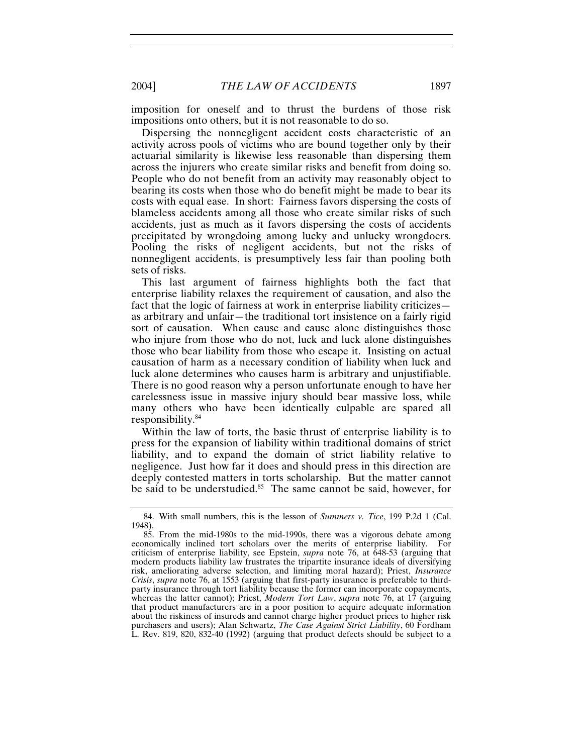imposition for oneself and to thrust the burdens of those risk impositions onto others, but it is not reasonable to do so.

Dispersing the nonnegligent accident costs characteristic of an activity across pools of victims who are bound together only by their actuarial similarity is likewise less reasonable than dispersing them across the injurers who create similar risks and benefit from doing so. People who do not benefit from an activity may reasonably object to bearing its costs when those who do benefit might be made to bear its costs with equal ease. In short: Fairness favors dispersing the costs of blameless accidents among all those who create similar risks of such accidents, just as much as it favors dispersing the costs of accidents precipitated by wrongdoing among lucky and unlucky wrongdoers. Pooling the risks of negligent accidents, but not the risks of nonnegligent accidents, is presumptively less fair than pooling both sets of risks.

This last argument of fairness highlights both the fact that enterprise liability relaxes the requirement of causation, and also the fact that the logic of fairness at work in enterprise liability criticizes—as arbitrary and unfair—the traditional tort insistence on a fairly rigid sort of causation. When cause and cause alone distinguishes those who injure from those who do not, luck and luck alone distinguishes those who bear liability from those who escape it. Insisting on actual causation of harm as a necessary condition of liability when luck and luck alone determines who causes harm is arbitrary and unjustifiable. There is no good reason why a person unfortunate enough to have her carelessness issue in massive injury should bear massive loss, while many others who have been identically culpable are spared all responsibility.[84]

Within the law of torts, the basic thrust of enterprise liability is to press for the expansion of liability within traditional domains of strict liability, and to expand the domain of strict liability relative to negligence. Just how far it does and should press in this direction are deeply contested matters in torts scholarship. But the matter cannot be said to be understudied.[85] The same cannot be said, however, for

---

84. With small numbers, this is the lesson of *Summers v. Tice*, 199 P.2d 1 (Cal. 1948).

85. From the mid-1980s to the mid-1990s, there was a vigorous debate among economically inclined tort scholars over the merits of enterprise liability. For criticism of enterprise liability, see Epstein, *supra* note 76, at 648-53 (arguing that modern products liability law frustrates the tripartite insurance ideals of diversifying risk, ameliorating adverse selection, and limiting moral hazard); Priest, *Insurance Crisis*, *supra* note 76, at 1553 (arguing that first-party insurance is preferable to third-party insurance through tort liability because the former can incorporate copayments, whereas the latter cannot); Priest, *Modern Tort Law*, *supra* note 76, at 17 (arguing that product manufacturers are in a poor position to acquire adequate information about the riskiness of insureds and cannot charge higher product prices to higher risk purchasers and users); Alan Schwartz, *The Case Against Strict Liability*, 60 Fordham L. Rev. 819, 820, 832-40 (1992) (arguing that product defects should be subject to a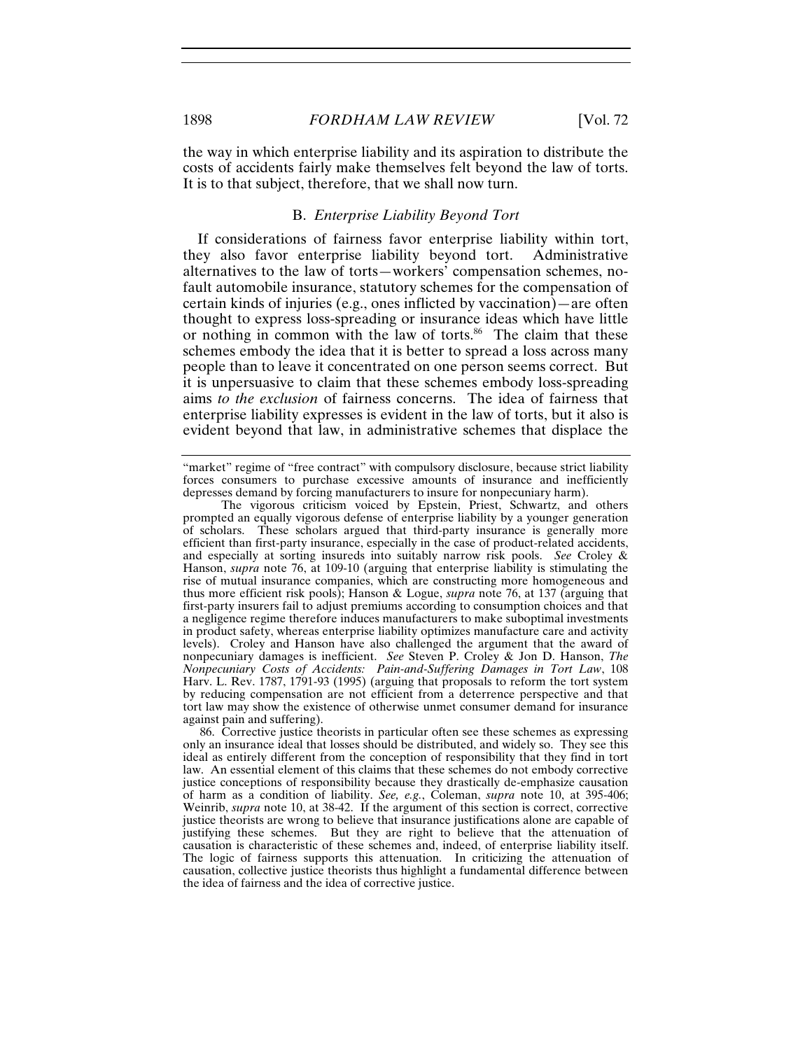the way in which enterprise liability and its aspiration to distribute the costs of accidents fairly make themselves felt beyond the law of torts. It is to that subject, therefore, that we shall now turn.

### B. *Enterprise Liability Beyond Tort*

If considerations of fairness favor enterprise liability within tort, they also favor enterprise liability beyond tort. Administrative alternatives to the law of torts—workers' compensation schemes, no-fault automobile insurance, statutory schemes for the compensation of certain kinds of injuries (e.g., ones inflicted by vaccination)—are often thought to express loss-spreading or insurance ideas which have little or nothing in common with the law of torts.[86] The claim that these schemes embody the idea that it is better to spread a loss across many people than to leave it concentrated on one person seems correct. But it is unpersuasive to claim that these schemes embody loss-spreading aims *to the exclusion* of fairness concerns. The idea of fairness that enterprise liability expresses is evident in the law of torts, but it also is evident beyond that law, in administrative schemes that displace the

---

"market" regime of "free contract" with compulsory disclosure, because strict liability forces consumers to purchase excessive amounts of insurance and inefficiently depresses demand by forcing manufacturers to insure for nonpecuniary harm).

The vigorous criticism voiced by Epstein, Priest, Schwartz, and others prompted an equally vigorous defense of enterprise liability by a younger generation of scholars. These scholars argued that third-party insurance is generally more efficient than first-party insurance, especially in the case of product-related accidents, and especially at sorting insureds into suitably narrow risk pools. *See* Croley & Hanson, *supra* note 76, at 109-10 (arguing that enterprise liability is stimulating the rise of mutual insurance companies, which are constructing more homogeneous and thus more efficient risk pools); Hanson & Logue, *supra* note 76, at 137 (arguing that first-party insurers fail to adjust premiums according to consumption choices and that a negligence regime therefore induces manufacturers to make suboptimal investments in product safety, whereas enterprise liability optimizes manufacture care and activity levels). Croley and Hanson have also challenged the argument that the award of nonpecuniary damages is inefficient. *See* Steven P. Croley & Jon D. Hanson, *The Nonpecuniary Costs of Accidents: Pain-and-Suffering Damages in Tort Law*, 108 Harv. L. Rev. 1787, 1791-93 (1995) (arguing that proposals to reform the tort system by reducing compensation are not efficient from a deterrence perspective and that tort law may show the existence of otherwise unmet consumer demand for insurance against pain and suffering).

86. Corrective justice theorists in particular often see these schemes as expressing only an insurance ideal that losses should be distributed, and widely so. They see this ideal as entirely different from the conception of responsibility that they find in tort law. An essential element of this claims that these schemes do not embody corrective justice conceptions of responsibility because they drastically de-emphasize causation of harm as a condition of liability. *See, e.g.*, Coleman, *supra* note 10, at 395-406; Weinrib, *supra* note 10, at 38-42. If the argument of this section is correct, corrective justice theorists are wrong to believe that insurance justifications alone are capable of justifying these schemes. But they are right to believe that the attenuation of causation is characteristic of these schemes and, indeed, of enterprise liability itself. The logic of fairness supports this attenuation. In criticizing the attenuation of causation, collective justice theorists thus highlight a fundamental difference between the idea of fairness and the idea of corrective justice.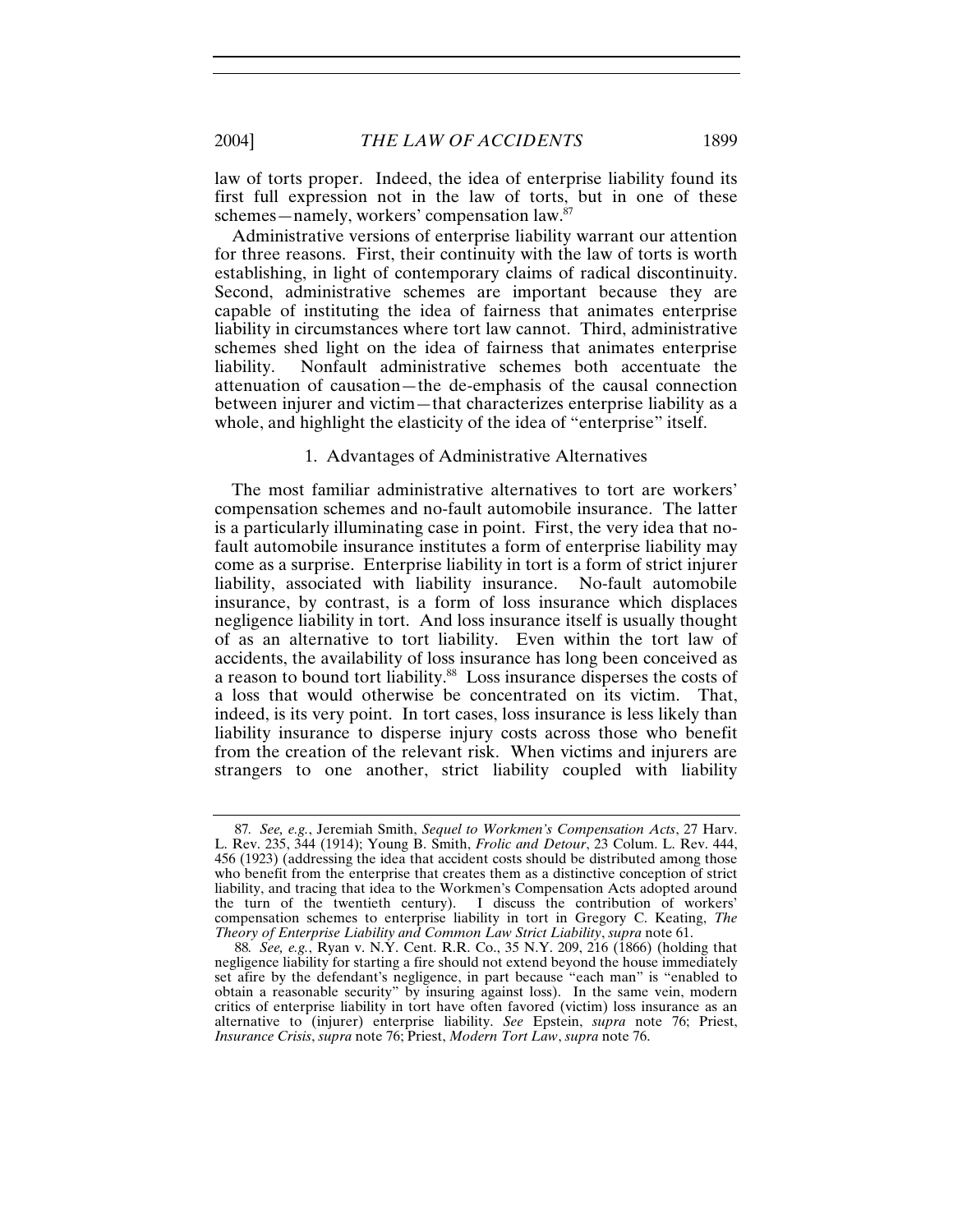law of torts proper. Indeed, the idea of enterprise liability found its first full expression not in the law of torts, but in one of these schemes—namely, workers' compensation law.[87]

Administrative versions of enterprise liability warrant our attention for three reasons. First, their continuity with the law of torts is worth establishing, in light of contemporary claims of radical discontinuity. Second, administrative schemes are important because they are capable of instituting the idea of fairness that animates enterprise liability in circumstances where tort law cannot. Third, administrative schemes shed light on the idea of fairness that animates enterprise liability. Nonfault administrative schemes both accentuate the attenuation of causation—the de-emphasis of the causal connection between injurer and victim—that characterizes enterprise liability as a whole, and highlight the elasticity of the idea of "enterprise" itself.

### 1. Advantages of Administrative Alternatives

The most familiar administrative alternatives to tort are workers' compensation schemes and no-fault automobile insurance. The latter is a particularly illuminating case in point. First, the very idea that no-fault automobile insurance institutes a form of enterprise liability may come as a surprise. Enterprise liability in tort is a form of strict injurer liability, associated with liability insurance. No-fault automobile insurance, by contrast, is a form of loss insurance which displaces negligence liability in tort. And loss insurance itself is usually thought of as an alternative to tort liability. Even within the tort law of accidents, the availability of loss insurance has long been conceived as a reason to bound tort liability.[88] Loss insurance disperses the costs of a loss that would otherwise be concentrated on its victim. That, indeed, is its very point. In tort cases, loss insurance is less likely than liability insurance to disperse injury costs across those who benefit from the creation of the relevant risk. When victims and injurers are strangers to one another, strict liability coupled with liability

---

87. *See, e.g.*, Jeremiah Smith, *Sequel to Workmen's Compensation Acts*, 27 Harv. L. Rev. 235, 344 (1914); Young B. Smith, *Frolic and Detour*, 23 Colum. L. Rev. 444, 456 (1923) (addressing the idea that accident costs should be distributed among those who benefit from the enterprise that creates them as a distinctive conception of strict liability, and tracing that idea to the Workmen's Compensation Acts adopted around the turn of the twentieth century). I discuss the contribution of workers' compensation schemes to enterprise liability in tort in Gregory C. Keating, *The Theory of Enterprise Liability and Common Law Strict Liability*, *supra* note 61.

88. *See, e.g.*, Ryan v. N.Y. Cent. R.R. Co., 35 N.Y. 209, 216 (1866) (holding that negligence liability for starting a fire should not extend beyond the house immediately set afire by the defendant's negligence, in part because "each man" is "enabled to obtain a reasonable security" by insuring against loss). In the same vein, modern critics of enterprise liability in tort have often favored (victim) loss insurance as an alternative to (injurer) enterprise liability. *See* Epstein, *supra* note 76; Priest, *Insurance Crisis*, *supra* note 76; Priest, *Modern Tort Law*, *supra* note 76.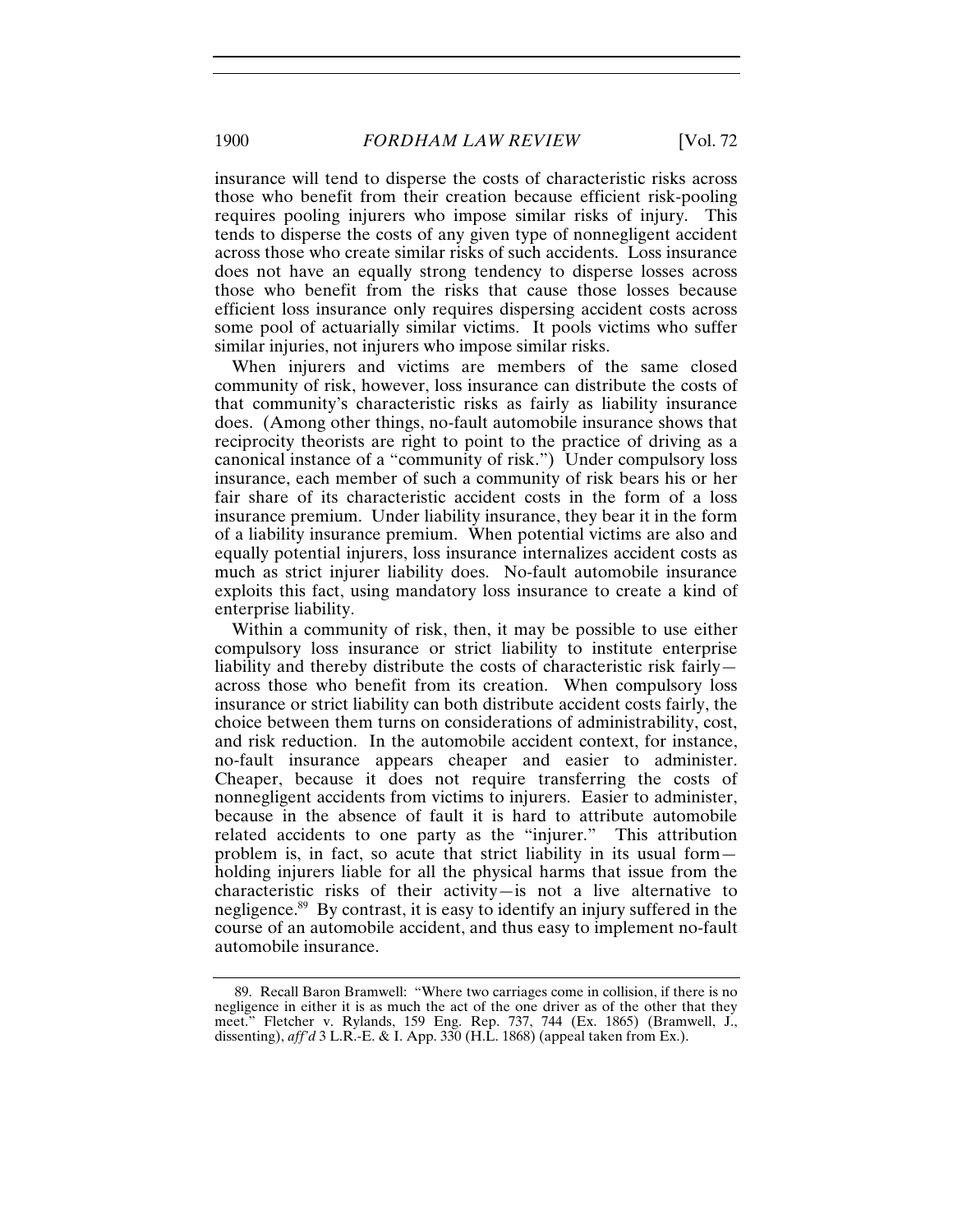insurance will tend to disperse the costs of characteristic risks across those who benefit from their creation because efficient risk-pooling requires pooling injurers who impose similar risks of injury. This tends to disperse the costs of any given type of nonnegligent accident across those who create similar risks of such accidents. Loss insurance does not have an equally strong tendency to disperse losses across those who benefit from the risks that cause those losses because efficient loss insurance only requires dispersing accident costs across some pool of actuarially similar victims. It pools victims who suffer similar injuries, not injurers who impose similar risks.

When injurers and victims are members of the same closed community of risk, however, loss insurance can distribute the costs of that community's characteristic risks as fairly as liability insurance does. (Among other things, no-fault automobile insurance shows that reciprocity theorists are right to point to the practice of driving as a canonical instance of a "community of risk.") Under compulsory loss insurance, each member of such a community of risk bears his or her fair share of its characteristic accident costs in the form of a loss insurance premium. Under liability insurance, they bear it in the form of a liability insurance premium. When potential victims are also and equally potential injurers, loss insurance internalizes accident costs as much as strict injurer liability does. No-fault automobile insurance exploits this fact, using mandatory loss insurance to create a kind of enterprise liability.

Within a community of risk, then, it may be possible to use either compulsory loss insurance or strict liability to institute enterprise liability and thereby distribute the costs of characteristic risk fairly—across those who benefit from its creation. When compulsory loss insurance or strict liability can both distribute accident costs fairly, the choice between them turns on considerations of administrability, cost, and risk reduction. In the automobile accident context, for instance, no-fault insurance appears cheaper and easier to administer. Cheaper, because it does not require transferring the costs of nonnegligent accidents from victims to injurers. Easier to administer, because in the absence of fault it is hard to attribute automobile related accidents to one party as the "injurer." This attribution problem is, in fact, so acute that strict liability in its usual form—holding injurers liable for all the physical harms that issue from the characteristic risks of their activity—is not a live alternative to negligence.[89] By contrast, it is easy to identify an injury suffered in the course of an automobile accident, and thus easy to implement no-fault automobile insurance.

---

89. Recall Baron Bramwell: "Where two carriages come in collision, if there is no negligence in either it is as much the act of the one driver as of the other that they meet." Fletcher v. Rylands, 159 Eng. Rep. 737, 744 (Ex. 1865) (Bramwell, J., dissenting), *aff'd* 3 L.R.-E. & I. App. 330 (H.L. 1868) (appeal taken from Ex.).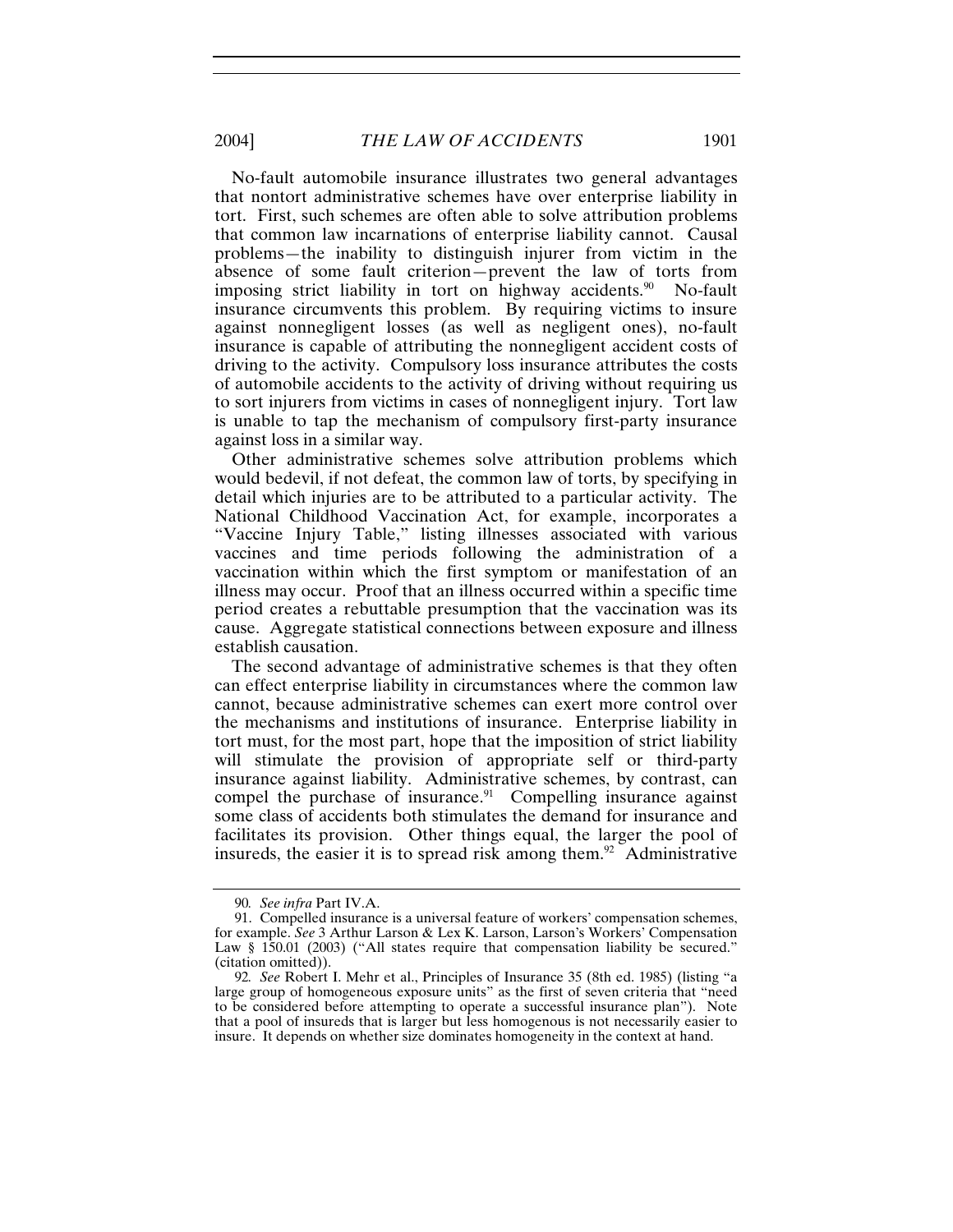No-fault automobile insurance illustrates two general advantages that nontort administrative schemes have over enterprise liability in tort. First, such schemes are often able to solve attribution problems that common law incarnations of enterprise liability cannot. Causal problems—the inability to distinguish injurer from victim in the absence of some fault criterion—prevent the law of torts from imposing strict liability in tort on highway accidents.[90] No-fault insurance circumvents this problem. By requiring victims to insure against nonnegligent losses (as well as negligent ones), no-fault insurance is capable of attributing the nonnegligent accident costs of driving to the activity. Compulsory loss insurance attributes the costs of automobile accidents to the activity of driving without requiring us to sort injurers from victims in cases of nonnegligent injury. Tort law is unable to tap the mechanism of compulsory first-party insurance against loss in a similar way.

Other administrative schemes solve attribution problems which would bedevil, if not defeat, the common law of torts, by specifying in detail which injuries are to be attributed to a particular activity. The National Childhood Vaccination Act, for example, incorporates a "Vaccine Injury Table," listing illnesses associated with various vaccines and time periods following the administration of a vaccination within which the first symptom or manifestation of an illness may occur. Proof that an illness occurred within a specific time period creates a rebuttable presumption that the vaccination was its cause. Aggregate statistical connections between exposure and illness establish causation.

The second advantage of administrative schemes is that they often can effect enterprise liability in circumstances where the common law cannot, because administrative schemes can exert more control over the mechanisms and institutions of insurance. Enterprise liability in tort must, for the most part, hope that the imposition of strict liability will stimulate the provision of appropriate self or third-party insurance against liability. Administrative schemes, by contrast, can compel the purchase of insurance.[91] Compelling insurance against some class of accidents both stimulates the demand for insurance and facilitates its provision. Other things equal, the larger the pool of insureds, the easier it is to spread risk among them.[92] Administrative

---

90. *See infra* Part IV.A.

91. Compelled insurance is a universal feature of workers' compensation schemes, for example. *See* 3 Arthur Larson & Lex K. Larson, Larson's Workers' Compensation Law § 150.01 (2003) ("All states require that compensation liability be secured." (citation omitted)).

92. *See* Robert I. Mehr et al., Principles of Insurance 35 (8th ed. 1985) (listing "a large group of homogeneous exposure units" as the first of seven criteria that "need to be considered before attempting to operate a successful insurance plan"). Note that a pool of insureds that is larger but less homogenous is not necessarily easier to insure. It depends on whether size dominates homogeneity in the context at hand.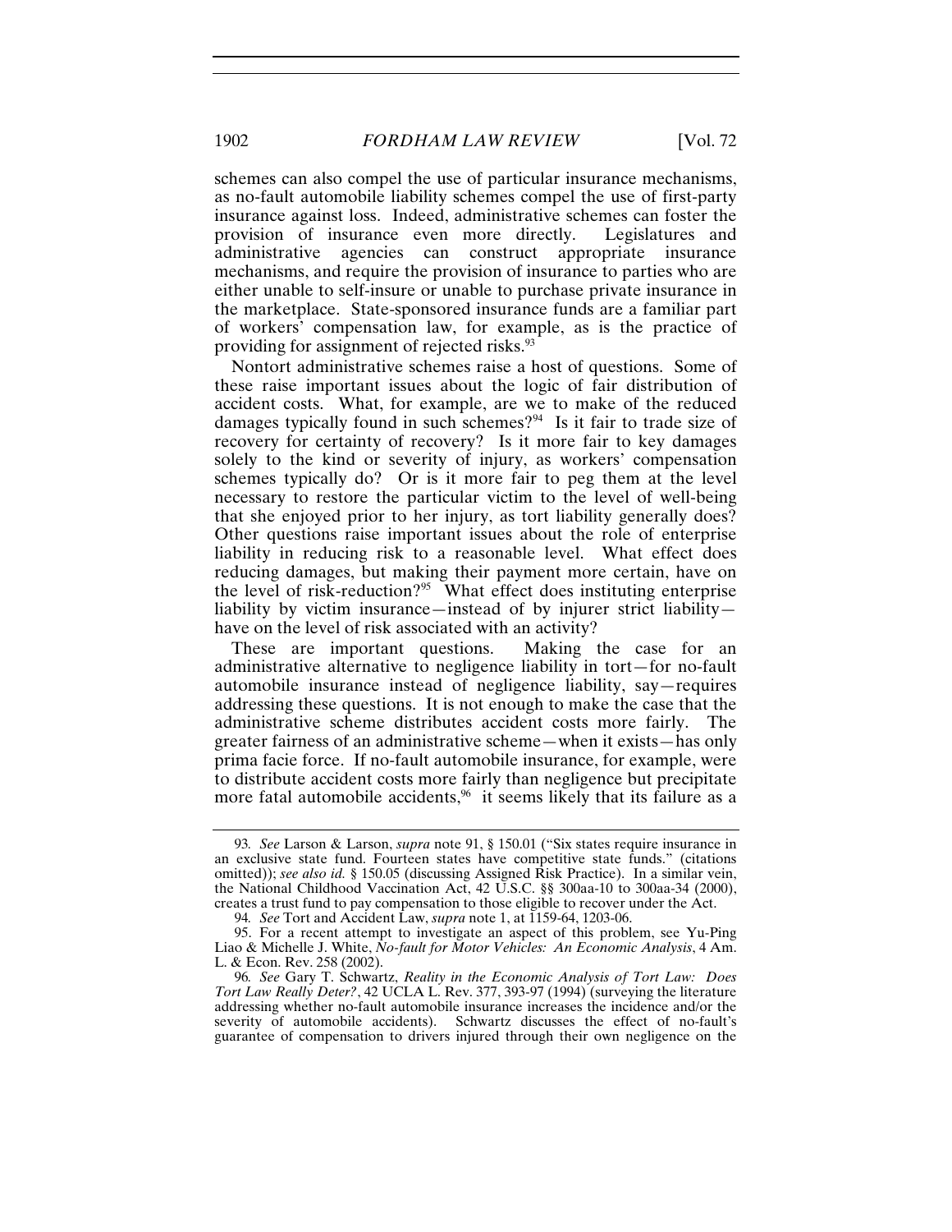schemes can also compel the use of particular insurance mechanisms, as no-fault automobile liability schemes compel the use of first-party insurance against loss. Indeed, administrative schemes can foster the provision of insurance even more directly. Legislatures and administrative agencies can construct appropriate insurance mechanisms, and require the provision of insurance to parties who are either unable to self-insure or unable to purchase private insurance in the marketplace. State-sponsored insurance funds are a familiar part of workers' compensation law, for example, as is the practice of providing for assignment of rejected risks.[93]

Nontort administrative schemes raise a host of questions. Some of these raise important issues about the logic of fair distribution of accident costs. What, for example, are we to make of the reduced damages typically found in such schemes?[94] Is it fair to trade size of recovery for certainty of recovery? Is it more fair to key damages solely to the kind or severity of injury, as workers' compensation schemes typically do? Or is it more fair to peg them at the level necessary to restore the particular victim to the level of well-being that she enjoyed prior to her injury, as tort liability generally does? Other questions raise important issues about the role of enterprise liability in reducing risk to a reasonable level. What effect does reducing damages, but making their payment more certain, have on the level of risk-reduction?[95] What effect does instituting enterprise liability by victim insurance—instead of by injurer strict liability—have on the level of risk associated with an activity?

These are important questions. Making the case for an administrative alternative to negligence liability in tort—for no-fault automobile insurance instead of negligence liability, say—requires addressing these questions. It is not enough to make the case that the administrative scheme distributes accident costs more fairly. The greater fairness of an administrative scheme—when it exists—has only prima facie force. If no-fault automobile insurance, for example, were to distribute accident costs more fairly than negligence but precipitate more fatal automobile accidents,[96] it seems likely that its failure as a

93. *See* Larson & Larson, *supra* note 91, § 150.01 ("Six states require insurance in an exclusive state fund. Fourteen states have competitive state funds." (citations omitted)); *see also id.* § 150.05 (discussing Assigned Risk Practice). In a similar vein, the National Childhood Vaccination Act, 42 U.S.C. §§ 300aa-10 to 300aa-34 (2000), creates a trust fund to pay compensation to those eligible to recover under the Act.

94. *See* Tort and Accident Law, *supra* note 1, at 1159-64, 1203-06.

95. For a recent attempt to investigate an aspect of this problem, see Yu-Ping Liao & Michelle J. White, *No-fault for Motor Vehicles: An Economic Analysis*, 4 Am. L. & Econ. Rev. 258 (2002).

96. *See* Gary T. Schwartz, *Reality in the Economic Analysis of Tort Law: Does Tort Law Really Deter?*, 42 UCLA L. Rev. 377, 393-97 (1994) (surveying the literature addressing whether no-fault automobile insurance increases the incidence and/or the severity of automobile accidents). Schwartz discusses the effect of no-fault's guarantee of compensation to drivers injured through their own negligence on the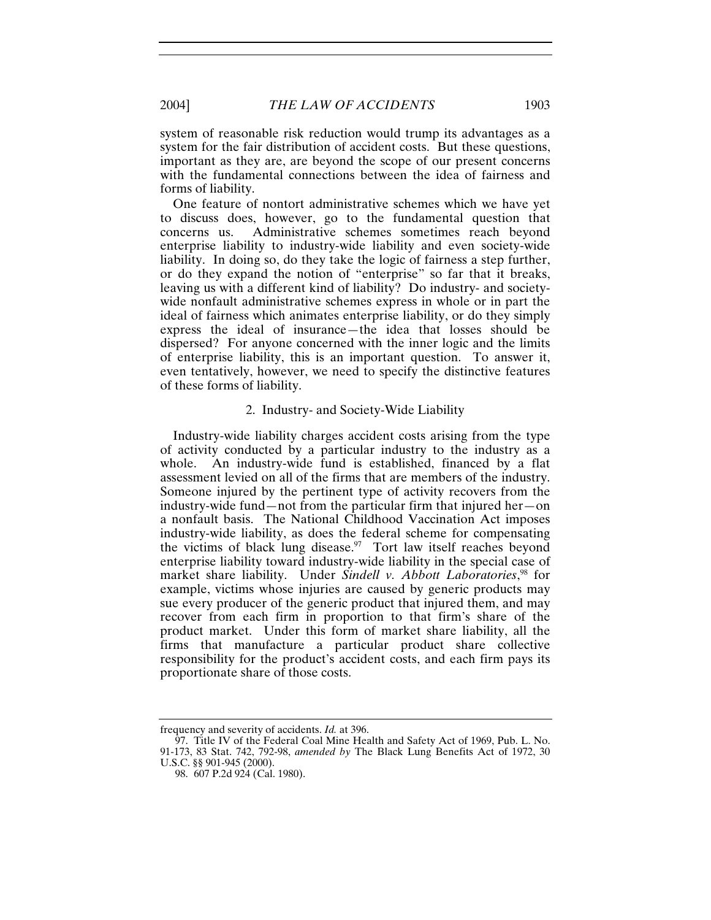system of reasonable risk reduction would trump its advantages as a system for the fair distribution of accident costs. But these questions, important as they are, are beyond the scope of our present concerns with the fundamental connections between the idea of fairness and forms of liability.

One feature of nontort administrative schemes which we have yet to discuss does, however, go to the fundamental question that concerns us. Administrative schemes sometimes reach beyond enterprise liability to industry-wide liability and even society-wide liability. In doing so, do they take the logic of fairness a step further, or do they expand the notion of "enterprise" so far that it breaks, leaving us with a different kind of liability? Do industry- and society-wide nonfault administrative schemes express in whole or in part the ideal of fairness which animates enterprise liability, or do they simply express the ideal of insurance—the idea that losses should be dispersed? For anyone concerned with the inner logic and the limits of enterprise liability, this is an important question. To answer it, even tentatively, however, we need to specify the distinctive features of these forms of liability.

### 2. Industry- and Society-Wide Liability

Industry-wide liability charges accident costs arising from the type of activity conducted by a particular industry to the industry as a whole. An industry-wide fund is established, financed by a flat assessment levied on all of the firms that are members of the industry. Someone injured by the pertinent type of activity recovers from the industry-wide fund—not from the particular firm that injured her—on a nonfault basis. The National Childhood Vaccination Act imposes industry-wide liability, as does the federal scheme for compensating the victims of black lung disease.[97] Tort law itself reaches beyond enterprise liability toward industry-wide liability in the special case of market share liability. Under *Sindell v. Abbott Laboratories*,[98] for example, victims whose injuries are caused by generic products may sue every producer of the generic product that injured them, and may recover from each firm in proportion to that firm's share of the product market. Under this form of market share liability, all the firms that manufacture a particular product share collective responsibility for the product's accident costs, and each firm pays its proportionate share of those costs.

---

frequency and severity of accidents. *Id.* at 396.

97. Title IV of the Federal Coal Mine Health and Safety Act of 1969, Pub. L. No. 91-173, 83 Stat. 742, 792-98, *amended by* The Black Lung Benefits Act of 1972, 30 U.S.C. §§ 901-945 (2000).

98. 607 P.2d 924 (Cal. 1980).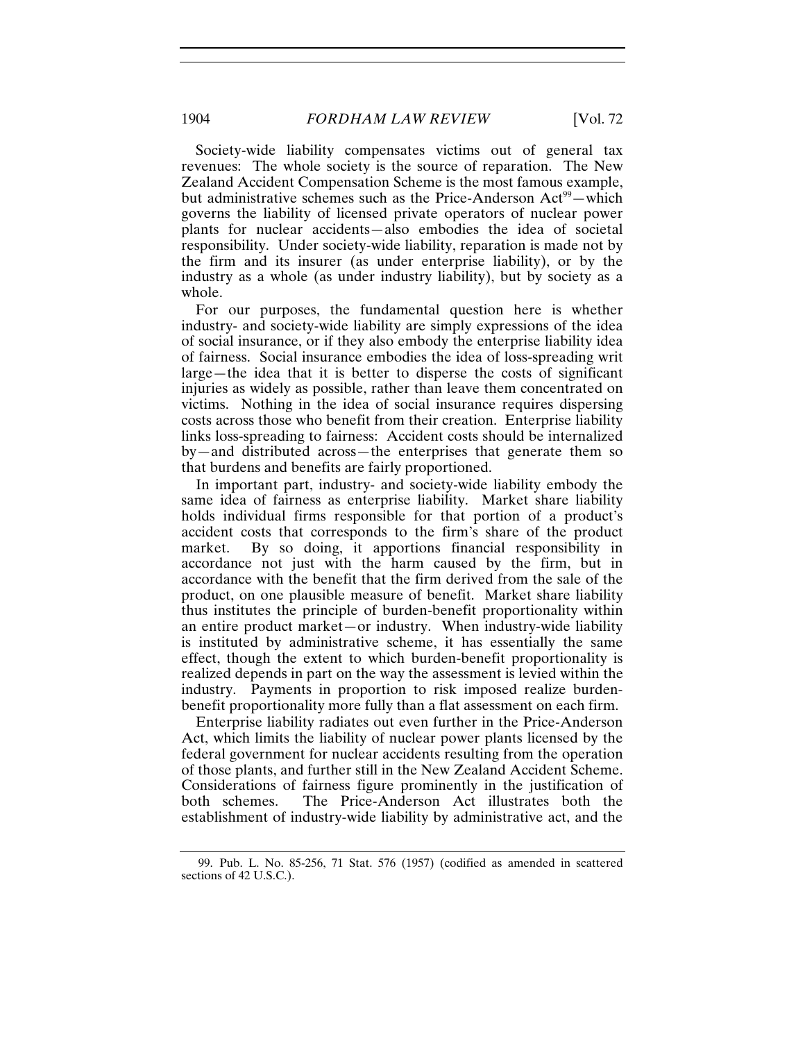Society-wide liability compensates victims out of general tax revenues: The whole society is the source of reparation. The New Zealand Accident Compensation Scheme is the most famous example, but administrative schemes such as the Price-Anderson Act[99]—which governs the liability of licensed private operators of nuclear power plants for nuclear accidents—also embodies the idea of societal responsibility. Under society-wide liability, reparation is made not by the firm and its insurer (as under enterprise liability), or by the industry as a whole (as under industry liability), but by society as a whole.

For our purposes, the fundamental question here is whether industry- and society-wide liability are simply expressions of the idea of social insurance, or if they also embody the enterprise liability idea of fairness. Social insurance embodies the idea of loss-spreading writ large—the idea that it is better to disperse the costs of significant injuries as widely as possible, rather than leave them concentrated on victims. Nothing in the idea of social insurance requires dispersing costs across those who benefit from their creation. Enterprise liability links loss-spreading to fairness: Accident costs should be internalized by—and distributed across—the enterprises that generate them so that burdens and benefits are fairly proportioned.

In important part, industry- and society-wide liability embody the same idea of fairness as enterprise liability. Market share liability holds individual firms responsible for that portion of a product's accident costs that corresponds to the firm's share of the product market. By so doing, it apportions financial responsibility in accordance not just with the harm caused by the firm, but in accordance with the benefit that the firm derived from the sale of the product, on one plausible measure of benefit. Market share liability thus institutes the principle of burden-benefit proportionality within an entire product market—or industry. When industry-wide liability is instituted by administrative scheme, it has essentially the same effect, though the extent to which burden-benefit proportionality is realized depends in part on the way the assessment is levied within the industry. Payments in proportion to risk imposed realize burden-benefit proportionality more fully than a flat assessment on each firm.

Enterprise liability radiates out even further in the Price-Anderson Act, which limits the liability of nuclear power plants licensed by the federal government for nuclear accidents resulting from the operation of those plants, and further still in the New Zealand Accident Scheme. Considerations of fairness figure prominently in the justification of both schemes. The Price-Anderson Act illustrates both the establishment of industry-wide liability by administrative act, and the

99. Pub. L. No. 85-256, 71 Stat. 576 (1957) (codified as amended in scattered sections of 42 U.S.C.).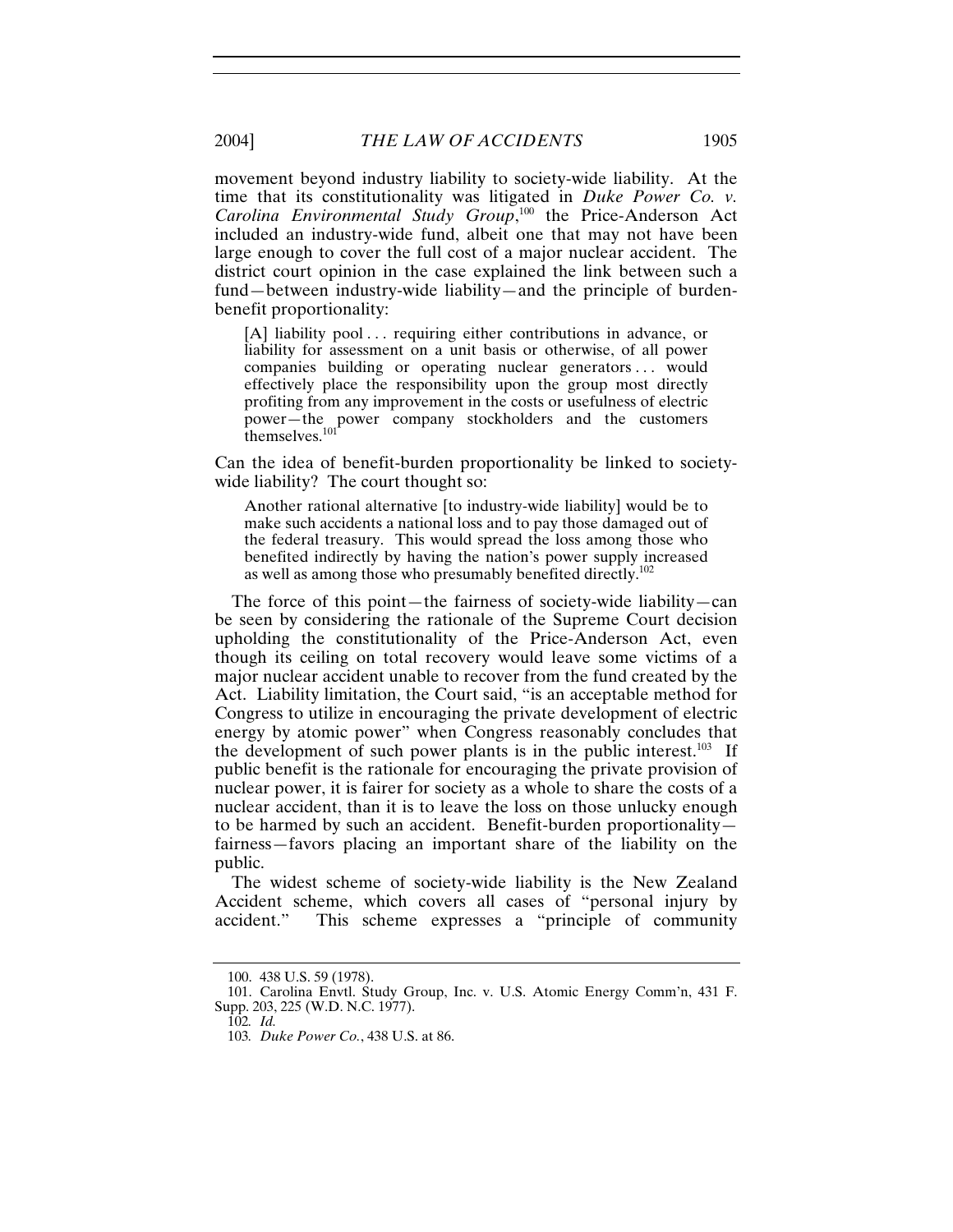movement beyond industry liability to society-wide liability. At the time that its constitutionality was litigated in *Duke Power Co. v. Carolina Environmental Study Group*,[100] the Price-Anderson Act included an industry-wide fund, albeit one that may not have been large enough to cover the full cost of a major nuclear accident. The district court opinion in the case explained the link between such a fund—between industry-wide liability—and the principle of burden-benefit proportionality:

> [A] liability pool . . . requiring either contributions in advance, or liability for assessment on a unit basis or otherwise, of all power companies building or operating nuclear generators . . . would effectively place the responsibility upon the group most directly profiting from any improvement in the costs or usefulness of electric power—the power company stockholders and the customers themselves.[101]

Can the idea of benefit-burden proportionality be linked to society-wide liability? The court thought so:

> Another rational alternative [to industry-wide liability] would be to make such accidents a national loss and to pay those damaged out of the federal treasury. This would spread the loss among those who benefited indirectly by having the nation's power supply increased as well as among those who presumably benefited directly.[102]

The force of this point—the fairness of society-wide liability—can be seen by considering the rationale of the Supreme Court decision upholding the constitutionality of the Price-Anderson Act, even though its ceiling on total recovery would leave some victims of a major nuclear accident unable to recover from the fund created by the Act. Liability limitation, the Court said, "is an acceptable method for Congress to utilize in encouraging the private development of electric energy by atomic power" when Congress reasonably concludes that the development of such power plants is in the public interest.[103] If public benefit is the rationale for encouraging the private provision of nuclear power, it is fairer for society as a whole to share the costs of a nuclear accident, than it is to leave the loss on those unlucky enough to be harmed by such an accident. Benefit-burden proportionality—fairness—favors placing an important share of the liability on the public.

The widest scheme of society-wide liability is the New Zealand Accident scheme, which covers all cases of "personal injury by accident." This scheme expresses a "principle of community

---

100. 438 U.S. 59 (1978).

101. Carolina Envtl. Study Group, Inc. v. U.S. Atomic Energy Comm'n, 431 F. Supp. 203, 225 (W.D. N.C. 1977).

102. *Id.*

103. *Duke Power Co.*, 438 U.S. at 86.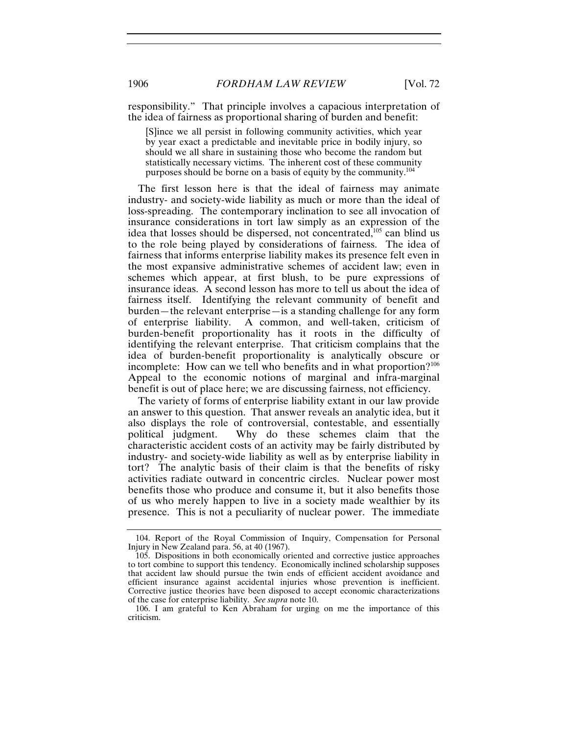responsibility." That principle involves a capacious interpretation of the idea of fairness as proportional sharing of burden and benefit:

> [S]ince we all persist in following community activities, which year by year exact a predictable and inevitable price in bodily injury, so should we all share in sustaining those who become the random but statistically necessary victims. The inherent cost of these community purposes should be borne on a basis of equity by the community.[104]

The first lesson here is that the ideal of fairness may animate industry- and society-wide liability as much or more than the ideal of loss-spreading. The contemporary inclination to see all invocation of insurance considerations in tort law simply as an expression of the idea that losses should be dispersed, not concentrated,[105] can blind us to the role being played by considerations of fairness. The idea of fairness that informs enterprise liability makes its presence felt even in the most expansive administrative schemes of accident law; even in schemes which appear, at first blush, to be pure expressions of insurance ideas. A second lesson has more to tell us about the idea of fairness itself. Identifying the relevant community of benefit and burden—the relevant enterprise—is a standing challenge for any form of enterprise liability. A common, and well-taken, criticism of burden-benefit proportionality has its roots in the difficulty of identifying the relevant enterprise. That criticism complains that the idea of burden-benefit proportionality is analytically obscure or incomplete: How can we tell who benefits and in what proportion?[106] Appeal to the economic notions of marginal and infra-marginal benefit is out of place here; we are discussing fairness, not efficiency.

The variety of forms of enterprise liability extant in our law provide an answer to this question. That answer reveals an analytic idea, but it also displays the role of controversial, contestable, and essentially political judgment. Why do these schemes claim that the characteristic accident costs of an activity may be fairly distributed by industry- and society-wide liability as well as by enterprise liability in tort? The analytic basis of their claim is that the benefits of risky activities radiate outward in concentric circles. Nuclear power most benefits those who produce and consume it, but it also benefits those of us who merely happen to live in a society made wealthier by its presence. This is not a peculiarity of nuclear power. The immediate

---

104. Report of the Royal Commission of Inquiry, Compensation for Personal Injury in New Zealand para. 56, at 40 (1967).

105. Dispositions in both economically oriented and corrective justice approaches to tort combine to support this tendency. Economically inclined scholarship supposes that accident law should pursue the twin ends of efficient accident avoidance and efficient insurance against accidental injuries whose prevention is inefficient. Corrective justice theories have been disposed to accept economic characterizations of the case for enterprise liability. *See supra* note 10.

106. I am grateful to Ken Abraham for urging on me the importance of this criticism.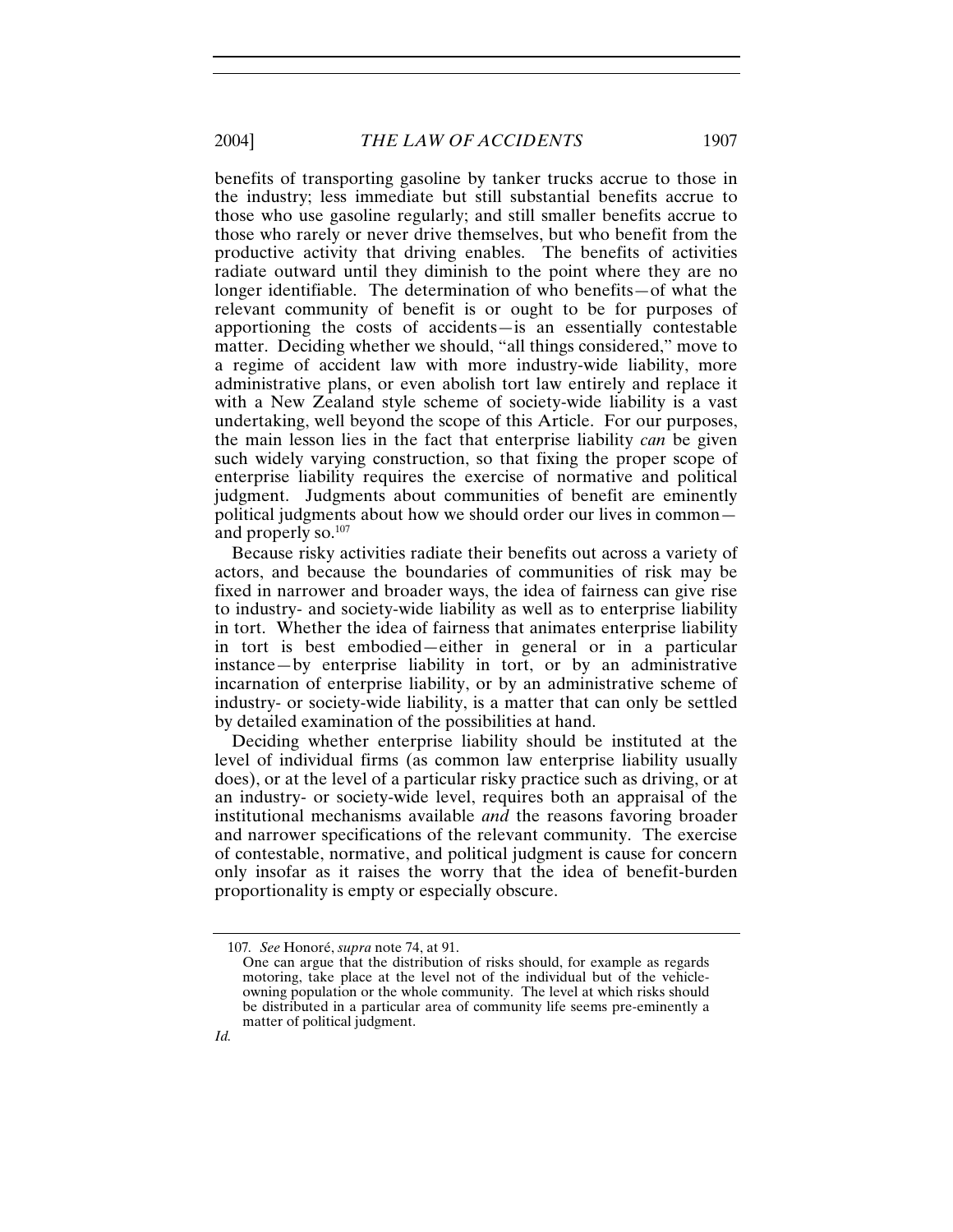benefits of transporting gasoline by tanker trucks accrue to those in the industry; less immediate but still substantial benefits accrue to those who use gasoline regularly; and still smaller benefits accrue to those who rarely or never drive themselves, but who benefit from the productive activity that driving enables. The benefits of activities radiate outward until they diminish to the point where they are no longer identifiable. The determination of who benefits—of what the relevant community of benefit is or ought to be for purposes of apportioning the costs of accidents—is an essentially contestable matter. Deciding whether we should, "all things considered," move to a regime of accident law with more industry-wide liability, more administrative plans, or even abolish tort law entirely and replace it with a New Zealand style scheme of society-wide liability is a vast undertaking, well beyond the scope of this Article. For our purposes, the main lesson lies in the fact that enterprise liability *can* be given such widely varying construction, so that fixing the proper scope of enterprise liability requires the exercise of normative and political judgment. Judgments about communities of benefit are eminently political judgments about how we should order our lives in common—and properly so.[107]

Because risky activities radiate their benefits out across a variety of actors, and because the boundaries of communities of risk may be fixed in narrower and broader ways, the idea of fairness can give rise to industry- and society-wide liability as well as to enterprise liability in tort. Whether the idea of fairness that animates enterprise liability in tort is best embodied—either in general or in a particular instance—by enterprise liability in tort, or by an administrative incarnation of enterprise liability, or by an administrative scheme of industry- or society-wide liability, is a matter that can only be settled by detailed examination of the possibilities at hand.

Deciding whether enterprise liability should be instituted at the level of individual firms (as common law enterprise liability usually does), or at the level of a particular risky practice such as driving, or at an industry- or society-wide level, requires both an appraisal of the institutional mechanisms available *and* the reasons favoring broader and narrower specifications of the relevant community. The exercise of contestable, normative, and political judgment is cause for concern only insofar as it raises the worry that the idea of benefit-burden proportionality is empty or especially obscure.

---

107. *See* Honoré, *supra* note 74, at 91.

> One can argue that the distribution of risks should, for example as regards motoring, take place at the level not of the individual but of the vehicle-owning population or the whole community. The level at which risks should be distributed in a particular area of community life seems pre-eminently a matter of political judgment.

*Id.*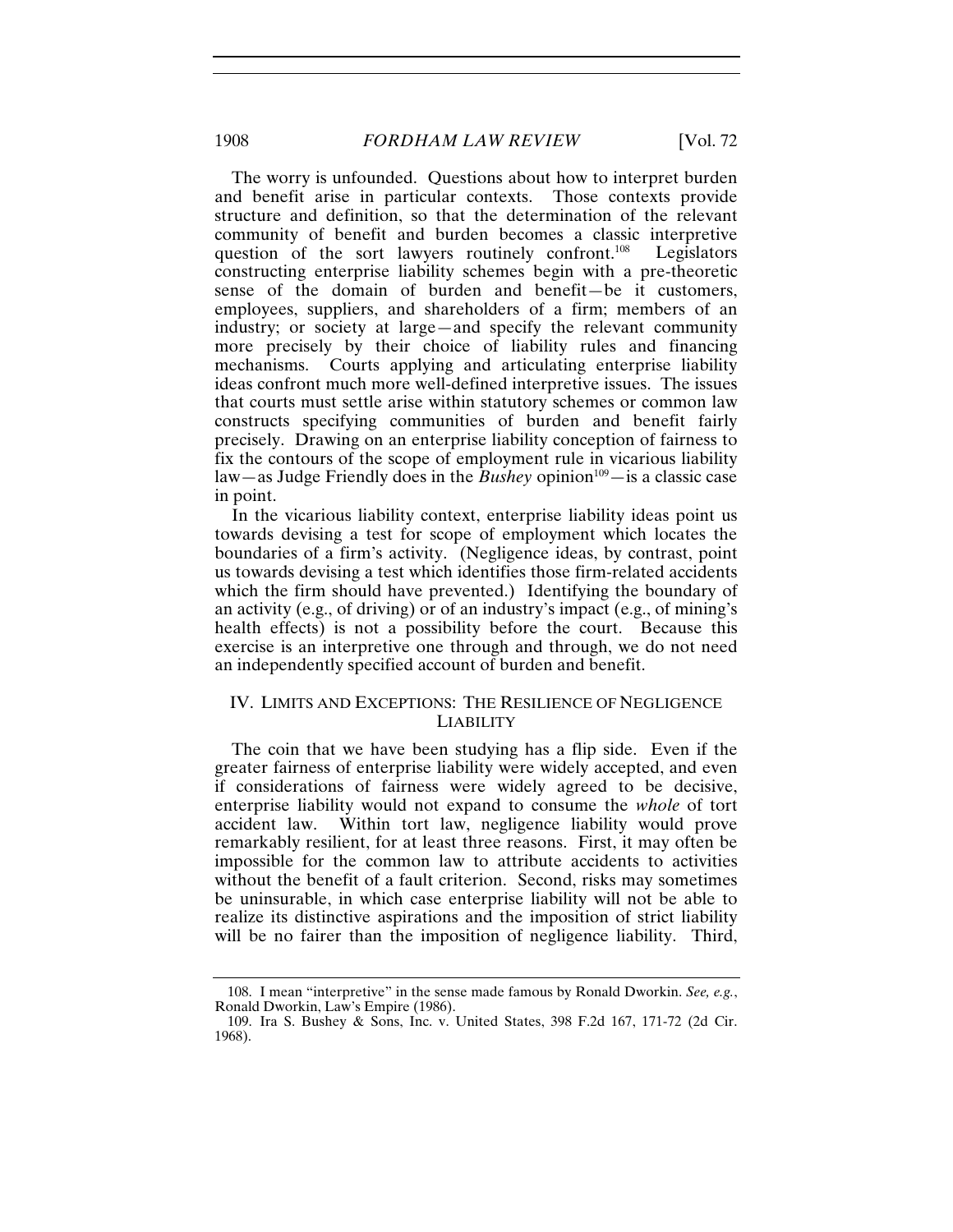The worry is unfounded. Questions about how to interpret burden and benefit arise in particular contexts. Those contexts provide structure and definition, so that the determination of the relevant community of benefit and burden becomes a classic interpretive question of the sort lawyers routinely confront.[108] Legislators constructing enterprise liability schemes begin with a pre-theoretic sense of the domain of burden and benefit—be it customers, employees, suppliers, and shareholders of a firm; members of an industry; or society at large—and specify the relevant community more precisely by their choice of liability rules and financing mechanisms. Courts applying and articulating enterprise liability ideas confront much more well-defined interpretive issues. The issues that courts must settle arise within statutory schemes or common law constructs specifying communities of burden and benefit fairly precisely. Drawing on an enterprise liability conception of fairness to fix the contours of the scope of employment rule in vicarious liability law—as Judge Friendly does in the *Bushey* opinion[109]—is a classic case in point.

In the vicarious liability context, enterprise liability ideas point us towards devising a test for scope of employment which locates the boundaries of a firm's activity. (Negligence ideas, by contrast, point us towards devising a test which identifies those firm-related accidents which the firm should have prevented.) Identifying the boundary of an activity (e.g., of driving) or of an industry's impact (e.g., of mining's health effects) is not a possibility before the court. Because this exercise is an interpretive one through and through, we do not need an independently specified account of burden and benefit.

## IV. LIMITS AND EXCEPTIONS: THE RESILIENCE OF NEGLIGENCE LIABILITY

The coin that we have been studying has a flip side. Even if the greater fairness of enterprise liability were widely accepted, and even if considerations of fairness were widely agreed to be decisive, enterprise liability would not expand to consume the *whole* of tort accident law. Within tort law, negligence liability would prove remarkably resilient, for at least three reasons. First, it may often be impossible for the common law to attribute accidents to activities without the benefit of a fault criterion. Second, risks may sometimes be uninsurable, in which case enterprise liability will not be able to realize its distinctive aspirations and the imposition of strict liability will be no fairer than the imposition of negligence liability. Third,

---

108. I mean "interpretive" in the sense made famous by Ronald Dworkin. *See, e.g.*, Ronald Dworkin, Law's Empire (1986).

109. Ira S. Bushey & Sons, Inc. v. United States, 398 F.2d 167, 171-72 (2d Cir. 1968).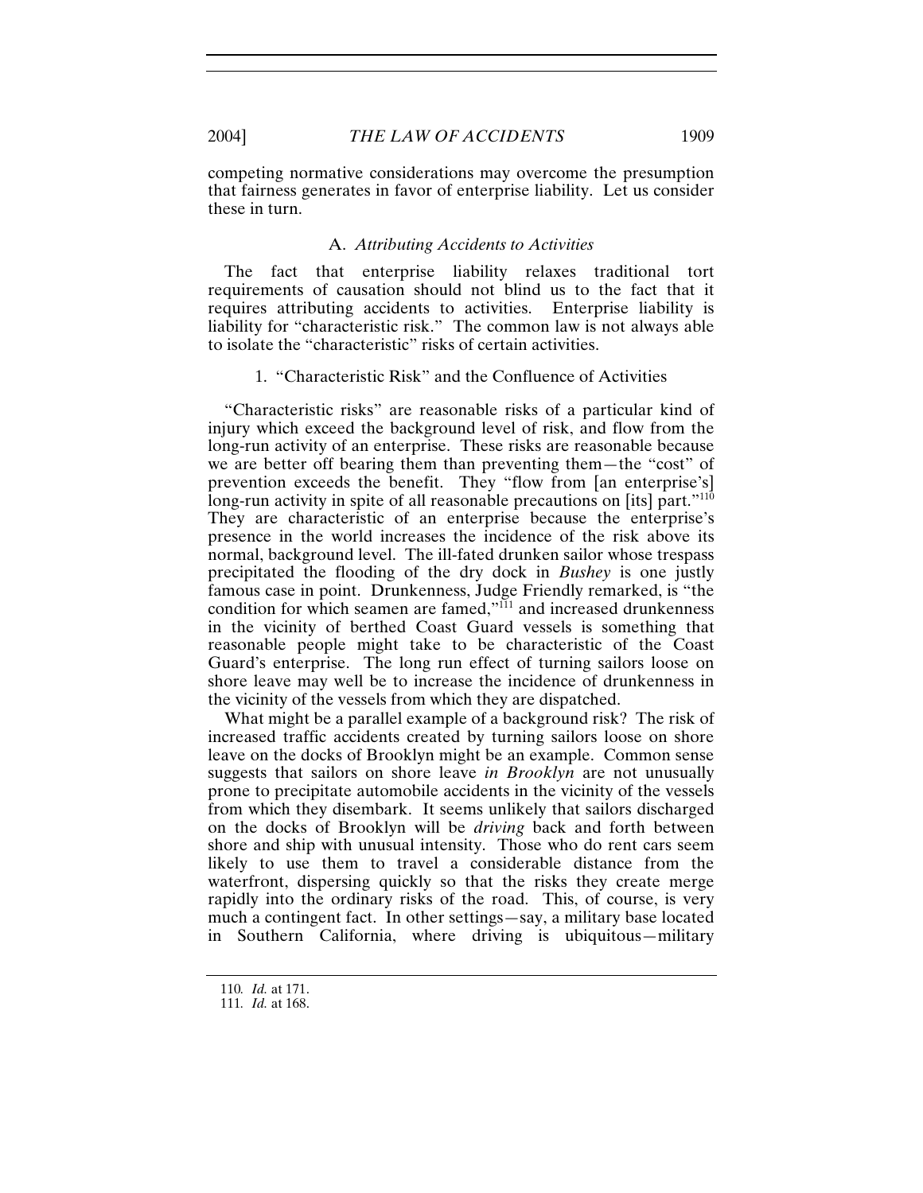competing normative considerations may overcome the presumption that fairness generates in favor of enterprise liability. Let us consider these in turn.

### A. *Attributing Accidents to Activities*

The fact that enterprise liability relaxes traditional tort requirements of causation should not blind us to the fact that it requires attributing accidents to activities. Enterprise liability is liability for "characteristic risk." The common law is not always able to isolate the "characteristic" risks of certain activities.

#### 1. "Characteristic Risk" and the Confluence of Activities

"Characteristic risks" are reasonable risks of a particular kind of injury which exceed the background level of risk, and flow from the long-run activity of an enterprise. These risks are reasonable because we are better off bearing them than preventing them—the "cost" of prevention exceeds the benefit. They "flow from [an enterprise's] long-run activity in spite of all reasonable precautions on [its] part."[110] They are characteristic of an enterprise because the enterprise's presence in the world increases the incidence of the risk above its normal, background level. The ill-fated drunken sailor whose trespass precipitated the flooding of the dry dock in *Bushey* is one justly famous case in point. Drunkenness, Judge Friendly remarked, is "the condition for which seamen are famed,"[111] and increased drunkenness in the vicinity of berthed Coast Guard vessels is something that reasonable people might take to be characteristic of the Coast Guard's enterprise. The long run effect of turning sailors loose on shore leave may well be to increase the incidence of drunkenness in the vicinity of the vessels from which they are dispatched.

What might be a parallel example of a background risk? The risk of increased traffic accidents created by turning sailors loose on shore leave on the docks of Brooklyn might be an example. Common sense suggests that sailors on shore leave *in Brooklyn* are not unusually prone to precipitate automobile accidents in the vicinity of the vessels from which they disembark. It seems unlikely that sailors discharged on the docks of Brooklyn will be *driving* back and forth between shore and ship with unusual intensity. Those who do rent cars seem likely to use them to travel a considerable distance from the waterfront, dispersing quickly so that the risks they create merge rapidly into the ordinary risks of the road. This, of course, is very much a contingent fact. In other settings—say, a military base located in Southern California, where driving is ubiquitous—military

---

110. *Id.* at 171.

111. *Id.* at 168.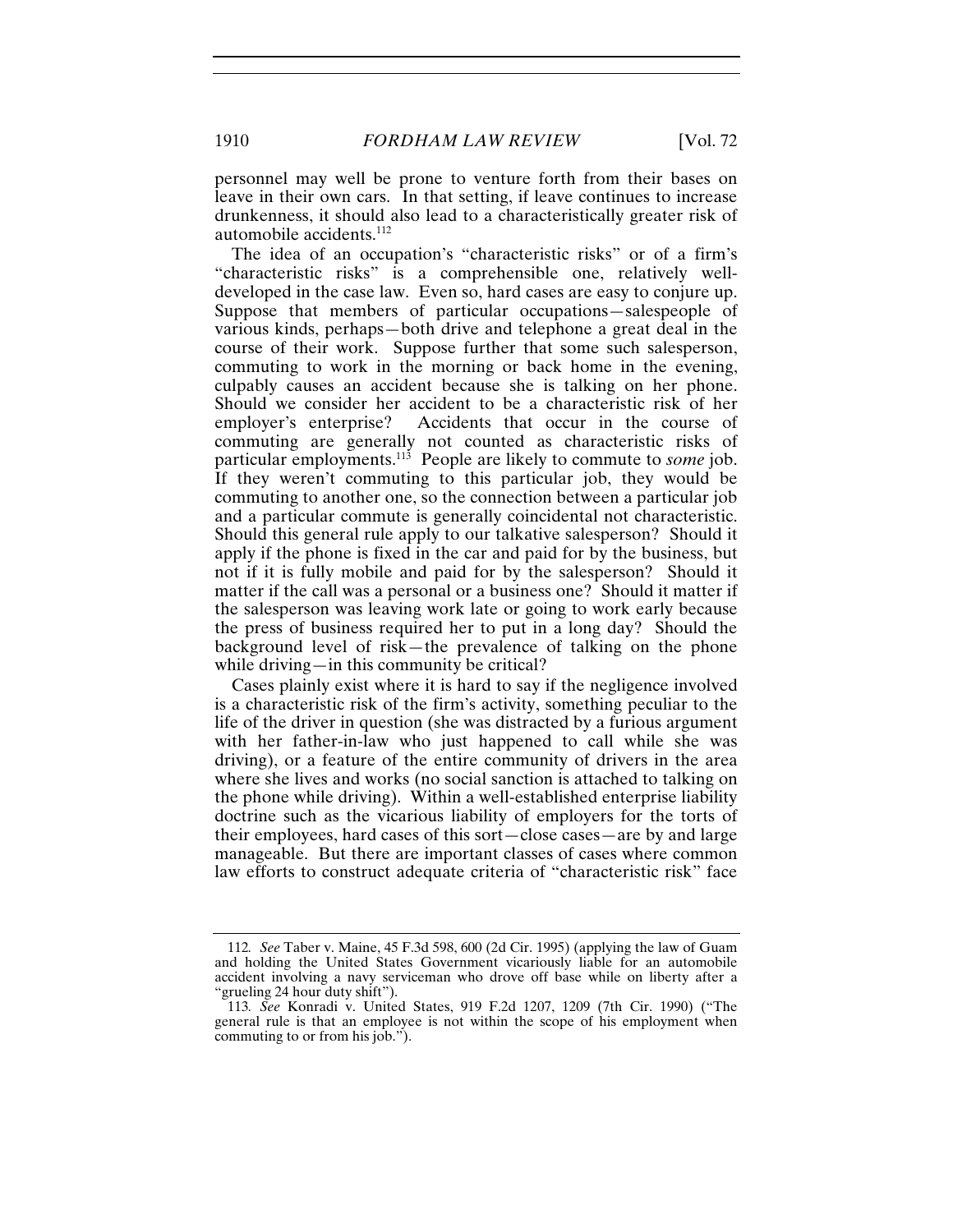personnel may well be prone to venture forth from their bases on leave in their own cars. In that setting, if leave continues to increase drunkenness, it should also lead to a characteristically greater risk of automobile accidents.[112]

The idea of an occupation's "characteristic risks" or of a firm's "characteristic risks" is a comprehensible one, relatively well-developed in the case law. Even so, hard cases are easy to conjure up. Suppose that members of particular occupations—salespeople of various kinds, perhaps—both drive and telephone a great deal in the course of their work. Suppose further that some such salesperson, commuting to work in the morning or back home in the evening, culpably causes an accident because she is talking on her phone. Should we consider her accident to be a characteristic risk of her employer's enterprise? Accidents that occur in the course of commuting are generally not counted as characteristic risks of particular employments.[113] People are likely to commute to *some* job. If they weren't commuting to this particular job, they would be commuting to another one, so the connection between a particular job and a particular commute is generally coincidental not characteristic. Should this general rule apply to our talkative salesperson? Should it apply if the phone is fixed in the car and paid for by the business, but not if it is fully mobile and paid for by the salesperson? Should it matter if the call was a personal or a business one? Should it matter if the salesperson was leaving work late or going to work early because the press of business required her to put in a long day? Should the background level of risk—the prevalence of talking on the phone while driving—in this community be critical?

Cases plainly exist where it is hard to say if the negligence involved is a characteristic risk of the firm's activity, something peculiar to the life of the driver in question (she was distracted by a furious argument with her father-in-law who just happened to call while she was driving), or a feature of the entire community of drivers in the area where she lives and works (no social sanction is attached to talking on the phone while driving). Within a well-established enterprise liability doctrine such as the vicarious liability of employers for the torts of their employees, hard cases of this sort—close cases—are by and large manageable. But there are important classes of cases where common law efforts to construct adequate criteria of "characteristic risk" face

112. *See* Taber v. Maine, 45 F.3d 598, 600 (2d Cir. 1995) (applying the law of Guam and holding the United States Government vicariously liable for an automobile accident involving a navy serviceman who drove off base while on liberty after a "grueling 24 hour duty shift").

113. *See* Konradi v. United States, 919 F.2d 1207, 1209 (7th Cir. 1990) ("The general rule is that an employee is not within the scope of his employment when commuting to or from his job.").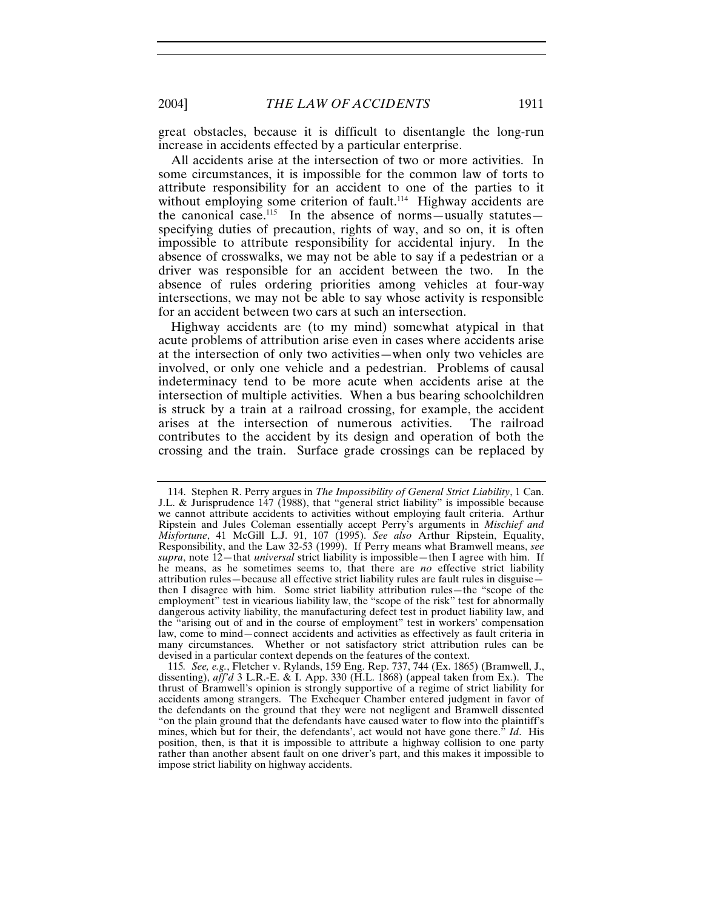great obstacles, because it is difficult to disentangle the long-run increase in accidents effected by a particular enterprise.

All accidents arise at the intersection of two or more activities. In some circumstances, it is impossible for the common law of torts to attribute responsibility for an accident to one of the parties to it without employing some criterion of fault.[114] Highway accidents are the canonical case.[115] In the absence of norms—usually statutes—specifying duties of precaution, rights of way, and so on, it is often impossible to attribute responsibility for accidental injury. In the absence of crosswalks, we may not be able to say if a pedestrian or a driver was responsible for an accident between the two. In the absence of rules ordering priorities among vehicles at four-way intersections, we may not be able to say whose activity is responsible for an accident between two cars at such an intersection.

Highway accidents are (to my mind) somewhat atypical in that acute problems of attribution arise even in cases where accidents arise at the intersection of only two activities—when only two vehicles are involved, or only one vehicle and a pedestrian. Problems of causal indeterminacy tend to be more acute when accidents arise at the intersection of multiple activities. When a bus bearing schoolchildren is struck by a train at a railroad crossing, for example, the accident arises at the intersection of numerous activities. The railroad contributes to the accident by its design and operation of both the crossing and the train. Surface grade crossings can be replaced by

---

114. Stephen R. Perry argues in *The Impossibility of General Strict Liability*, 1 Can. J.L. & Jurisprudence 147 (1988), that "general strict liability" is impossible because we cannot attribute accidents to activities without employing fault criteria. Arthur Ripstein and Jules Coleman essentially accept Perry's arguments in *Mischief and Misfortune*, 41 McGill L.J. 91, 107 (1995). *See also* Arthur Ripstein, Equality, Responsibility, and the Law 32-53 (1999). If Perry means what Bramwell means, *see supra*, note 12—that *universal* strict liability is impossible—then I agree with him. If he means, as he sometimes seems to, that there are *no* effective strict liability attribution rules—because all effective strict liability rules are fault rules in disguise—then I disagree with him. Some strict liability attribution rules—the "scope of the employment" test in vicarious liability law, the "scope of the risk" test for abnormally dangerous activity liability, the manufacturing defect test in product liability law, and the "arising out of and in the course of employment" test in workers' compensation law, come to mind—connect accidents and activities as effectively as fault criteria in many circumstances. Whether or not satisfactory strict attribution rules can be devised in a particular context depends on the features of the context.

115. *See, e.g.*, Fletcher v. Rylands, 159 Eng. Rep. 737, 744 (Ex. 1865) (Bramwell, J., dissenting), *aff'd* 3 L.R.-E. & I. App. 330 (H.L. 1868) (appeal taken from Ex.). The thrust of Bramwell's opinion is strongly supportive of a regime of strict liability for accidents among strangers. The Exchequer Chamber entered judgment in favor of the defendants on the ground that they were not negligent and Bramwell dissented "on the plain ground that the defendants have caused water to flow into the plaintiff's mines, which but for their, the defendants', act would not have gone there." *Id*. His position, then, is that it is impossible to attribute a highway collision to one party rather than another absent fault on one driver's part, and this makes it impossible to impose strict liability on highway accidents.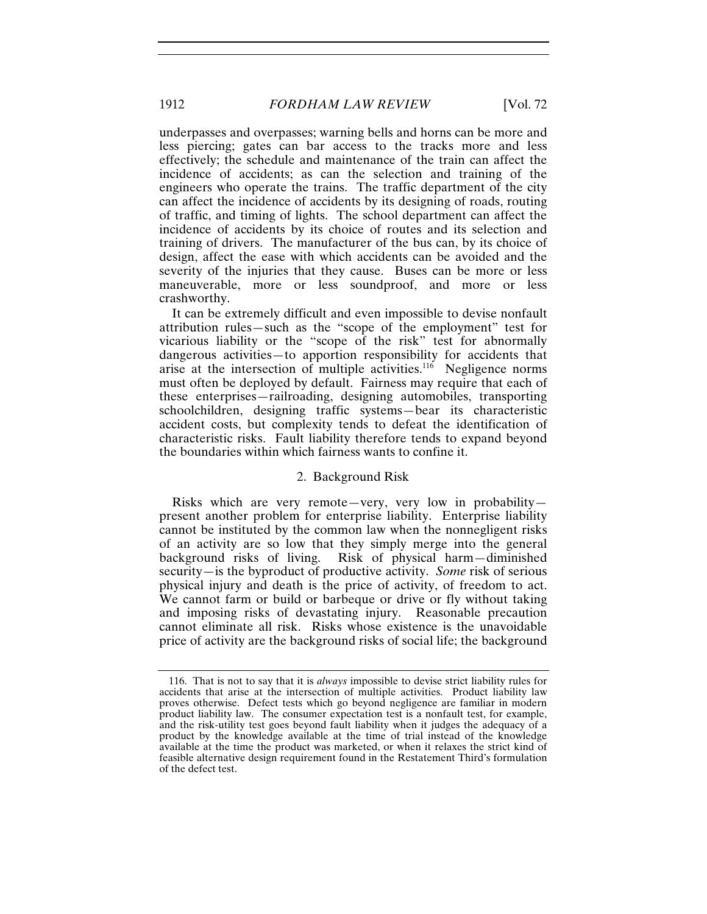underpasses and overpasses; warning bells and horns can be more and less piercing; gates can bar access to the tracks more and less effectively; the schedule and maintenance of the train can affect the incidence of accidents; as can the selection and training of the engineers who operate the trains. The traffic department of the city can affect the incidence of accidents by its designing of roads, routing of traffic, and timing of lights. The school department can affect the incidence of accidents by its choice of routes and its selection and training of drivers. The manufacturer of the bus can, by its choice of design, affect the ease with which accidents can be avoided and the severity of the injuries that they cause. Buses can be more or less maneuverable, more or less soundproof, and more or less crashworthy.

It can be extremely difficult and even impossible to devise nonfault attribution rules—such as the "scope of the employment" test for vicarious liability or the "scope of the risk" test for abnormally dangerous activities—to apportion responsibility for accidents that arise at the intersection of multiple activities.[116] Negligence norms must often be deployed by default. Fairness may require that each of these enterprises—railroading, designing automobiles, transporting schoolchildren, designing traffic systems—bear its characteristic accident costs, but complexity tends to defeat the identification of characteristic risks. Fault liability therefore tends to expand beyond the boundaries within which fairness wants to confine it.

### 2. Background Risk

Risks which are very remote—very, very low in probability—present another problem for enterprise liability. Enterprise liability cannot be instituted by the common law when the nonnegligent risks of an activity are so low that they simply merge into the general background risks of living. Risk of physical harm—diminished security—is the byproduct of productive activity. *Some* risk of serious physical injury and death is the price of activity, of freedom to act. We cannot farm or build or barbeque or drive or fly without taking and imposing risks of devastating injury. Reasonable precaution cannot eliminate all risk. Risks whose existence is the unavoidable price of activity are the background risks of social life; the background

---

116. That is not to say that it is *always* impossible to devise strict liability rules for accidents that arise at the intersection of multiple activities. Product liability law proves otherwise. Defect tests which go beyond negligence are familiar in modern product liability law. The consumer expectation test is a nonfault test, for example, and the risk-utility test goes beyond fault liability when it judges the adequacy of a product by the knowledge available at the time of trial instead of the knowledge available at the time the product was marketed, or when it relaxes the strict kind of feasible alternative design requirement found in the Restatement Third's formulation of the defect test.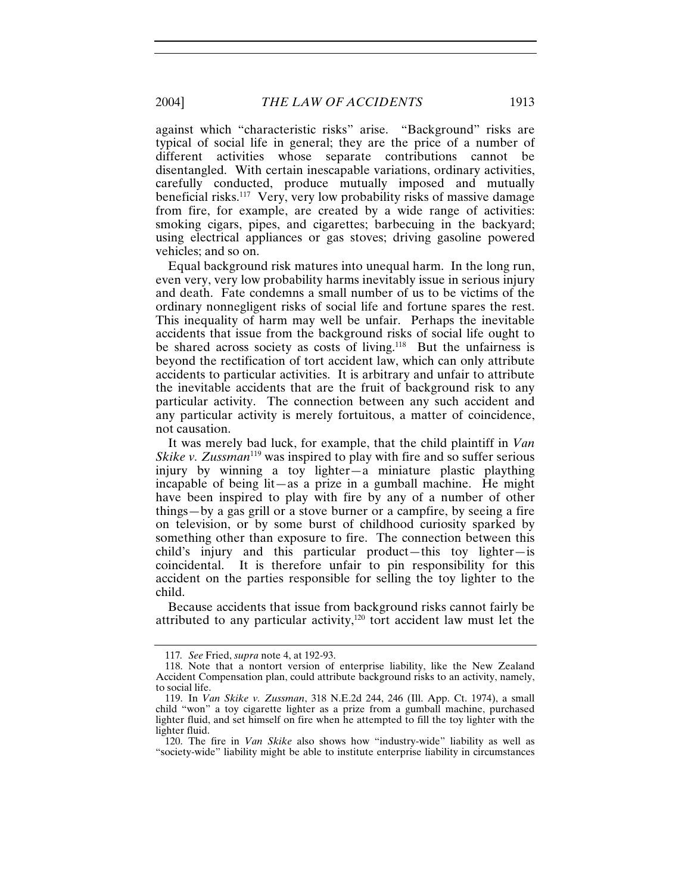against which "characteristic risks" arise. "Background" risks are typical of social life in general; they are the price of a number of different activities whose separate contributions cannot be disentangled. With certain inescapable variations, ordinary activities, carefully conducted, produce mutually imposed and mutually beneficial risks.[117] Very, very low probability risks of massive damage from fire, for example, are created by a wide range of activities: smoking cigars, pipes, and cigarettes; barbecuing in the backyard; using electrical appliances or gas stoves; driving gasoline powered vehicles; and so on.

Equal background risk matures into unequal harm. In the long run, even very, very low probability harms inevitably issue in serious injury and death. Fate condemns a small number of us to be victims of the ordinary nonnegligent risks of social life and fortune spares the rest. This inequality of harm may well be unfair. Perhaps the inevitable accidents that issue from the background risks of social life ought to be shared across society as costs of living.[118] But the unfairness is beyond the rectification of tort accident law, which can only attribute accidents to particular activities. It is arbitrary and unfair to attribute the inevitable accidents that are the fruit of background risk to any particular activity. The connection between any such accident and any particular activity is merely fortuitous, a matter of coincidence, not causation.

It was merely bad luck, for example, that the child plaintiff in *Van Skike v. Zussman*[119] was inspired to play with fire and so suffer serious injury by winning a toy lighter—a miniature plastic plaything incapable of being lit—as a prize in a gumball machine. He might have been inspired to play with fire by any of a number of other things—by a gas grill or a stove burner or a campfire, by seeing a fire on television, or by some burst of childhood curiosity sparked by something other than exposure to fire. The connection between this child's injury and this particular product—this toy lighter—is coincidental. It is therefore unfair to pin responsibility for this accident on the parties responsible for selling the toy lighter to the child.

Because accidents that issue from background risks cannot fairly be attributed to any particular activity,[120] tort accident law must let the

---

117. *See* Fried, *supra* note 4, at 192-93.

118. Note that a nontort version of enterprise liability, like the New Zealand Accident Compensation plan, could attribute background risks to an activity, namely, to social life.

119. In *Van Skike v. Zussman*, 318 N.E.2d 244, 246 (Ill. App. Ct. 1974), a small child "won" a toy cigarette lighter as a prize from a gumball machine, purchased lighter fluid, and set himself on fire when he attempted to fill the toy lighter with the lighter fluid.

120. The fire in *Van Skike* also shows how "industry-wide" liability as well as "society-wide" liability might be able to institute enterprise liability in circumstances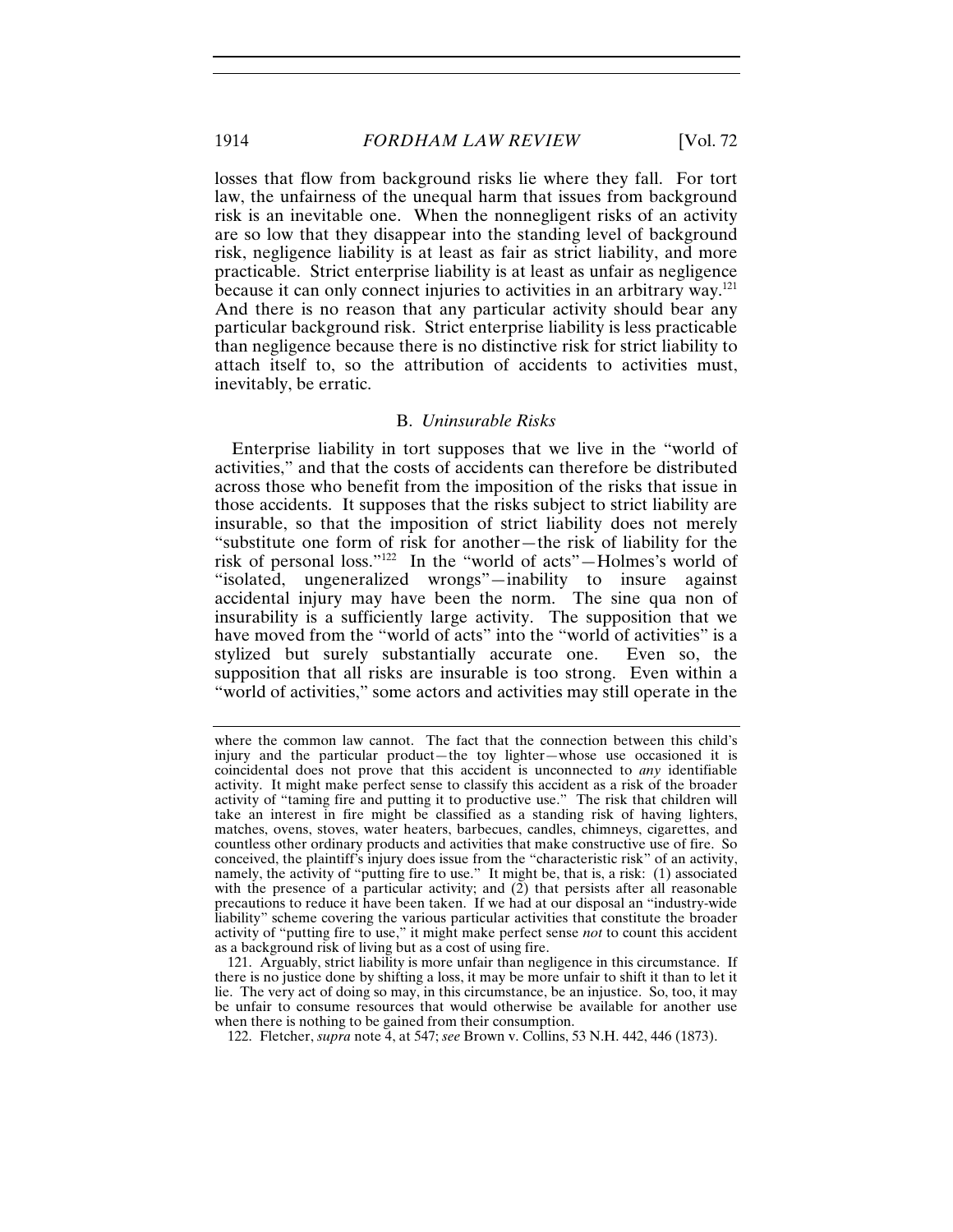losses that flow from background risks lie where they fall. For tort law, the unfairness of the unequal harm that issues from background risk is an inevitable one. When the nonnegligent risks of an activity are so low that they disappear into the standing level of background risk, negligence liability is at least as fair as strict liability, and more practicable. Strict enterprise liability is at least as unfair as negligence because it can only connect injuries to activities in an arbitrary way.[121] And there is no reason that any particular activity should bear any particular background risk. Strict enterprise liability is less practicable than negligence because there is no distinctive risk for strict liability to attach itself to, so the attribution of accidents to activities must, inevitably, be erratic.

### B. *Uninsurable Risks*

Enterprise liability in tort supposes that we live in the "world of activities," and that the costs of accidents can therefore be distributed across those who benefit from the imposition of the risks that issue in those accidents. It supposes that the risks subject to strict liability are insurable, so that the imposition of strict liability does not merely "substitute one form of risk for another—the risk of liability for the risk of personal loss."[122] In the "world of acts"—Holmes's world of "isolated, ungeneralized wrongs"—inability to insure against accidental injury may have been the norm. The sine qua non of insurability is a sufficiently large activity. The supposition that we have moved from the "world of acts" into the "world of activities" is a stylized but surely substantially accurate one. Even so, the supposition that all risks are insurable is too strong. Even within a "world of activities," some actors and activities may still operate in the

---

where the common law cannot. The fact that the connection between this child's injury and the particular product—the toy lighter—whose use occasioned it is coincidental does not prove that this accident is unconnected to *any* identifiable activity. It might make perfect sense to classify this accident as a risk of the broader activity of "taming fire and putting it to productive use." The risk that children will take an interest in fire might be classified as a standing risk of having lighters, matches, ovens, stoves, water heaters, barbecues, candles, chimneys, cigarettes, and countless other ordinary products and activities that make constructive use of fire. So conceived, the plaintiff's injury does issue from the "characteristic risk" of an activity, namely, the activity of "putting fire to use." It might be, that is, a risk: (1) associated with the presence of a particular activity; and (2) that persists after all reasonable precautions to reduce it have been taken. If we had at our disposal an "industry-wide liability" scheme covering the various particular activities that constitute the broader activity of "putting fire to use," it might make perfect sense *not* to count this accident as a background risk of living but as a cost of using fire.

121. Arguably, strict liability is more unfair than negligence in this circumstance. If there is no justice done by shifting a loss, it may be more unfair to shift it than to let it lie. The very act of doing so may, in this circumstance, be an injustice. So, too, it may be unfair to consume resources that would otherwise be available for another use when there is nothing to be gained from their consumption.

122. Fletcher, *supra* note 4, at 547; *see* Brown v. Collins, 53 N.H. 442, 446 (1873).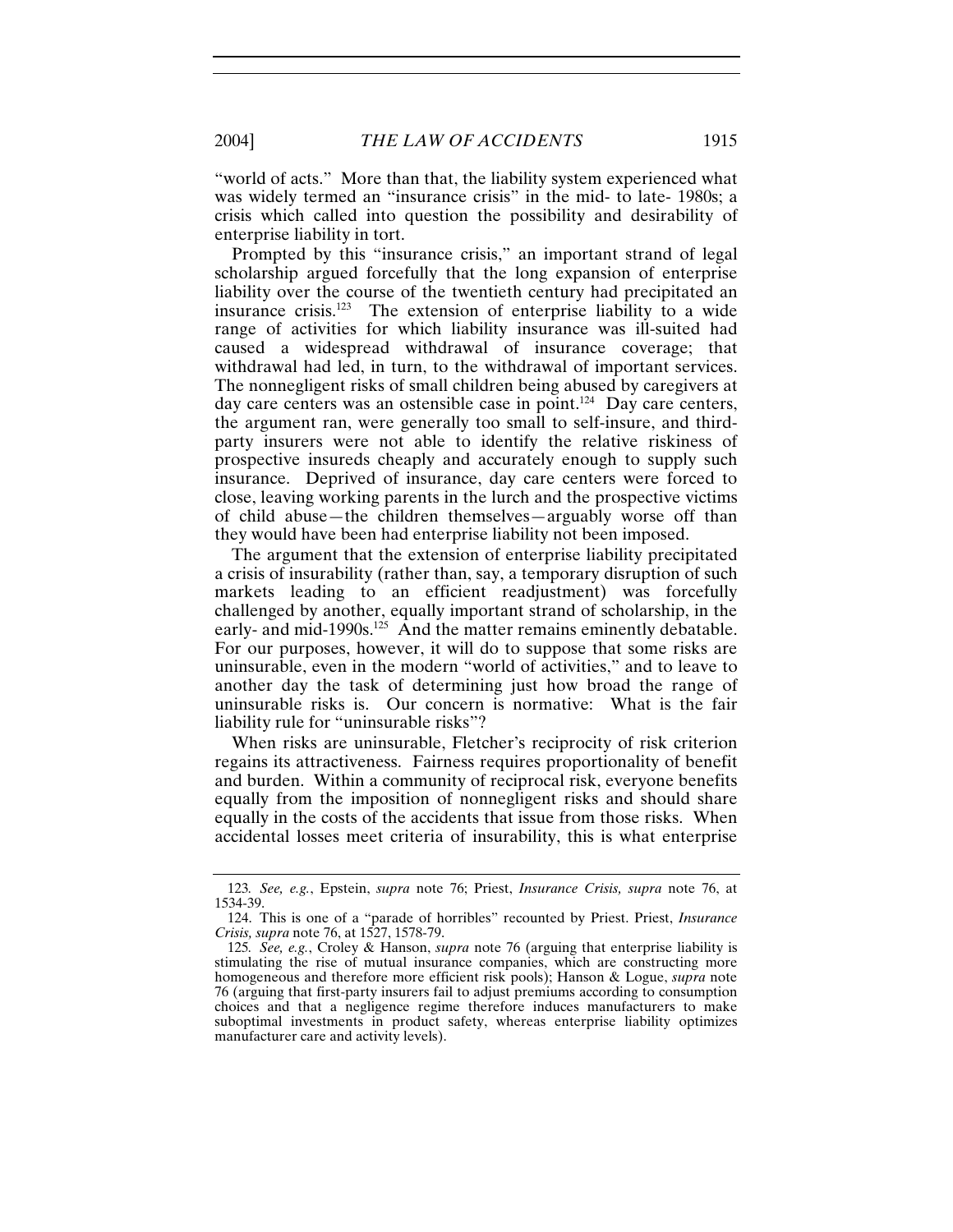"world of acts." More than that, the liability system experienced what was widely termed an "insurance crisis" in the mid- to late- 1980s; a crisis which called into question the possibility and desirability of enterprise liability in tort.

Prompted by this "insurance crisis," an important strand of legal scholarship argued forcefully that the long expansion of enterprise liability over the course of the twentieth century had precipitated an insurance crisis.[123] The extension of enterprise liability to a wide range of activities for which liability insurance was ill-suited had caused a widespread withdrawal of insurance coverage; that withdrawal had led, in turn, to the withdrawal of important services. The nonnegligent risks of small children being abused by caregivers at day care centers was an ostensible case in point.[124] Day care centers, the argument ran, were generally too small to self-insure, and third-party insurers were not able to identify the relative riskiness of prospective insureds cheaply and accurately enough to supply such insurance. Deprived of insurance, day care centers were forced to close, leaving working parents in the lurch and the prospective victims of child abuse—the children themselves—arguably worse off than they would have been had enterprise liability not been imposed.

The argument that the extension of enterprise liability precipitated a crisis of insurability (rather than, say, a temporary disruption of such markets leading to an efficient readjustment) was forcefully challenged by another, equally important strand of scholarship, in the early- and mid-1990s.[125] And the matter remains eminently debatable. For our purposes, however, it will do to suppose that some risks are uninsurable, even in the modern "world of activities," and to leave to another day the task of determining just how broad the range of uninsurable risks is. Our concern is normative: What is the fair liability rule for "uninsurable risks"?

When risks are uninsurable, Fletcher's reciprocity of risk criterion regains its attractiveness. Fairness requires proportionality of benefit and burden. Within a community of reciprocal risk, everyone benefits equally from the imposition of nonnegligent risks and should share equally in the costs of the accidents that issue from those risks. When accidental losses meet criteria of insurability, this is what enterprise

---

123. *See, e.g.*, Epstein, *supra* note 76; Priest, *Insurance Crisis, supra* note 76, at 1534-39.

124. This is one of a "parade of horribles" recounted by Priest. Priest, *Insurance Crisis, supra* note 76, at 1527, 1578-79.

125. *See, e.g.*, Croley & Hanson, *supra* note 76 (arguing that enterprise liability is stimulating the rise of mutual insurance companies, which are constructing more homogeneous and therefore more efficient risk pools); Hanson & Logue, *supra* note 76 (arguing that first-party insurers fail to adjust premiums according to consumption choices and that a negligence regime therefore induces manufacturers to make suboptimal investments in product safety, whereas enterprise liability optimizes manufacturer care and activity levels).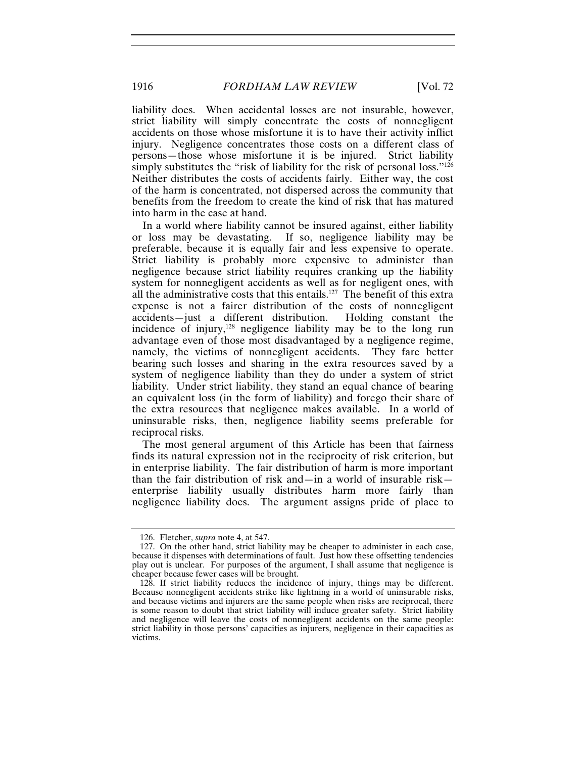liability does. When accidental losses are not insurable, however, strict liability will simply concentrate the costs of nonnegligent accidents on those whose misfortune it is to have their activity inflict injury. Negligence concentrates those costs on a different class of persons—those whose misfortune it is be injured. Strict liability simply substitutes the "risk of liability for the risk of personal loss."[126] Neither distributes the costs of accidents fairly. Either way, the cost of the harm is concentrated, not dispersed across the community that benefits from the freedom to create the kind of risk that has matured into harm in the case at hand.

In a world where liability cannot be insured against, either liability or loss may be devastating. If so, negligence liability may be preferable, because it is equally fair and less expensive to operate. Strict liability is probably more expensive to administer than negligence because strict liability requires cranking up the liability system for nonnegligent accidents as well as for negligent ones, with all the administrative costs that this entails.[127] The benefit of this extra expense is not a fairer distribution of the costs of nonnegligent accidents—just a different distribution. Holding constant the incidence of injury,[128] negligence liability may be to the long run advantage even of those most disadvantaged by a negligence regime, namely, the victims of nonnegligent accidents. They fare better bearing such losses and sharing in the extra resources saved by a system of negligence liability than they do under a system of strict liability. Under strict liability, they stand an equal chance of bearing an equivalent loss (in the form of liability) and forego their share of the extra resources that negligence makes available. In a world of uninsurable risks, then, negligence liability seems preferable for reciprocal risks.

The most general argument of this Article has been that fairness finds its natural expression not in the reciprocity of risk criterion, but in enterprise liability. The fair distribution of harm is more important than the fair distribution of risk and—in a world of insurable risk—enterprise liability usually distributes harm more fairly than negligence liability does. The argument assigns pride of place to

---

126. Fletcher, *supra* note 4, at 547.

127. On the other hand, strict liability may be cheaper to administer in each case, because it dispenses with determinations of fault. Just how these offsetting tendencies play out is unclear. For purposes of the argument, I shall assume that negligence is cheaper because fewer cases will be brought.

128. If strict liability reduces the incidence of injury, things may be different. Because nonnegligent accidents strike like lightning in a world of uninsurable risks, and because victims and injurers are the same people when risks are reciprocal, there is some reason to doubt that strict liability will induce greater safety. Strict liability and negligence will leave the costs of nonnegligent accidents on the same people: strict liability in those persons' capacities as injurers, negligence in their capacities as victims.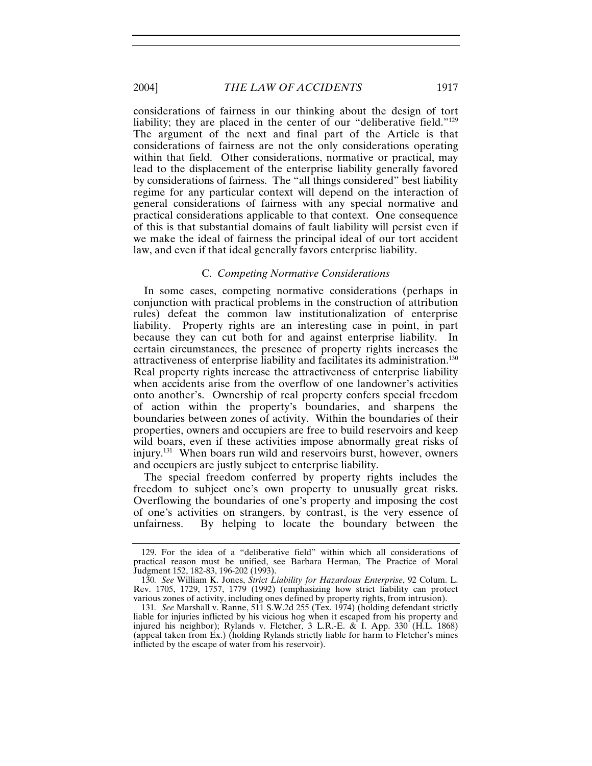considerations of fairness in our thinking about the design of tort liability; they are placed in the center of our "deliberative field."[129] The argument of the next and final part of the Article is that considerations of fairness are not the only considerations operating within that field. Other considerations, normative or practical, may lead to the displacement of the enterprise liability generally favored by considerations of fairness. The "all things considered" best liability regime for any particular context will depend on the interaction of general considerations of fairness with any special normative and practical considerations applicable to that context. One consequence of this is that substantial domains of fault liability will persist even if we make the ideal of fairness the principal ideal of our tort accident law, and even if that ideal generally favors enterprise liability.

### C. *Competing Normative Considerations*

In some cases, competing normative considerations (perhaps in conjunction with practical problems in the construction of attribution rules) defeat the common law institutionalization of enterprise liability. Property rights are an interesting case in point, in part because they can cut both for and against enterprise liability. In certain circumstances, the presence of property rights increases the attractiveness of enterprise liability and facilitates its administration.[130] Real property rights increase the attractiveness of enterprise liability when accidents arise from the overflow of one landowner's activities onto another's. Ownership of real property confers special freedom of action within the property's boundaries, and sharpens the boundaries between zones of activity. Within the boundaries of their properties, owners and occupiers are free to build reservoirs and keep wild boars, even if these activities impose abnormally great risks of injury.[131] When boars run wild and reservoirs burst, however, owners and occupiers are justly subject to enterprise liability.

The special freedom conferred by property rights includes the freedom to subject one's own property to unusually great risks. Overflowing the boundaries of one's property and imposing the cost of one's activities on strangers, by contrast, is the very essence of unfairness. By helping to locate the boundary between the

---

129. For the idea of a "deliberative field" within which all considerations of practical reason must be unified, see Barbara Herman, The Practice of Moral Judgment 152, 182-83, 196-202 (1993).

130. *See* William K. Jones, *Strict Liability for Hazardous Enterprise*, 92 Colum. L. Rev. 1705, 1729, 1757, 1779 (1992) (emphasizing how strict liability can protect various zones of activity, including ones defined by property rights, from intrusion).

131. *See* Marshall v. Ranne, 511 S.W.2d 255 (Tex. 1974) (holding defendant strictly liable for injuries inflicted by his vicious hog when it escaped from his property and injured his neighbor); Rylands v. Fletcher, 3 L.R.-E. & I. App. 330 (H.L. 1868) (appeal taken from Ex.) (holding Rylands strictly liable for harm to Fletcher's mines inflicted by the escape of water from his reservoir).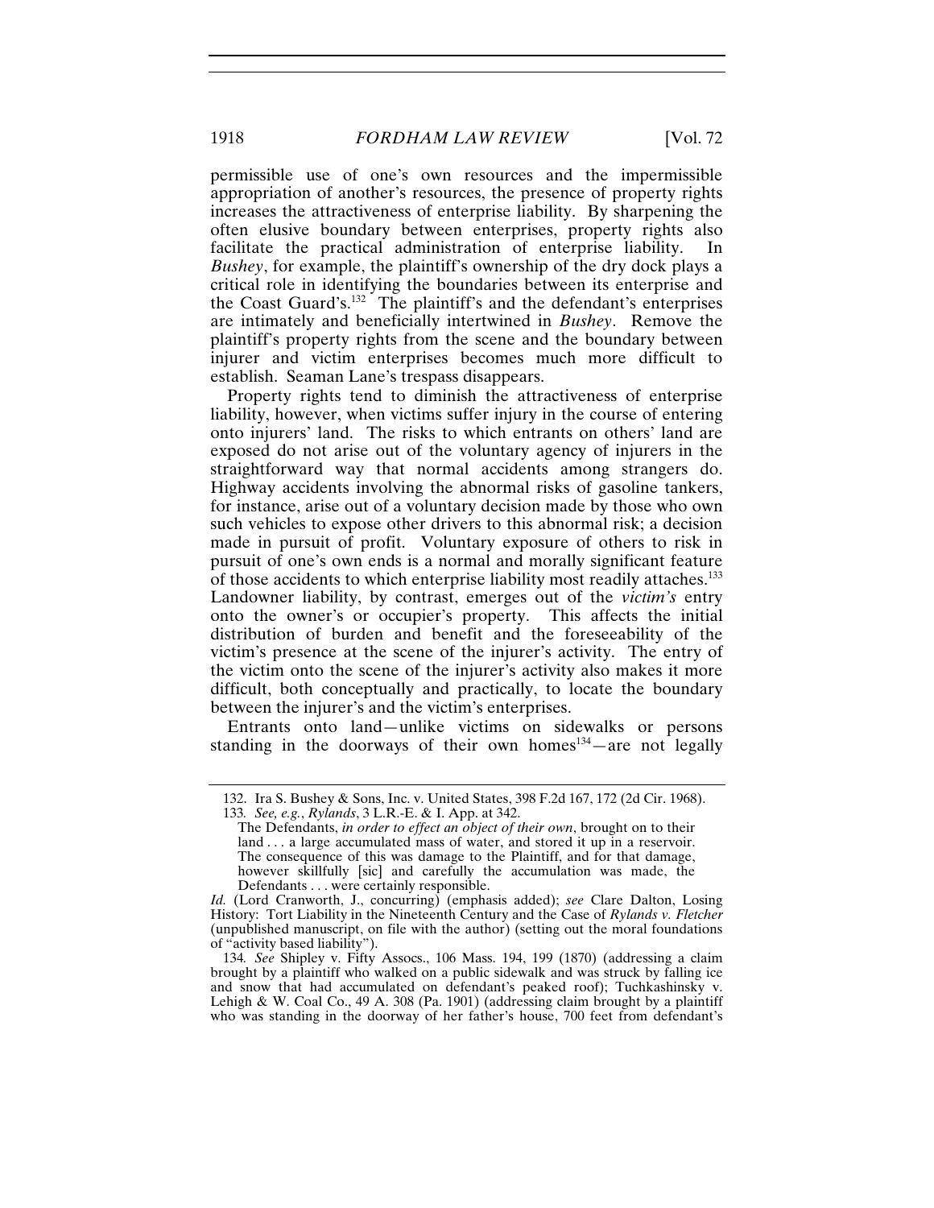permissible use of one's own resources and the impermissible appropriation of another's resources, the presence of property rights increases the attractiveness of enterprise liability. By sharpening the often elusive boundary between enterprises, property rights also facilitate the practical administration of enterprise liability. In *Bushey*, for example, the plaintiff's ownership of the dry dock plays a critical role in identifying the boundaries between its enterprise and the Coast Guard's.[132] The plaintiff's and the defendant's enterprises are intimately and beneficially intertwined in *Bushey*. Remove the plaintiff's property rights from the scene and the boundary between injurer and victim enterprises becomes much more difficult to establish. Seaman Lane's trespass disappears.

Property rights tend to diminish the attractiveness of enterprise liability, however, when victims suffer injury in the course of entering onto injurers' land. The risks to which entrants on others' land are exposed do not arise out of the voluntary agency of injurers in the straightforward way that normal accidents among strangers do. Highway accidents involving the abnormal risks of gasoline tankers, for instance, arise out of a voluntary decision made by those who own such vehicles to expose other drivers to this abnormal risk; a decision made in pursuit of profit. Voluntary exposure of others to risk in pursuit of one's own ends is a normal and morally significant feature of those accidents to which enterprise liability most readily attaches.[133] Landowner liability, by contrast, emerges out of the *victim's* entry onto the owner's or occupier's property. This affects the initial distribution of burden and benefit and the foreseeability of the victim's presence at the scene of the injurer's activity. The entry of the victim onto the scene of the injurer's activity also makes it more difficult, both conceptually and practically, to locate the boundary between the injurer's and the victim's enterprises.

Entrants onto land—unlike victims on sidewalks or persons standing in the doorways of their own homes[134]—are not legally

---

132. Ira S. Bushey & Sons, Inc. v. United States, 398 F.2d 167, 172 (2d Cir. 1968).

133. *See, e.g.*, *Rylands*, 3 L.R.-E. & I. App. at 342.

> The Defendants, *in order to effect an object of their own*, brought on to their land . . . a large accumulated mass of water, and stored it up in a reservoir. The consequence of this was damage to the Plaintiff, and for that damage, however skillfully [sic] and carefully the accumulation was made, the Defendants . . . were certainly responsible.

*Id.* (Lord Cranworth, J., concurring) (emphasis added); *see* Clare Dalton, Losing History: Tort Liability in the Nineteenth Century and the Case of *Rylands v. Fletcher* (unpublished manuscript, on file with the author) (setting out the moral foundations of "activity based liability").

134. *See* Shipley v. Fifty Assocs., 106 Mass. 194, 199 (1870) (addressing a claim brought by a plaintiff who walked on a public sidewalk and was struck by falling ice and snow that had accumulated on defendant's peaked roof); Tuchkashinsky v. Lehigh & W. Coal Co., 49 A. 308 (Pa. 1901) (addressing claim brought by a plaintiff who was standing in the doorway of her father's house, 700 feet from defendant's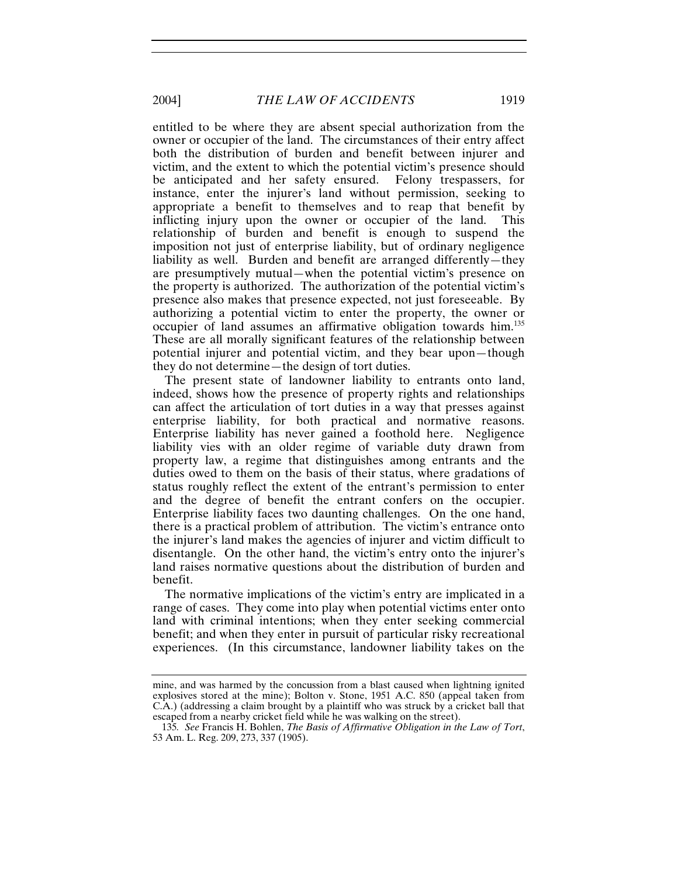entitled to be where they are absent special authorization from the owner or occupier of the land. The circumstances of their entry affect both the distribution of burden and benefit between injurer and victim, and the extent to which the potential victim's presence should be anticipated and her safety ensured. Felony trespassers, for instance, enter the injurer's land without permission, seeking to appropriate a benefit to themselves and to reap that benefit by inflicting injury upon the owner or occupier of the land. This relationship of burden and benefit is enough to suspend the imposition not just of enterprise liability, but of ordinary negligence liability as well. Burden and benefit are arranged differently—they are presumptively mutual—when the potential victim's presence on the property is authorized. The authorization of the potential victim's presence also makes that presence expected, not just foreseeable. By authorizing a potential victim to enter the property, the owner or occupier of land assumes an affirmative obligation towards him.[135] These are all morally significant features of the relationship between potential injurer and potential victim, and they bear upon—though they do not determine—the design of tort duties.

The present state of landowner liability to entrants onto land, indeed, shows how the presence of property rights and relationships can affect the articulation of tort duties in a way that presses against enterprise liability, for both practical and normative reasons. Enterprise liability has never gained a foothold here. Negligence liability vies with an older regime of variable duty drawn from property law, a regime that distinguishes among entrants and the duties owed to them on the basis of their status, where gradations of status roughly reflect the extent of the entrant's permission to enter and the degree of benefit the entrant confers on the occupier. Enterprise liability faces two daunting challenges. On the one hand, there is a practical problem of attribution. The victim's entrance onto the injurer's land makes the agencies of injurer and victim difficult to disentangle. On the other hand, the victim's entry onto the injurer's land raises normative questions about the distribution of burden and benefit.

The normative implications of the victim's entry are implicated in a range of cases. They come into play when potential victims enter onto land with criminal intentions; when they enter seeking commercial benefit; and when they enter in pursuit of particular risky recreational experiences. (In this circumstance, landowner liability takes on the

---

mine, and was harmed by the concussion from a blast caused when lightning ignited explosives stored at the mine); Bolton v. Stone, 1951 A.C. 850 (appeal taken from C.A.) (addressing a claim brought by a plaintiff who was struck by a cricket ball that escaped from a nearby cricket field while he was walking on the street).

135. *See* Francis H. Bohlen, *The Basis of Affirmative Obligation in the Law of Tort*, 53 Am. L. Reg. 209, 273, 337 (1905).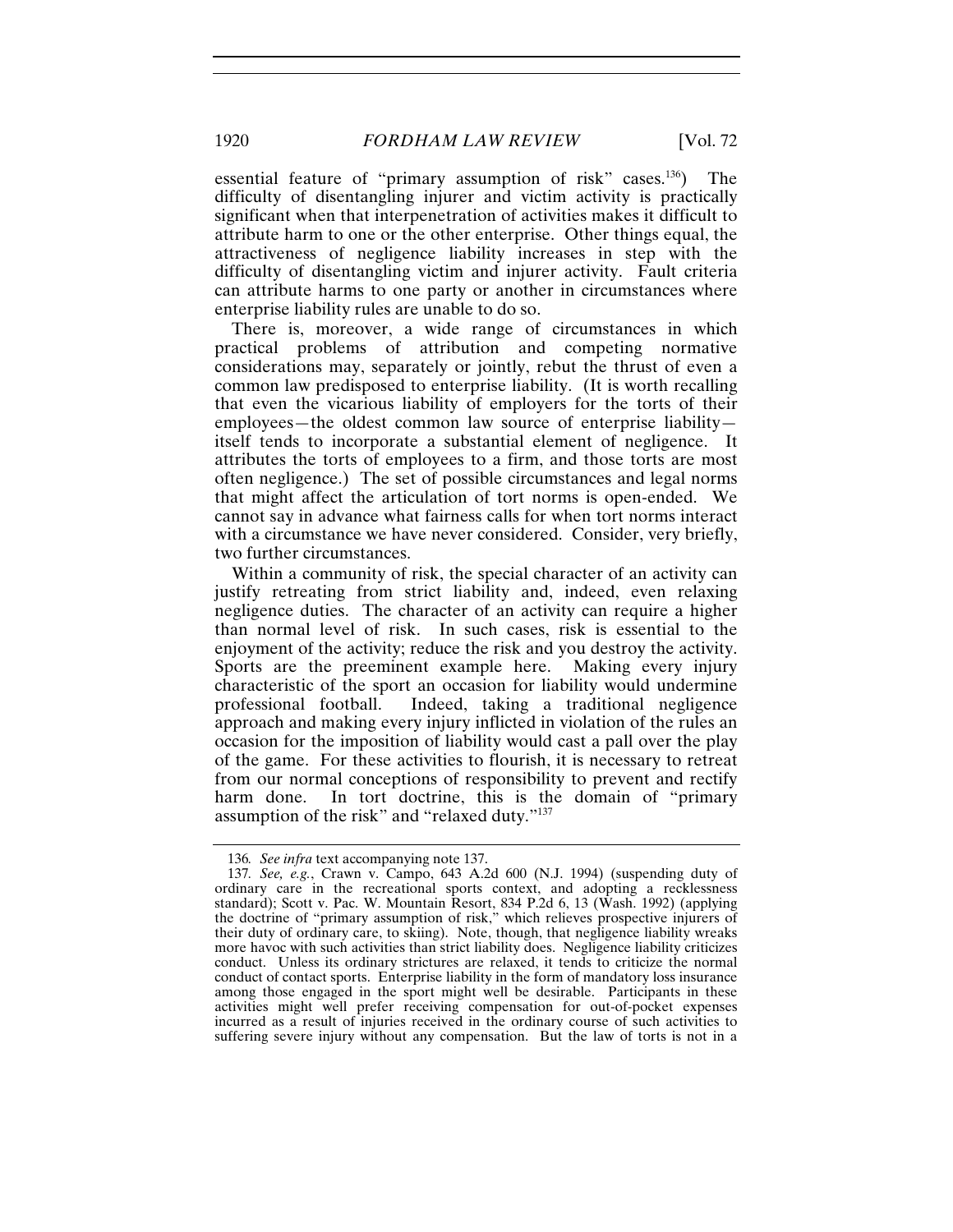essential feature of "primary assumption of risk" cases.[136]) The difficulty of disentangling injurer and victim activity is practically significant when that interpenetration of activities makes it difficult to attribute harm to one or the other enterprise. Other things equal, the attractiveness of negligence liability increases in step with the difficulty of disentangling victim and injurer activity. Fault criteria can attribute harms to one party or another in circumstances where enterprise liability rules are unable to do so.

There is, moreover, a wide range of circumstances in which practical problems of attribution and competing normative considerations may, separately or jointly, rebut the thrust of even a common law predisposed to enterprise liability. (It is worth recalling that even the vicarious liability of employers for the torts of their employees—the oldest common law source of enterprise liability—itself tends to incorporate a substantial element of negligence. It attributes the torts of employees to a firm, and those torts are most often negligence.) The set of possible circumstances and legal norms that might affect the articulation of tort norms is open-ended. We cannot say in advance what fairness calls for when tort norms interact with a circumstance we have never considered. Consider, very briefly, two further circumstances.

Within a community of risk, the special character of an activity can justify retreating from strict liability and, indeed, even relaxing negligence duties. The character of an activity can require a higher than normal level of risk. In such cases, risk is essential to the enjoyment of the activity; reduce the risk and you destroy the activity. Sports are the preeminent example here. Making every injury characteristic of the sport an occasion for liability would undermine professional football. Indeed, taking a traditional negligence approach and making every injury inflicted in violation of the rules an occasion for the imposition of liability would cast a pall over the play of the game. For these activities to flourish, it is necessary to retreat from our normal conceptions of responsibility to prevent and rectify harm done. In tort doctrine, this is the domain of "primary assumption of the risk" and "relaxed duty."[137]

---

136. *See infra* text accompanying note 137.

137. *See, e.g.*, Crawn v. Campo, 643 A.2d 600 (N.J. 1994) (suspending duty of ordinary care in the recreational sports context, and adopting a recklessness standard); Scott v. Pac. W. Mountain Resort, 834 P.2d 6, 13 (Wash. 1992) (applying the doctrine of "primary assumption of risk," which relieves prospective injurers of their duty of ordinary care, to skiing). Note, though, that negligence liability wreaks more havoc with such activities than strict liability does. Negligence liability criticizes conduct. Unless its ordinary strictures are relaxed, it tends to criticize the normal conduct of contact sports. Enterprise liability in the form of mandatory loss insurance among those engaged in the sport might well be desirable. Participants in these activities might well prefer receiving compensation for out-of-pocket expenses incurred as a result of injuries received in the ordinary course of such activities to suffering severe injury without any compensation. But the law of torts is not in a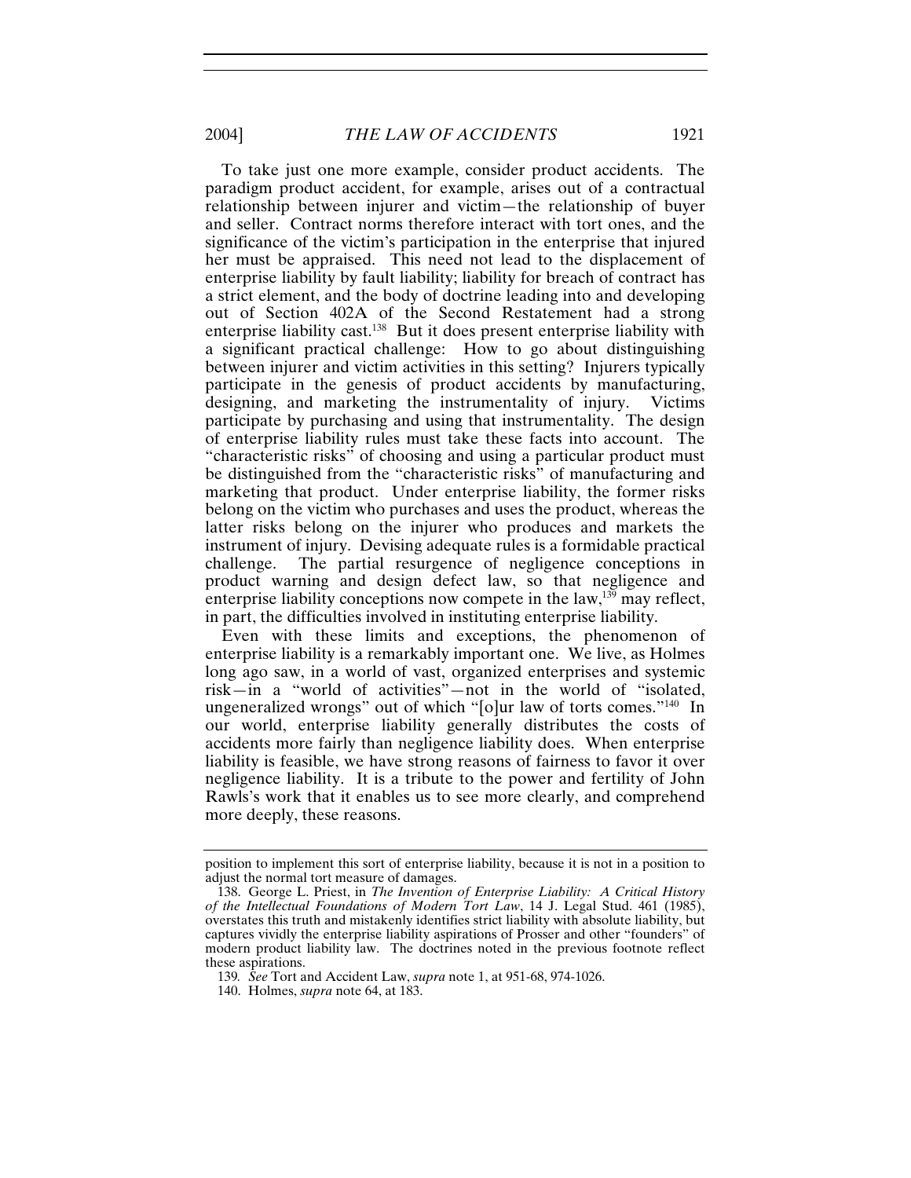To take just one more example, consider product accidents. The paradigm product accident, for example, arises out of a contractual relationship between injurer and victim—the relationship of buyer and seller. Contract norms therefore interact with tort ones, and the significance of the victim's participation in the enterprise that injured her must be appraised. This need not lead to the displacement of enterprise liability by fault liability; liability for breach of contract has a strict element, and the body of doctrine leading into and developing out of Section 402A of the Second Restatement had a strong enterprise liability cast.[138] But it does present enterprise liability with a significant practical challenge: How to go about distinguishing between injurer and victim activities in this setting? Injurers typically participate in the genesis of product accidents by manufacturing, designing, and marketing the instrumentality of injury. Victims participate by purchasing and using that instrumentality. The design of enterprise liability rules must take these facts into account. The "characteristic risks" of choosing and using a particular product must be distinguished from the "characteristic risks" of manufacturing and marketing that product. Under enterprise liability, the former risks belong on the victim who purchases and uses the product, whereas the latter risks belong on the injurer who produces and markets the instrument of injury. Devising adequate rules is a formidable practical challenge. The partial resurgence of negligence conceptions in product warning and design defect law, so that negligence and enterprise liability conceptions now compete in the law,[139] may reflect, in part, the difficulties involved in instituting enterprise liability.

Even with these limits and exceptions, the phenomenon of enterprise liability is a remarkably important one. We live, as Holmes long ago saw, in a world of vast, organized enterprises and systemic risk—in a "world of activities"—not in the world of "isolated, ungeneralized wrongs" out of which "[o]ur law of torts comes."[140] In our world, enterprise liability generally distributes the costs of accidents more fairly than negligence liability does. When enterprise liability is feasible, we have strong reasons of fairness to favor it over negligence liability. It is a tribute to the power and fertility of John Rawls's work that it enables us to see more clearly, and comprehend more deeply, these reasons.

---

position to implement this sort of enterprise liability, because it is not in a position to adjust the normal tort measure of damages.

138. George L. Priest, in *The Invention of Enterprise Liability: A Critical History of the Intellectual Foundations of Modern Tort Law*, 14 J. Legal Stud. 461 (1985), overstates this truth and mistakenly identifies strict liability with absolute liability, but captures vividly the enterprise liability aspirations of Prosser and other "founders" of modern product liability law. The doctrines noted in the previous footnote reflect these aspirations.

139. *See* Tort and Accident Law, *supra* note 1, at 951-68, 974-1026.

140. Holmes, *supra* note 64, at 183.